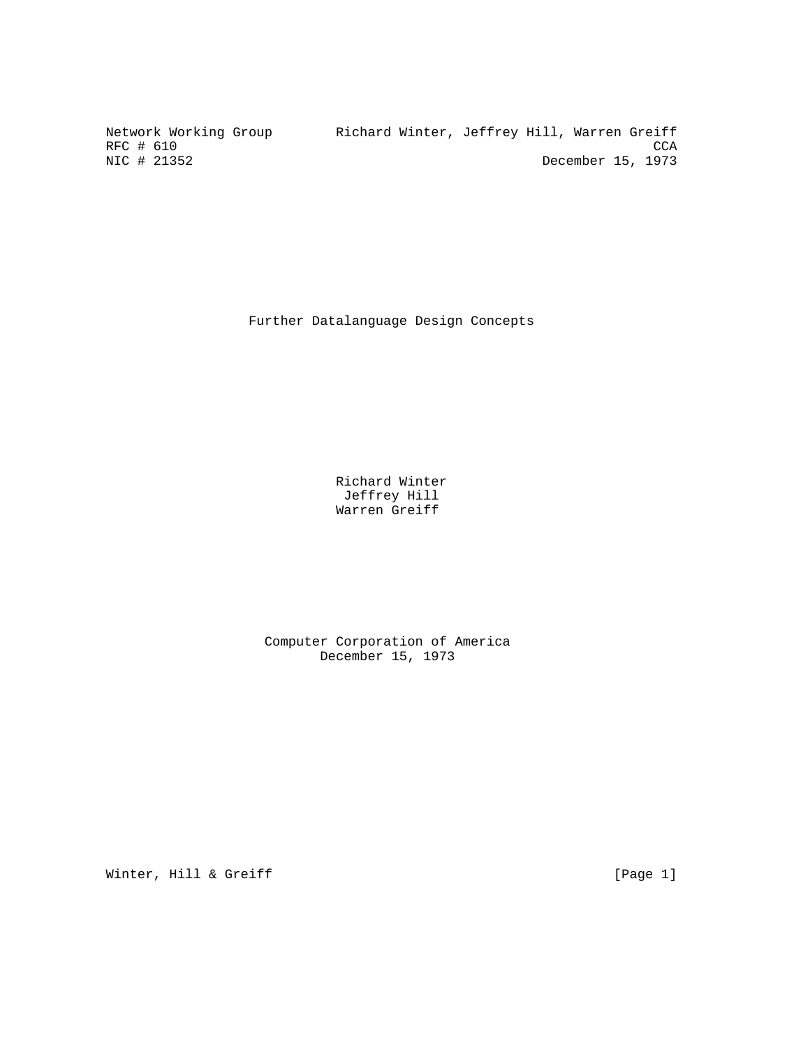Network Working Group — Richard Winter, Jeffrey Hill, Warren Greiff
RFC # 610 — CCA
NIC # 21352 — December 15, 1973

# Further Datalanguage Design Concepts

Richard Winter
Jeffrey Hill
Warren Greiff

Computer Corporation of America
December 15, 1973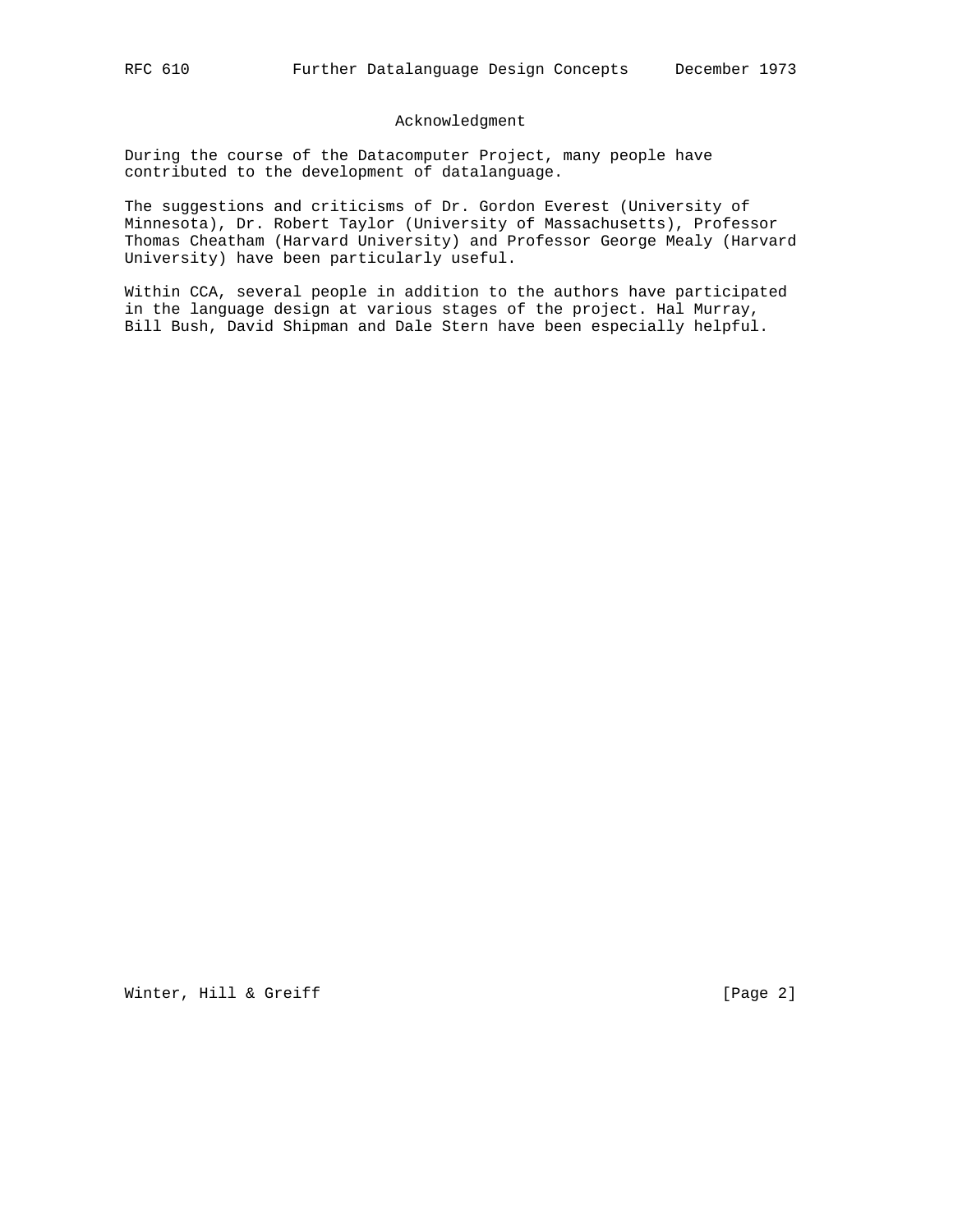## Acknowledgment

During the course of the Datacomputer Project, many people have contributed to the development of datalanguage.

The suggestions and criticisms of Dr. Gordon Everest (University of Minnesota), Dr. Robert Taylor (University of Massachusetts), Professor Thomas Cheatham (Harvard University) and Professor George Mealy (Harvard University) have been particularly useful.

Within CCA, several people in addition to the authors have participated in the language design at various stages of the project. Hal Murray, Bill Bush, David Shipman and Dale Stern have been especially helpful.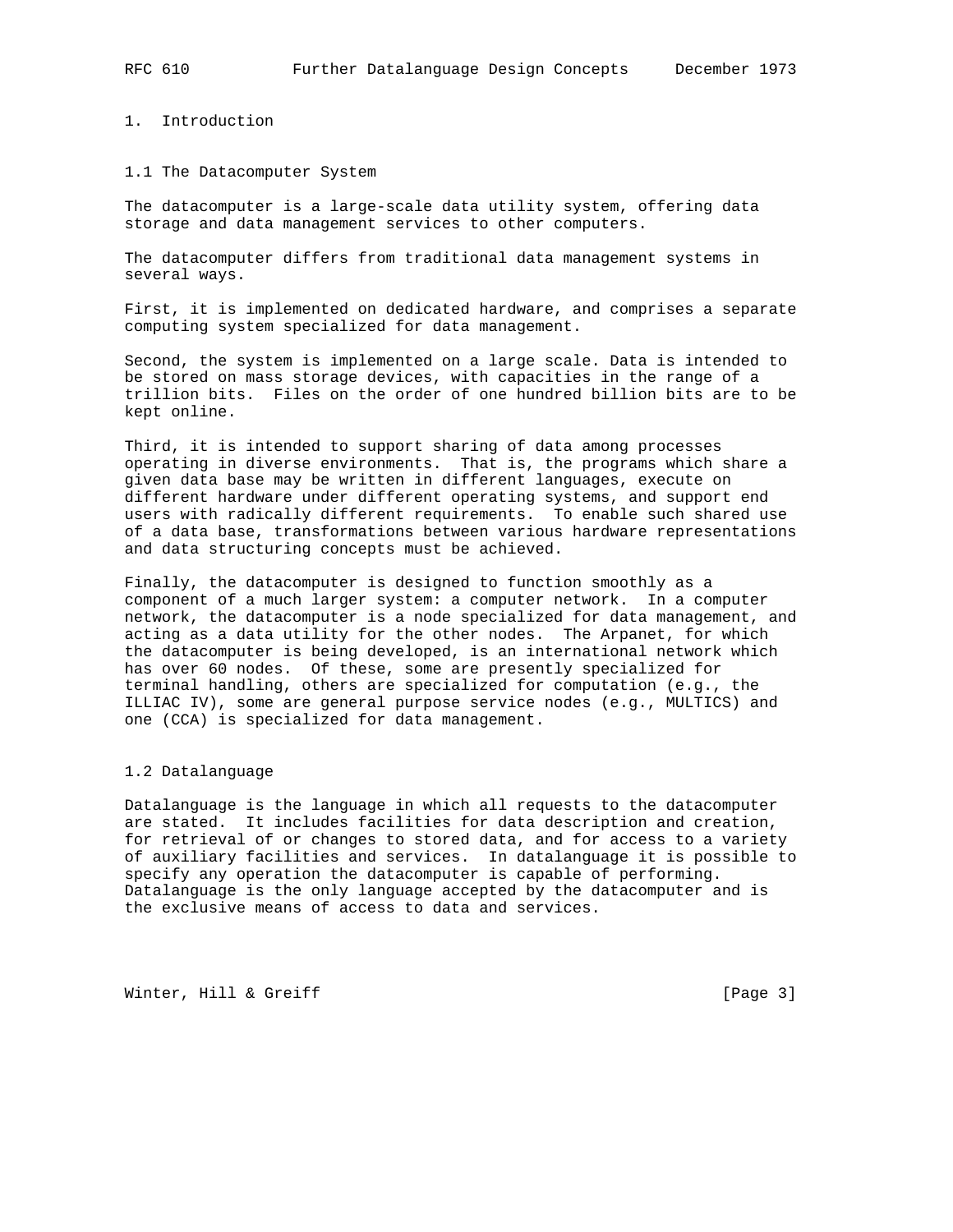# 1. Introduction

## 1.1 The Datacomputer System

The datacomputer is a large-scale data utility system, offering data storage and data management services to other computers.

The datacomputer differs from traditional data management systems in several ways.

First, it is implemented on dedicated hardware, and comprises a separate computing system specialized for data management.

Second, the system is implemented on a large scale. Data is intended to be stored on mass storage devices, with capacities in the range of a trillion bits. Files on the order of one hundred billion bits are to be kept online.

Third, it is intended to support sharing of data among processes operating in diverse environments. That is, the programs which share a given data base may be written in different languages, execute on different hardware under different operating systems, and support end users with radically different requirements. To enable such shared use of a data base, transformations between various hardware representations and data structuring concepts must be achieved.

Finally, the datacomputer is designed to function smoothly as a component of a much larger system: a computer network. In a computer network, the datacomputer is a node specialized for data management, and acting as a data utility for the other nodes. The Arpanet, for which the datacomputer is being developed, is an international network which has over 60 nodes. Of these, some are presently specialized for terminal handling, others are specialized for computation (e.g., the ILLIAC IV), some are general purpose service nodes (e.g., MULTICS) and one (CCA) is specialized for data management.

## 1.2 Datalanguage

Datalanguage is the language in which all requests to the datacomputer are stated. It includes facilities for data description and creation, for retrieval of or changes to stored data, and for access to a variety of auxiliary facilities and services. In datalanguage it is possible to specify any operation the datacomputer is capable of performing. Datalanguage is the only language accepted by the datacomputer and is the exclusive means of access to data and services.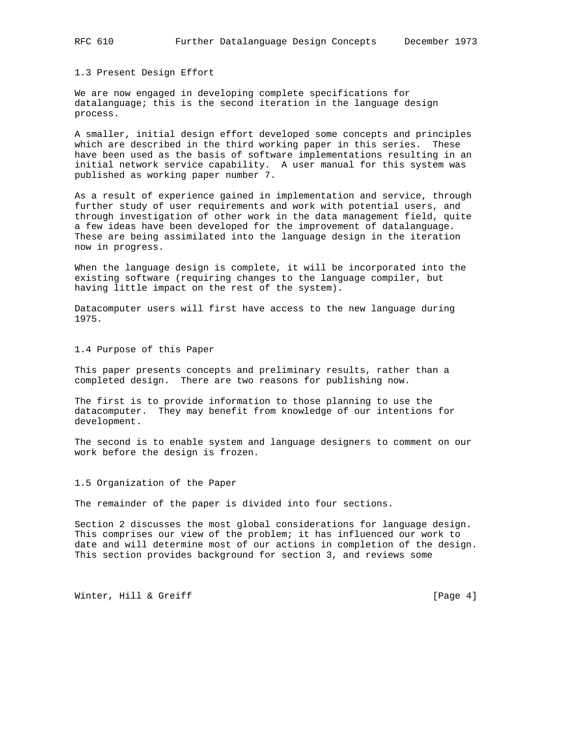### 1.3 Present Design Effort

We are now engaged in developing complete specifications for datalanguage; this is the second iteration in the language design process.

A smaller, initial design effort developed some concepts and principles which are described in the third working paper in this series. These have been used as the basis of software implementations resulting in an initial network service capability. A user manual for this system was published as working paper number 7.

As a result of experience gained in implementation and service, through further study of user requirements and work with potential users, and through investigation of other work in the data management field, quite a few ideas have been developed for the improvement of datalanguage. These are being assimilated into the language design in the iteration now in progress.

When the language design is complete, it will be incorporated into the existing software (requiring changes to the language compiler, but having little impact on the rest of the system).

Datacomputer users will first have access to the new language during 1975.

### 1.4 Purpose of this Paper

This paper presents concepts and preliminary results, rather than a completed design. There are two reasons for publishing now.

The first is to provide information to those planning to use the datacomputer. They may benefit from knowledge of our intentions for development.

The second is to enable system and language designers to comment on our work before the design is frozen.

### 1.5 Organization of the Paper

The remainder of the paper is divided into four sections.

Section 2 discusses the most global considerations for language design. This comprises our view of the problem; it has influenced our work to date and will determine most of our actions in completion of the design. This section provides background for section 3, and reviews some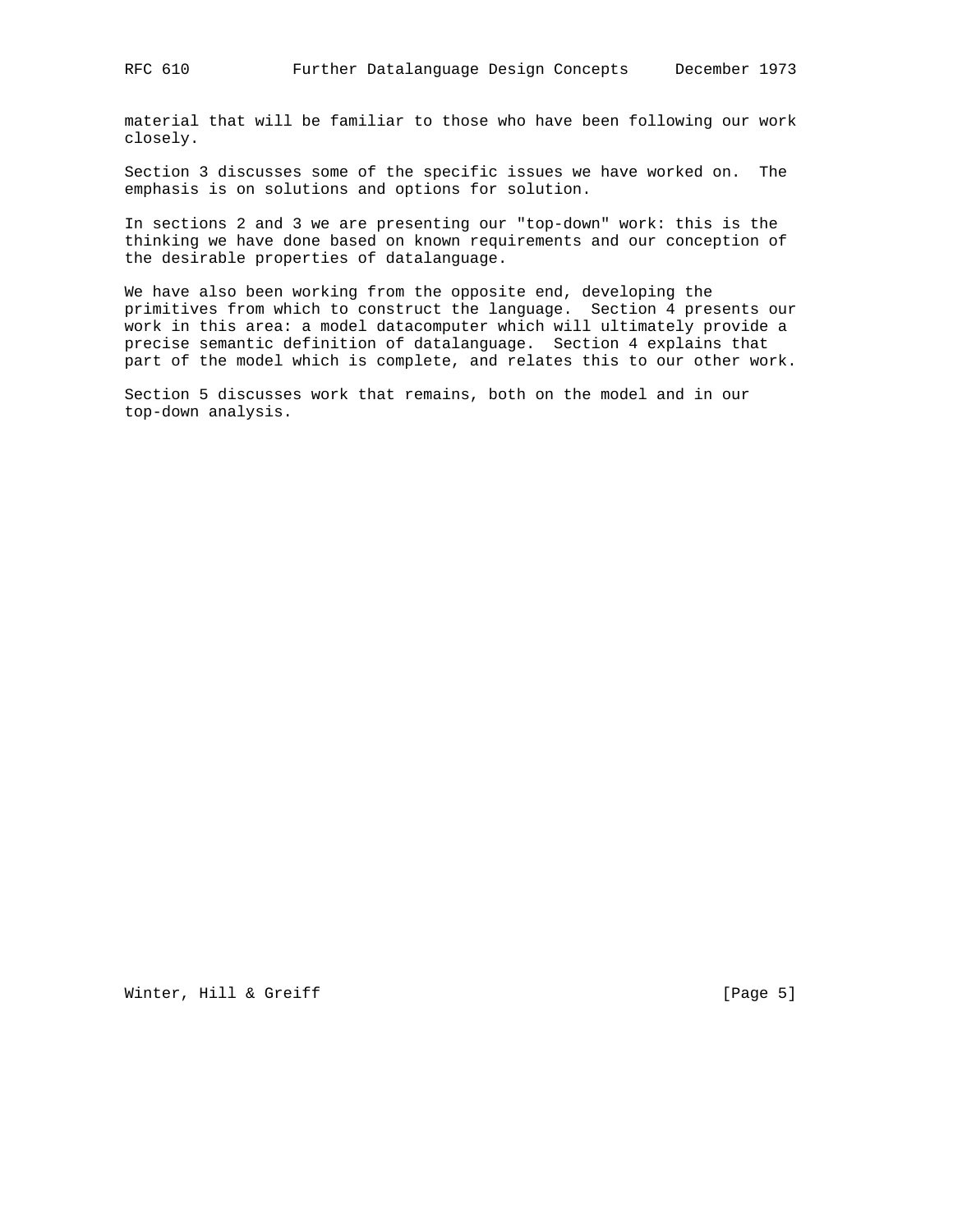material that will be familiar to those who have been following our work closely.

Section 3 discusses some of the specific issues we have worked on. The emphasis is on solutions and options for solution.

In sections 2 and 3 we are presenting our "top-down" work: this is the thinking we have done based on known requirements and our conception of the desirable properties of datalanguage.

We have also been working from the opposite end, developing the primitives from which to construct the language. Section 4 presents our work in this area: a model datacomputer which will ultimately provide a precise semantic definition of datalanguage. Section 4 explains that part of the model which is complete, and relates this to our other work.

Section 5 discusses work that remains, both on the model and in our top-down analysis.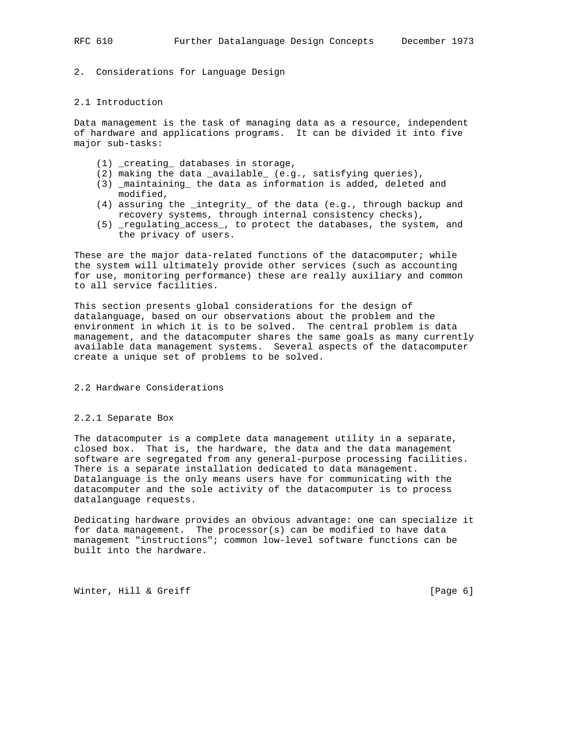# 2. Considerations for Language Design

## 2.1 Introduction

Data management is the task of managing data as a resource, independent of hardware and applications programs. It can be divided it into five major sub-tasks:

(1) _creating_ databases in storage,
(2) making the data _available_ (e.g., satisfying queries),
(3) _maintaining_ the data as information is added, deleted and modified,
(4) assuring the _integrity_ of the data (e.g., through backup and recovery systems, through internal consistency checks),
(5) _regulating_access_, to protect the databases, the system, and the privacy of users.

These are the major data-related functions of the datacomputer; while the system will ultimately provide other services (such as accounting for use, monitoring performance) these are really auxiliary and common to all service facilities.

This section presents global considerations for the design of datalanguage, based on our observations about the problem and the environment in which it is to be solved. The central problem is data management, and the datacomputer shares the same goals as many currently available data management systems. Several aspects of the datacomputer create a unique set of problems to be solved.

## 2.2 Hardware Considerations

### 2.2.1 Separate Box

The datacomputer is a complete data management utility in a separate, closed box. That is, the hardware, the data and the data management software are segregated from any general-purpose processing facilities. There is a separate installation dedicated to data management. Datalanguage is the only means users have for communicating with the datacomputer and the sole activity of the datacomputer is to process datalanguage requests.

Dedicating hardware provides an obvious advantage: one can specialize it for data management. The processor(s) can be modified to have data management "instructions"; common low-level software functions can be built into the hardware.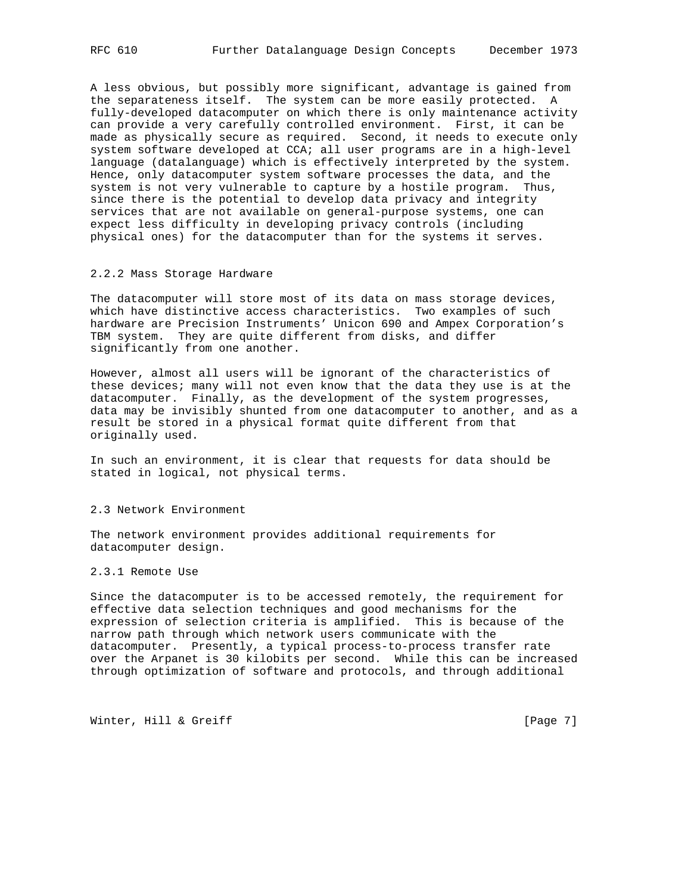A less obvious, but possibly more significant, advantage is gained from the separateness itself. The system can be more easily protected. A fully-developed datacomputer on which there is only maintenance activity can provide a very carefully controlled environment. First, it can be made as physically secure as required. Second, it needs to execute only system software developed at CCA; all user programs are in a high-level language (datalanguage) which is effectively interpreted by the system. Hence, only datacomputer system software processes the data, and the system is not very vulnerable to capture by a hostile program. Thus, since there is the potential to develop data privacy and integrity services that are not available on general-purpose systems, one can expect less difficulty in developing privacy controls (including physical ones) for the datacomputer than for the systems it serves.

### 2.2.2 Mass Storage Hardware

The datacomputer will store most of its data on mass storage devices, which have distinctive access characteristics. Two examples of such hardware are Precision Instruments' Unicon 690 and Ampex Corporation's TBM system. They are quite different from disks, and differ significantly from one another.

However, almost all users will be ignorant of the characteristics of these devices; many will not even know that the data they use is at the datacomputer. Finally, as the development of the system progresses, data may be invisibly shunted from one datacomputer to another, and as a result be stored in a physical format quite different from that originally used.

In such an environment, it is clear that requests for data should be stated in logical, not physical terms.

## 2.3 Network Environment

The network environment provides additional requirements for datacomputer design.

### 2.3.1 Remote Use

Since the datacomputer is to be accessed remotely, the requirement for effective data selection techniques and good mechanisms for the expression of selection criteria is amplified. This is because of the narrow path through which network users communicate with the datacomputer. Presently, a typical process-to-process transfer rate over the Arpanet is 30 kilobits per second. While this can be increased through optimization of software and protocols, and through additional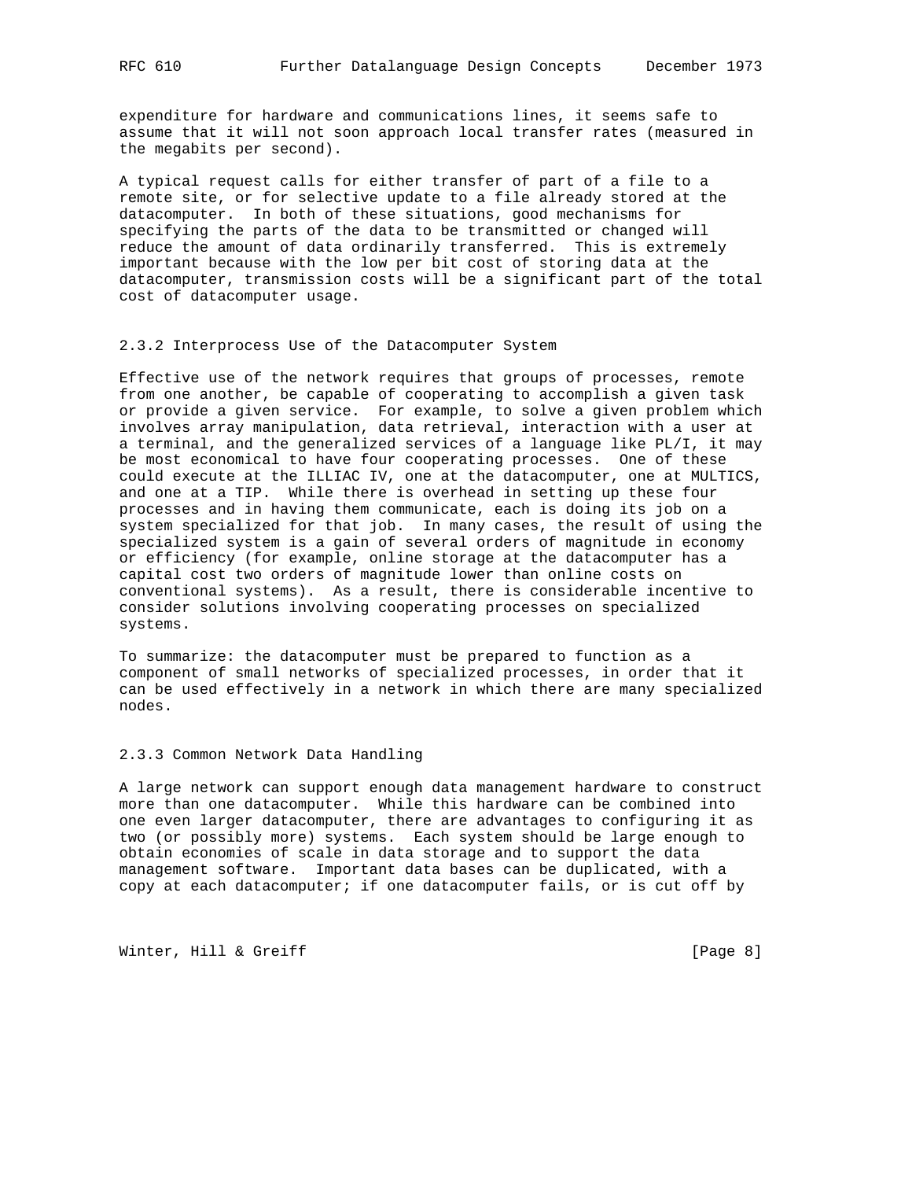expenditure for hardware and communications lines, it seems safe to assume that it will not soon approach local transfer rates (measured in the megabits per second).

A typical request calls for either transfer of part of a file to a remote site, or for selective update to a file already stored at the datacomputer. In both of these situations, good mechanisms for specifying the parts of the data to be transmitted or changed will reduce the amount of data ordinarily transferred. This is extremely important because with the low per bit cost of storing data at the datacomputer, transmission costs will be a significant part of the total cost of datacomputer usage.

### 2.3.2 Interprocess Use of the Datacomputer System

Effective use of the network requires that groups of processes, remote from one another, be capable of cooperating to accomplish a given task or provide a given service. For example, to solve a given problem which involves array manipulation, data retrieval, interaction with a user at a terminal, and the generalized services of a language like PL/I, it may be most economical to have four cooperating processes. One of these could execute at the ILLIAC IV, one at the datacomputer, one at MULTICS, and one at a TIP. While there is overhead in setting up these four processes and in having them communicate, each is doing its job on a system specialized for that job. In many cases, the result of using the specialized system is a gain of several orders of magnitude in economy or efficiency (for example, online storage at the datacomputer has a capital cost two orders of magnitude lower than online costs on conventional systems). As a result, there is considerable incentive to consider solutions involving cooperating processes on specialized systems.

To summarize: the datacomputer must be prepared to function as a component of small networks of specialized processes, in order that it can be used effectively in a network in which there are many specialized nodes.

### 2.3.3 Common Network Data Handling

A large network can support enough data management hardware to construct more than one datacomputer. While this hardware can be combined into one even larger datacomputer, there are advantages to configuring it as two (or possibly more) systems. Each system should be large enough to obtain economies of scale in data storage and to support the data management software. Important data bases can be duplicated, with a copy at each datacomputer; if one datacomputer fails, or is cut off by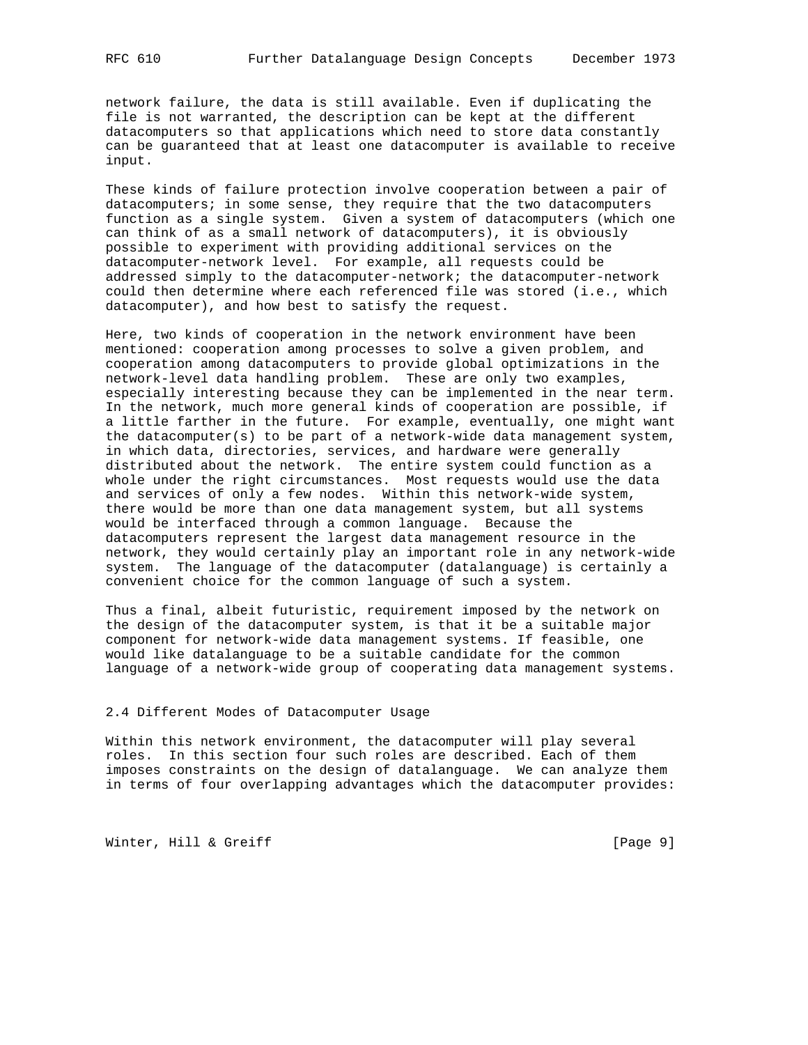network failure, the data is still available. Even if duplicating the file is not warranted, the description can be kept at the different datacomputers so that applications which need to store data constantly can be guaranteed that at least one datacomputer is available to receive input.

These kinds of failure protection involve cooperation between a pair of datacomputers; in some sense, they require that the two datacomputers function as a single system. Given a system of datacomputers (which one can think of as a small network of datacomputers), it is obviously possible to experiment with providing additional services on the datacomputer-network level. For example, all requests could be addressed simply to the datacomputer-network; the datacomputer-network could then determine where each referenced file was stored (i.e., which datacomputer), and how best to satisfy the request.

Here, two kinds of cooperation in the network environment have been mentioned: cooperation among processes to solve a given problem, and cooperation among datacomputers to provide global optimizations in the network-level data handling problem. These are only two examples, especially interesting because they can be implemented in the near term. In the network, much more general kinds of cooperation are possible, if a little farther in the future. For example, eventually, one might want the datacomputer(s) to be part of a network-wide data management system, in which data, directories, services, and hardware were generally distributed about the network. The entire system could function as a whole under the right circumstances. Most requests would use the data and services of only a few nodes. Within this network-wide system, there would be more than one data management system, but all systems would be interfaced through a common language. Because the datacomputers represent the largest data management resource in the network, they would certainly play an important role in any network-wide system. The language of the datacomputer (datalanguage) is certainly a convenient choice for the common language of such a system.

Thus a final, albeit futuristic, requirement imposed by the network on the design of the datacomputer system, is that it be a suitable major component for network-wide data management systems. If feasible, one would like datalanguage to be a suitable candidate for the common language of a network-wide group of cooperating data management systems.

### 2.4 Different Modes of Datacomputer Usage

Within this network environment, the datacomputer will play several roles. In this section four such roles are described. Each of them imposes constraints on the design of datalanguage. We can analyze them in terms of four overlapping advantages which the datacomputer provides: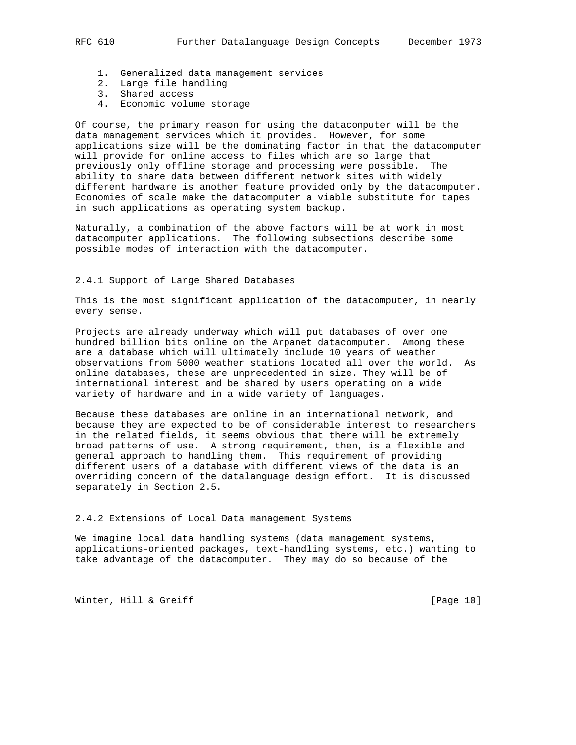1. Generalized data management services
2. Large file handling
3. Shared access
4. Economic volume storage

Of course, the primary reason for using the datacomputer will be the data management services which it provides. However, for some applications size will be the dominating factor in that the datacomputer will provide for online access to files which are so large that previously only offline storage and processing were possible. The ability to share data between different network sites with widely different hardware is another feature provided only by the datacomputer. Economies of scale make the datacomputer a viable substitute for tapes in such applications as operating system backup.

Naturally, a combination of the above factors will be at work in most datacomputer applications. The following subsections describe some possible modes of interaction with the datacomputer.

### 2.4.1 Support of Large Shared Databases

This is the most significant application of the datacomputer, in nearly every sense.

Projects are already underway which will put databases of over one hundred billion bits online on the Arpanet datacomputer. Among these are a database which will ultimately include 10 years of weather observations from 5000 weather stations located all over the world. As online databases, these are unprecedented in size. They will be of international interest and be shared by users operating on a wide variety of hardware and in a wide variety of languages.

Because these databases are online in an international network, and because they are expected to be of considerable interest to researchers in the related fields, it seems obvious that there will be extremely broad patterns of use. A strong requirement, then, is a flexible and general approach to handling them. This requirement of providing different users of a database with different views of the data is an overriding concern of the datalanguage design effort. It is discussed separately in Section 2.5.

### 2.4.2 Extensions of Local Data management Systems

We imagine local data handling systems (data management systems, applications-oriented packages, text-handling systems, etc.) wanting to take advantage of the datacomputer. They may do so because of the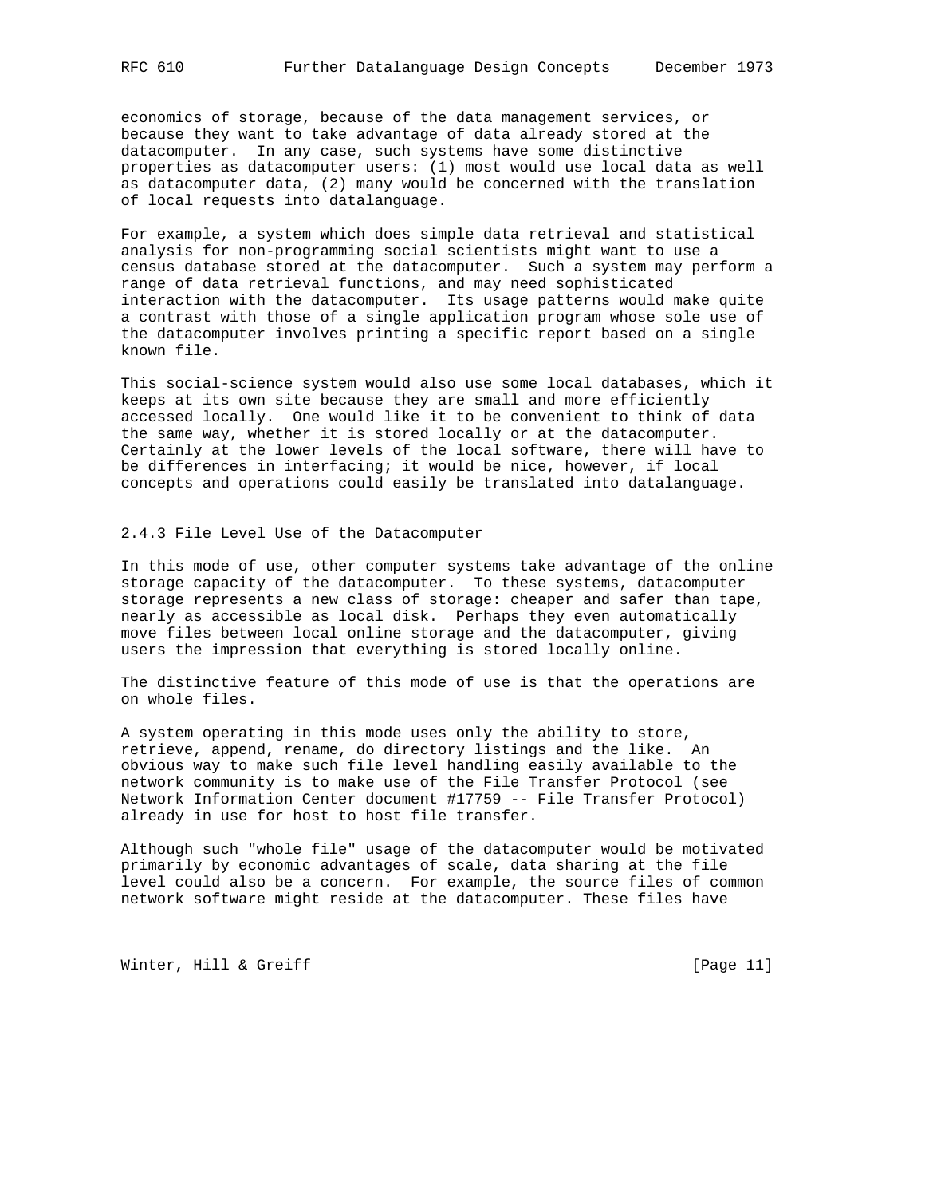economics of storage, because of the data management services, or because they want to take advantage of data already stored at the datacomputer. In any case, such systems have some distinctive properties as datacomputer users: (1) most would use local data as well as datacomputer data, (2) many would be concerned with the translation of local requests into datalanguage.

For example, a system which does simple data retrieval and statistical analysis for non-programming social scientists might want to use a census database stored at the datacomputer. Such a system may perform a range of data retrieval functions, and may need sophisticated interaction with the datacomputer. Its usage patterns would make quite a contrast with those of a single application program whose sole use of the datacomputer involves printing a specific report based on a single known file.

This social-science system would also use some local databases, which it keeps at its own site because they are small and more efficiently accessed locally. One would like it to be convenient to think of data the same way, whether it is stored locally or at the datacomputer. Certainly at the lower levels of the local software, there will have to be differences in interfacing; it would be nice, however, if local concepts and operations could easily be translated into datalanguage.

### 2.4.3 File Level Use of the Datacomputer

In this mode of use, other computer systems take advantage of the online storage capacity of the datacomputer. To these systems, datacomputer storage represents a new class of storage: cheaper and safer than tape, nearly as accessible as local disk. Perhaps they even automatically move files between local online storage and the datacomputer, giving users the impression that everything is stored locally online.

The distinctive feature of this mode of use is that the operations are on whole files.

A system operating in this mode uses only the ability to store, retrieve, append, rename, do directory listings and the like. An obvious way to make such file level handling easily available to the network community is to make use of the File Transfer Protocol (see Network Information Center document #17759 -- File Transfer Protocol) already in use for host to host file transfer.

Although such "whole file" usage of the datacomputer would be motivated primarily by economic advantages of scale, data sharing at the file level could also be a concern. For example, the source files of common network software might reside at the datacomputer. These files have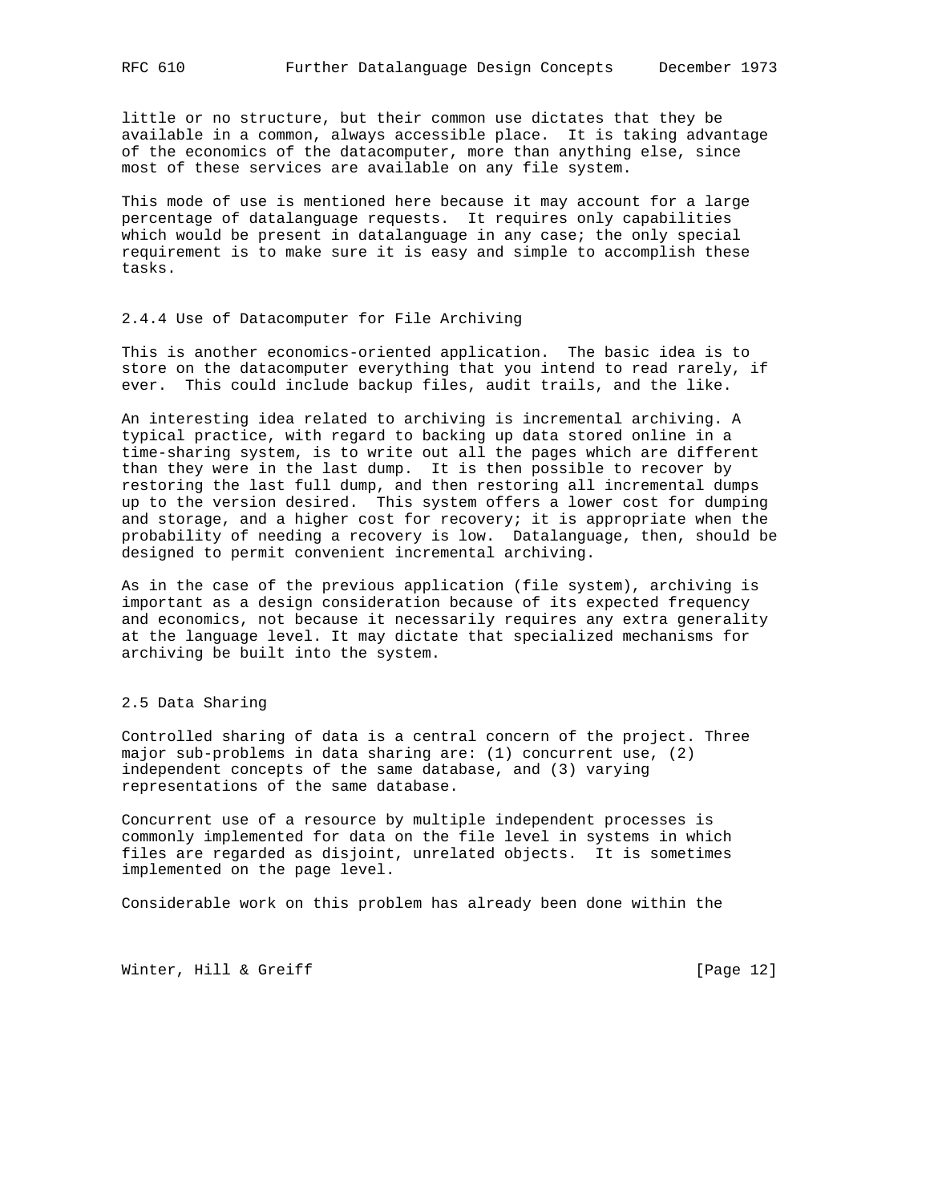little or no structure, but their common use dictates that they be available in a common, always accessible place. It is taking advantage of the economics of the datacomputer, more than anything else, since most of these services are available on any file system.

This mode of use is mentioned here because it may account for a large percentage of datalanguage requests. It requires only capabilities which would be present in datalanguage in any case; the only special requirement is to make sure it is easy and simple to accomplish these tasks.

### 2.4.4 Use of Datacomputer for File Archiving

This is another economics-oriented application. The basic idea is to store on the datacomputer everything that you intend to read rarely, if ever. This could include backup files, audit trails, and the like.

An interesting idea related to archiving is incremental archiving. A typical practice, with regard to backing up data stored online in a time-sharing system, is to write out all the pages which are different than they were in the last dump. It is then possible to recover by restoring the last full dump, and then restoring all incremental dumps up to the version desired. This system offers a lower cost for dumping and storage, and a higher cost for recovery; it is appropriate when the probability of needing a recovery is low. Datalanguage, then, should be designed to permit convenient incremental archiving.

As in the case of the previous application (file system), archiving is important as a design consideration because of its expected frequency and economics, not because it necessarily requires any extra generality at the language level. It may dictate that specialized mechanisms for archiving be built into the system.

## 2.5 Data Sharing

Controlled sharing of data is a central concern of the project. Three major sub-problems in data sharing are: (1) concurrent use, (2) independent concepts of the same database, and (3) varying representations of the same database.

Concurrent use of a resource by multiple independent processes is commonly implemented for data on the file level in systems in which files are regarded as disjoint, unrelated objects. It is sometimes implemented on the page level.

Considerable work on this problem has already been done within the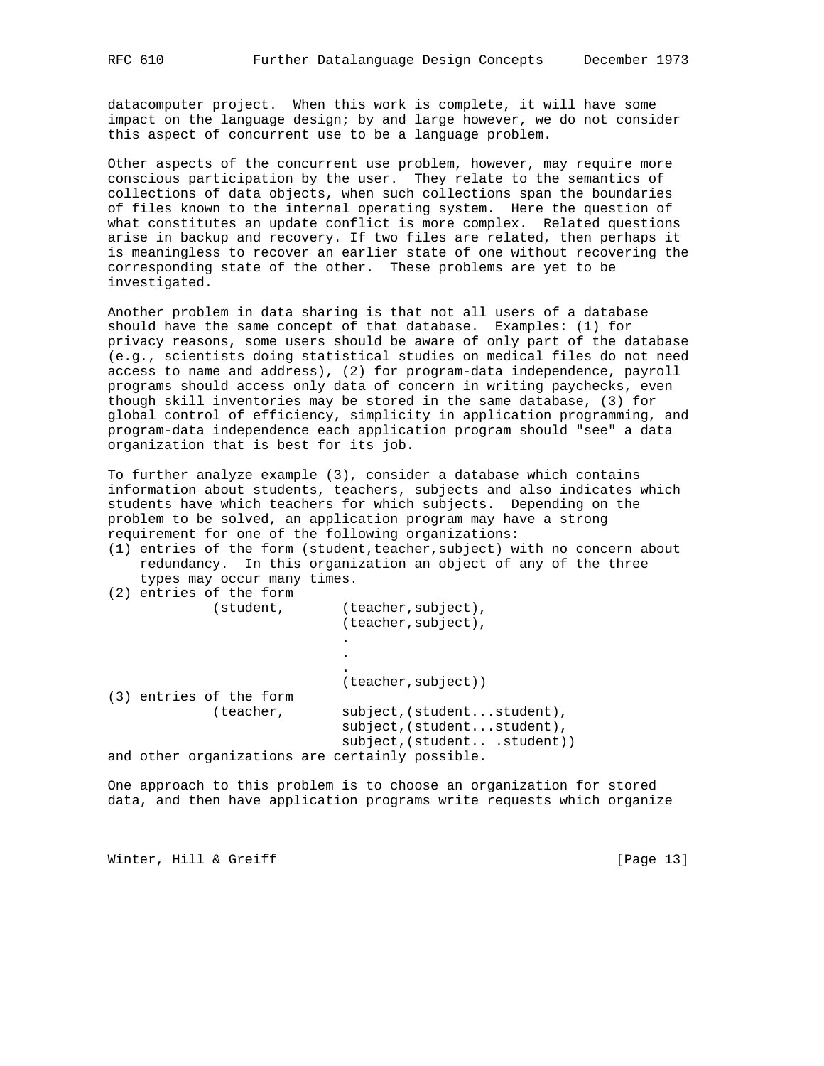datacomputer project. When this work is complete, it will have some impact on the language design; by and large however, we do not consider this aspect of concurrent use to be a language problem.

Other aspects of the concurrent use problem, however, may require more conscious participation by the user. They relate to the semantics of collections of data objects, when such collections span the boundaries of files known to the internal operating system. Here the question of what constitutes an update conflict is more complex. Related questions arise in backup and recovery. If two files are related, then perhaps it is meaningless to recover an earlier state of one without recovering the corresponding state of the other. These problems are yet to be investigated.

Another problem in data sharing is that not all users of a database should have the same concept of that database. Examples: (1) for privacy reasons, some users should be aware of only part of the database (e.g., scientists doing statistical studies on medical files do not need access to name and address), (2) for program-data independence, payroll programs should access only data of concern in writing paychecks, even though skill inventories may be stored in the same database, (3) for global control of efficiency, simplicity in application programming, and program-data independence each application program should "see" a data organization that is best for its job.

To further analyze example (3), consider a database which contains information about students, teachers, subjects and also indicates which students have which teachers for which subjects. Depending on the problem to be solved, an application program may have a strong requirement for one of the following organizations:

```
(1) entries of the form (student,teacher,subject) with no concern about
    redundancy.  In this organization an object of any of the three
    types may occur many times.
(2) entries of the form
             (student,       (teacher,subject),
                             (teacher,subject),
                             .
                             .
                             .
                             (teacher,subject))
(3) entries of the form
             (teacher,       subject,(student...student),
                             subject,(student...student),
                             subject,(student.. .student))
```

and other organizations are certainly possible.

One approach to this problem is to choose an organization for stored data, and then have application programs write requests which organize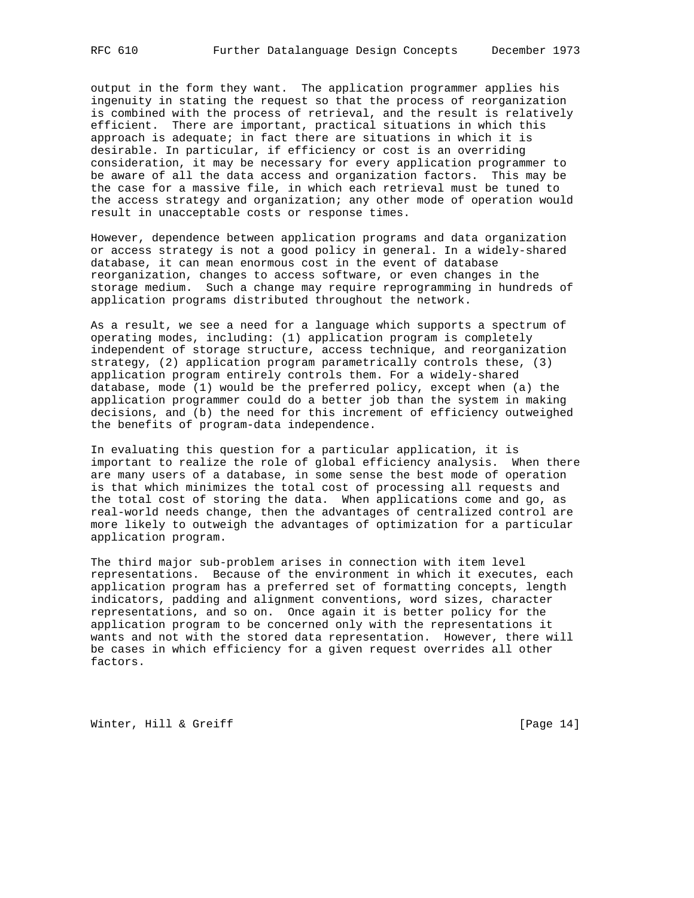output in the form they want. The application programmer applies his ingenuity in stating the request so that the process of reorganization is combined with the process of retrieval, and the result is relatively efficient. There are important, practical situations in which this approach is adequate; in fact there are situations in which it is desirable. In particular, if efficiency or cost is an overriding consideration, it may be necessary for every application programmer to be aware of all the data access and organization factors. This may be the case for a massive file, in which each retrieval must be tuned to the access strategy and organization; any other mode of operation would result in unacceptable costs or response times.

However, dependence between application programs and data organization or access strategy is not a good policy in general. In a widely-shared database, it can mean enormous cost in the event of database reorganization, changes to access software, or even changes in the storage medium. Such a change may require reprogramming in hundreds of application programs distributed throughout the network.

As a result, we see a need for a language which supports a spectrum of operating modes, including: (1) application program is completely independent of storage structure, access technique, and reorganization strategy, (2) application program parametrically controls these, (3) application program entirely controls them. For a widely-shared database, mode (1) would be the preferred policy, except when (a) the application programmer could do a better job than the system in making decisions, and (b) the need for this increment of efficiency outweighed the benefits of program-data independence.

In evaluating this question for a particular application, it is important to realize the role of global efficiency analysis. When there are many users of a database, in some sense the best mode of operation is that which minimizes the total cost of processing all requests and the total cost of storing the data. When applications come and go, as real-world needs change, then the advantages of centralized control are more likely to outweigh the advantages of optimization for a particular application program.

The third major sub-problem arises in connection with item level representations. Because of the environment in which it executes, each application program has a preferred set of formatting concepts, length indicators, padding and alignment conventions, word sizes, character representations, and so on. Once again it is better policy for the application program to be concerned only with the representations it wants and not with the stored data representation. However, there will be cases in which efficiency for a given request overrides all other factors.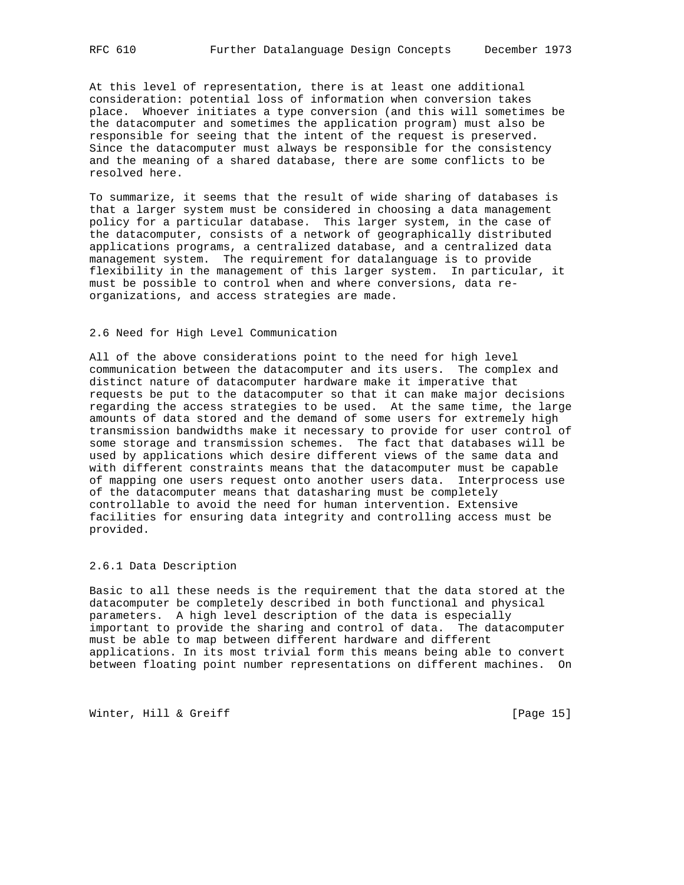At this level of representation, there is at least one additional consideration: potential loss of information when conversion takes place. Whoever initiates a type conversion (and this will sometimes be the datacomputer and sometimes the application program) must also be responsible for seeing that the intent of the request is preserved. Since the datacomputer must always be responsible for the consistency and the meaning of a shared database, there are some conflicts to be resolved here.

To summarize, it seems that the result of wide sharing of databases is that a larger system must be considered in choosing a data management policy for a particular database. This larger system, in the case of the datacomputer, consists of a network of geographically distributed applications programs, a centralized database, and a centralized data management system. The requirement for datalanguage is to provide flexibility in the management of this larger system. In particular, it must be possible to control when and where conversions, data re-organizations, and access strategies are made.

### 2.6 Need for High Level Communication

All of the above considerations point to the need for high level communication between the datacomputer and its users. The complex and distinct nature of datacomputer hardware make it imperative that requests be put to the datacomputer so that it can make major decisions regarding the access strategies to be used. At the same time, the large amounts of data stored and the demand of some users for extremely high transmission bandwidths make it necessary to provide for user control of some storage and transmission schemes. The fact that databases will be used by applications which desire different views of the same data and with different constraints means that the datacomputer must be capable of mapping one users request onto another users data. Interprocess use of the datacomputer means that datasharing must be completely controllable to avoid the need for human intervention. Extensive facilities for ensuring data integrity and controlling access must be provided.

#### 2.6.1 Data Description

Basic to all these needs is the requirement that the data stored at the datacomputer be completely described in both functional and physical parameters. A high level description of the data is especially important to provide the sharing and control of data. The datacomputer must be able to map between different hardware and different applications. In its most trivial form this means being able to convert between floating point number representations on different machines. On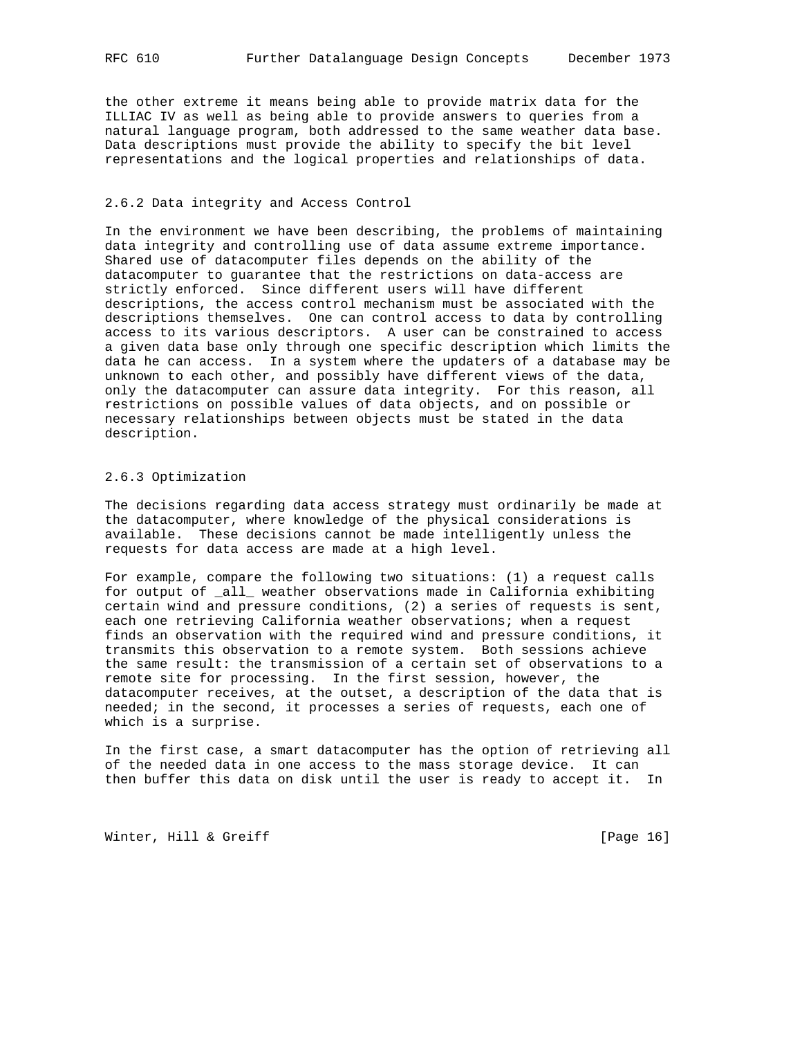the other extreme it means being able to provide matrix data for the ILLIAC IV as well as being able to provide answers to queries from a natural language program, both addressed to the same weather data base. Data descriptions must provide the ability to specify the bit level representations and the logical properties and relationships of data.

### 2.6.2 Data integrity and Access Control

In the environment we have been describing, the problems of maintaining data integrity and controlling use of data assume extreme importance. Shared use of datacomputer files depends on the ability of the datacomputer to guarantee that the restrictions on data-access are strictly enforced. Since different users will have different descriptions, the access control mechanism must be associated with the descriptions themselves. One can control access to data by controlling access to its various descriptors. A user can be constrained to access a given data base only through one specific description which limits the data he can access. In a system where the updaters of a database may be unknown to each other, and possibly have different views of the data, only the datacomputer can assure data integrity. For this reason, all restrictions on possible values of data objects, and on possible or necessary relationships between objects must be stated in the data description.

### 2.6.3 Optimization

The decisions regarding data access strategy must ordinarily be made at the datacomputer, where knowledge of the physical considerations is available. These decisions cannot be made intelligently unless the requests for data access are made at a high level.

For example, compare the following two situations: (1) a request calls for output of _all_ weather observations made in California exhibiting certain wind and pressure conditions, (2) a series of requests is sent, each one retrieving California weather observations; when a request finds an observation with the required wind and pressure conditions, it transmits this observation to a remote system. Both sessions achieve the same result: the transmission of a certain set of observations to a remote site for processing. In the first session, however, the datacomputer receives, at the outset, a description of the data that is needed; in the second, it processes a series of requests, each one of which is a surprise.

In the first case, a smart datacomputer has the option of retrieving all of the needed data in one access to the mass storage device. It can then buffer this data on disk until the user is ready to accept it. In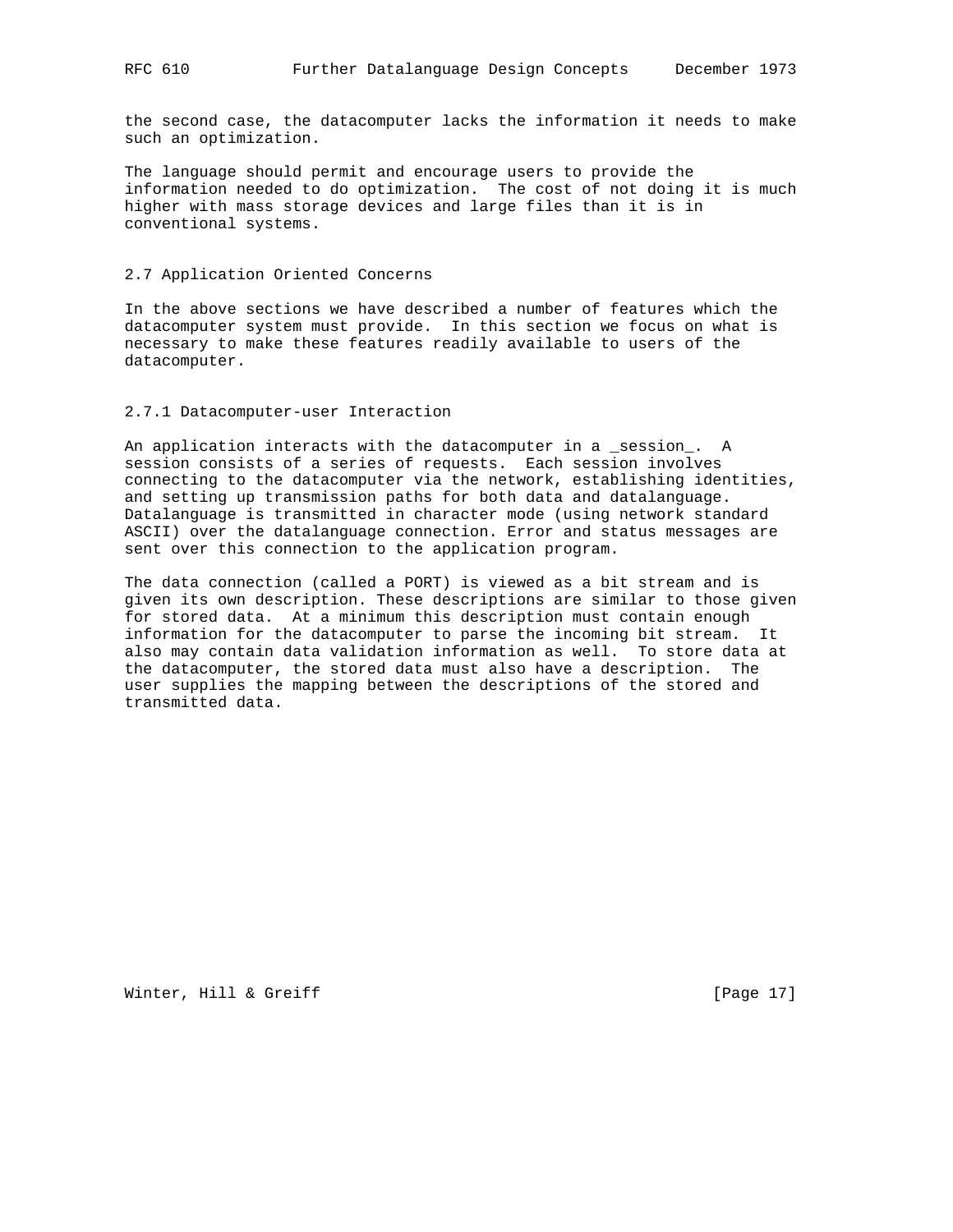the second case, the datacomputer lacks the information it needs to make such an optimization.

The language should permit and encourage users to provide the information needed to do optimization. The cost of not doing it is much higher with mass storage devices and large files than it is in conventional systems.

### 2.7 Application Oriented Concerns

In the above sections we have described a number of features which the datacomputer system must provide. In this section we focus on what is necessary to make these features readily available to users of the datacomputer.

#### 2.7.1 Datacomputer-user Interaction

An application interacts with the datacomputer in a _session_. A session consists of a series of requests. Each session involves connecting to the datacomputer via the network, establishing identities, and setting up transmission paths for both data and datalanguage. Datalanguage is transmitted in character mode (using network standard ASCII) over the datalanguage connection. Error and status messages are sent over this connection to the application program.

The data connection (called a PORT) is viewed as a bit stream and is given its own description. These descriptions are similar to those given for stored data. At a minimum this description must contain enough information for the datacomputer to parse the incoming bit stream. It also may contain data validation information as well. To store data at the datacomputer, the stored data must also have a description. The user supplies the mapping between the descriptions of the stored and transmitted data.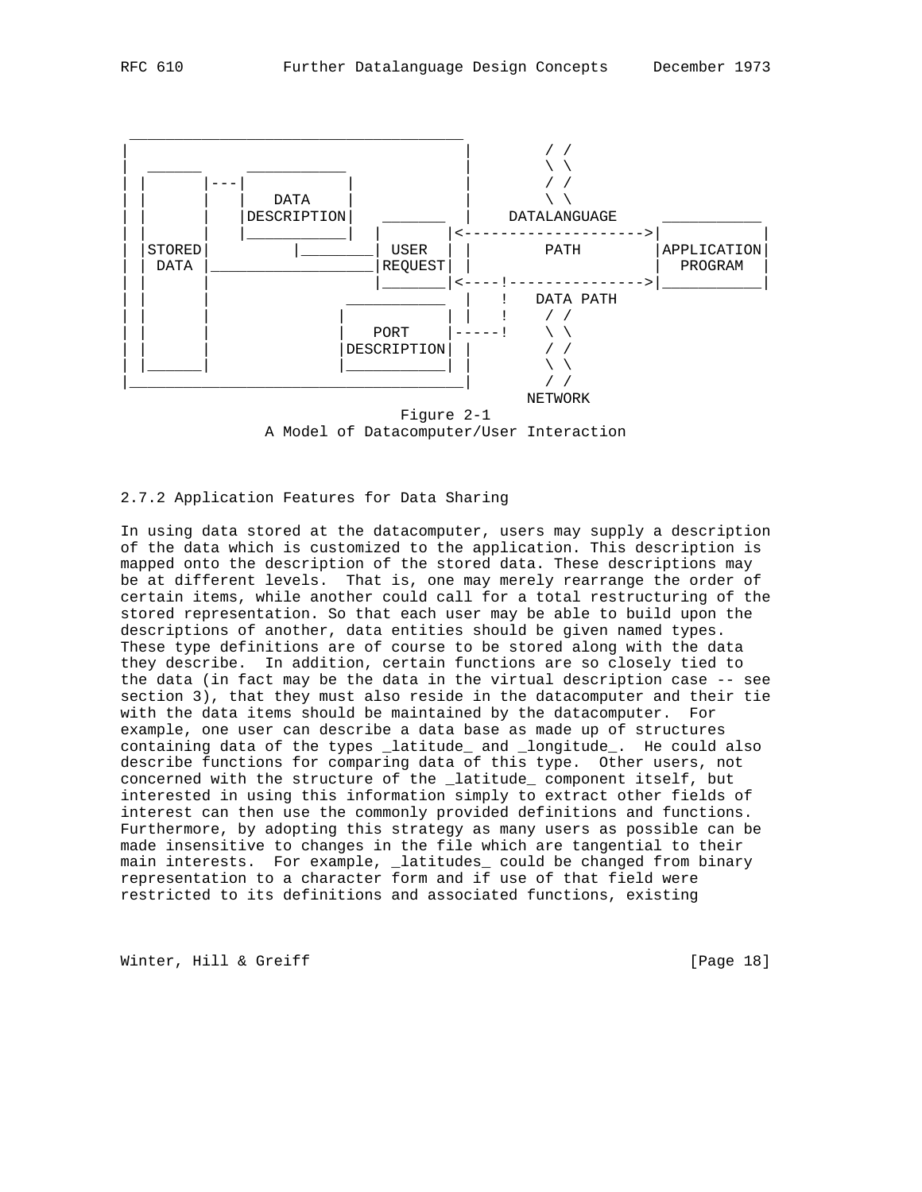```
  _____________________________________
 |                                     |        / /
 |  ______    ___________              |        \ \
 | |      |---|           |            |        / /
 | |      |   |   DATA    |            |        \ \
 | |      |   |DESCRIPTION|   _______  |    DATALANGUAGE     ___________
 | |      |   |___________|  |       |<--------------------->|           |
 | |STORED|         |________| USER  | |        PATH         |APPLICATION|
 | | DATA |__________________|REQUEST| |                     |  PROGRAM  |
 | |      |                  |_______|<----!--------------->|___________|
 | |      |            ___________  |   !   DATA PATH
 | |      |           |           | |   !    / /
 | |      |           |    PORT   |-----!    \ \
 | |      |           |DESCRIPTION| |        / /
 | |______|           |___________| |        \ \
 |_____________________________________|        / /
                                                NETWORK
```

Figure 2-1
A Model of Datacomputer/User Interaction

### 2.7.2 Application Features for Data Sharing

In using data stored at the datacomputer, users may supply a description of the data which is customized to the application. This description is mapped onto the description of the stored data. These descriptions may be at different levels. That is, one may merely rearrange the order of certain items, while another could call for a total restructuring of the stored representation. So that each user may be able to build upon the descriptions of another, data entities should be given named types. These type definitions are of course to be stored along with the data they describe. In addition, certain functions are so closely tied to the data (in fact may be the data in the virtual description case -- see section 3), that they must also reside in the datacomputer and their tie with the data items should be maintained by the datacomputer. For example, one user can describe a data base as made up of structures containing data of the types _latitude_ and _longitude_. He could also describe functions for comparing data of this type. Other users, not concerned with the structure of the _latitude_ component itself, but interested in using this information simply to extract other fields of interest can then use the commonly provided definitions and functions. Furthermore, by adopting this strategy as many users as possible can be made insensitive to changes in the file which are tangential to their main interests. For example, _latitudes_ could be changed from binary representation to a character form and if use of that field were restricted to its definitions and associated functions, existing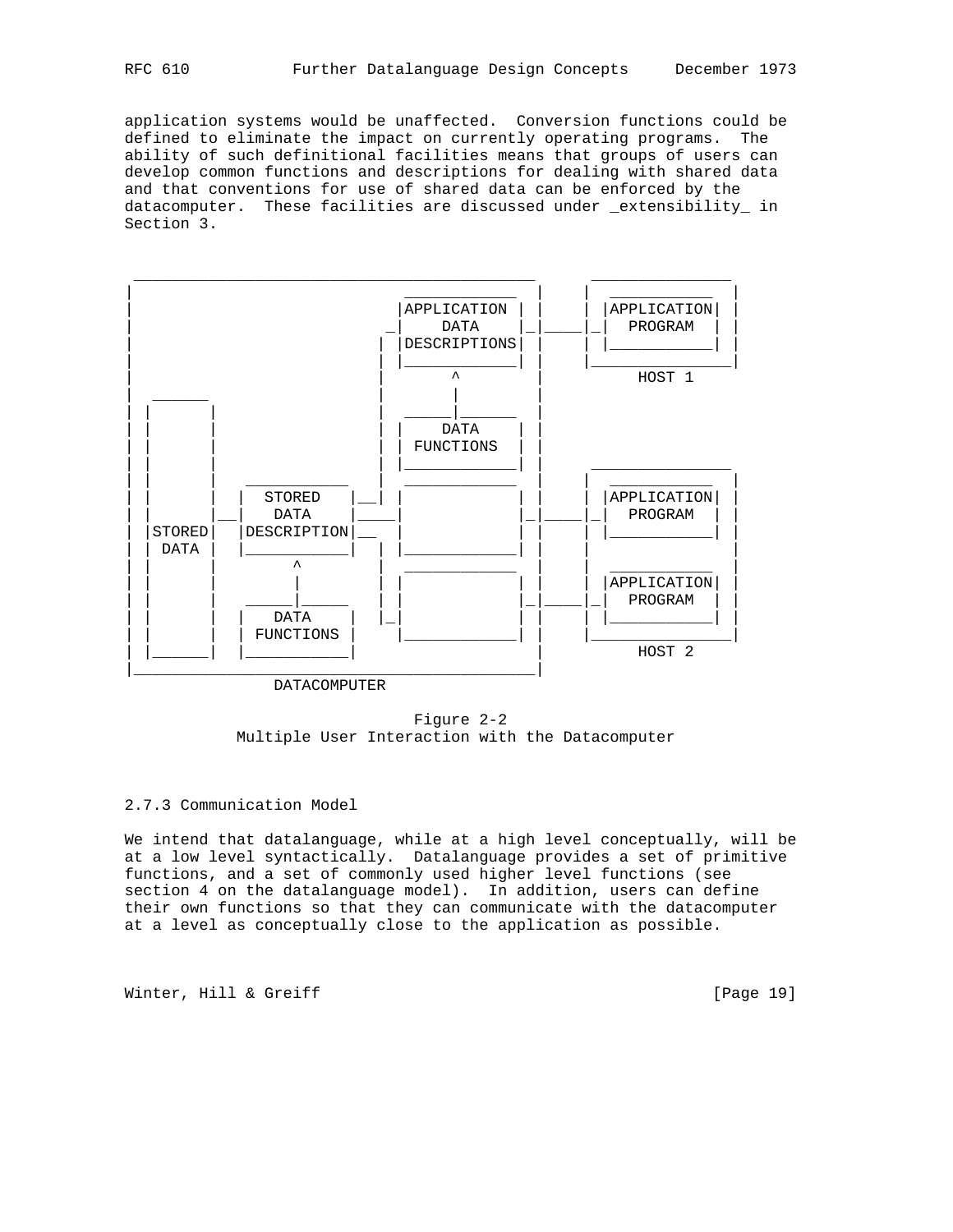application systems would be unaffected. Conversion functions could be defined to eliminate the impact on currently operating programs. The ability of such definitional facilities means that groups of users can develop common functions and descriptions for dealing with shared data and that conventions for use of shared data can be enforced by the datacomputer. These facilities are discussed under _extensibility_ in Section 3.

```
 ___________________________________________      _______________
|                             ____________  |    |  ___________  |
|                            |APPLICATION | |    | |APPLICATION| |
|                           _|    DATA    |_|____|_|  PROGRAM  | |
|                          | |DESCRIPTIONS| |    | |___________| |
|                          | |____________| |    |_______________|
|                          |       ^        |         HOST 1
|  ______                  |       |        |
| |      |                 |  _____|______  |
| |      |                 | |    DATA    | |
| |      |                 | | FUNCTIONS  | |
| |      |                 | |____________| |     _______________
| |      |   ____________  |  ____________  |    |  ___________  |
| |      |  |   STORED   |__| |            | |    | |APPLICATION| |
| |      |__|    DATA    |____|            |_|____|_|  PROGRAM  | |
| |STORED|  |DESCRIPTION|__   |            | |    | |___________| |
| | DATA |  |____________|  | |____________| |    |               |
| |      |        ^         |  ____________  |    |  ___________  |
| |      |        |         | |            | |    | |APPLICATION| |
| |      |   _____|_____    | |            |_|____|_|  PROGRAM  | |
| |      |  |   DATA    |   |_|            | |    | |___________| |
| |      |  | FUNCTIONS |     |____________| |    |_______________|
| |______|  |___________|                   |         HOST 2
|___________________________________________|
                DATACOMPUTER
```

Figure 2-2
Multiple User Interaction with the Datacomputer

### 2.7.3 Communication Model

We intend that datalanguage, while at a high level conceptually, will be at a low level syntactically. Datalanguage provides a set of primitive functions, and a set of commonly used higher level functions (see section 4 on the datalanguage model). In addition, users can define their own functions so that they can communicate with the datacomputer at a level as conceptually close to the application as possible.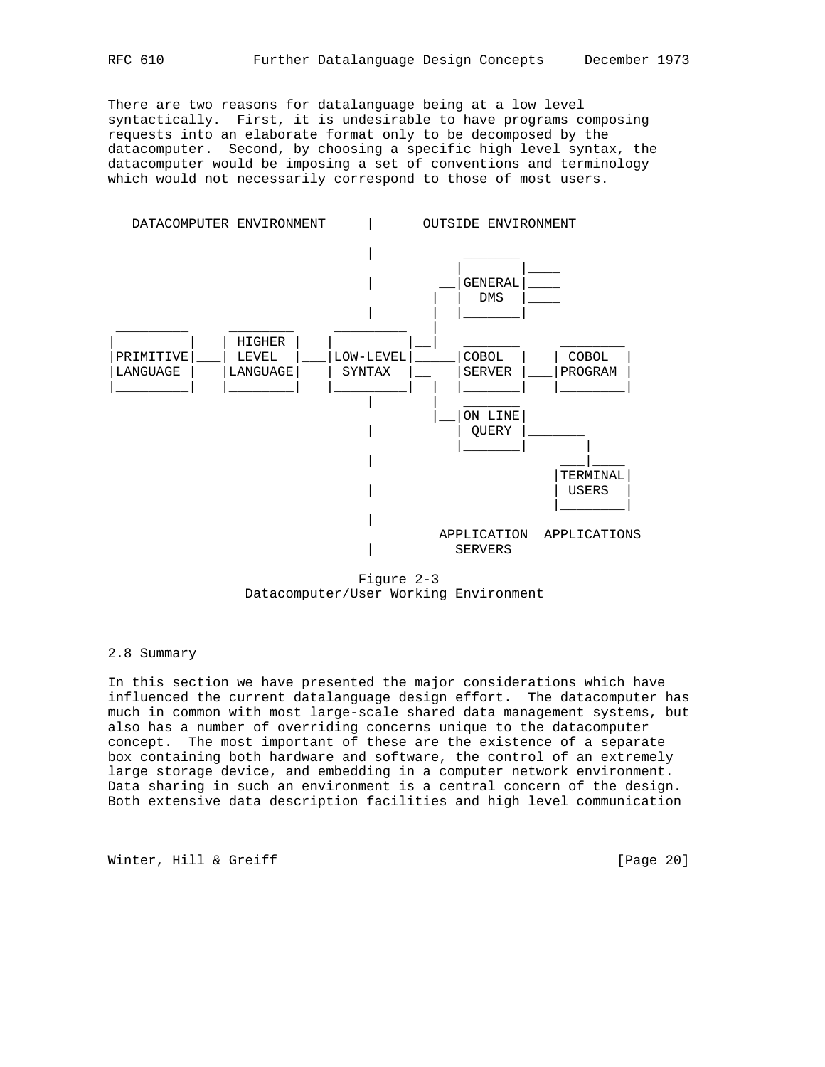There are two reasons for datalanguage being at a low level syntactically. First, it is undesirable to have programs composing requests into an elaborate format only to be decomposed by the datacomputer. Second, by choosing a specific high level syntax, the datacomputer would be imposing a set of conventions and terminology which would not necessarily correspond to those of most users.

```
   DATACOMPUTER ENVIRONMENT     |      OUTSIDE ENVIRONMENT

                                |         _______
                                         |       |____
                                |      __|GENERAL|____
                                      |  |  DMS  |____
                                |     |  |_______|
 _________    _________    _________  |
|         |  | HIGHER  |  |         |_|   _______     ________
|PRIMITIVE|__| LEVEL   |__|LOW-LEVEL|____|COBOL  |   | COBOL  |
|LANGUAGE |  |LANGUAGE |  | SYNTAX  |__  |SERVER |___|PROGRAM |
|_________|  |_________|  |_________|  | |_______|   |________|
                                |      |   _______
                                       |__|ON LINE|
                                |         | QUERY |_______
                                          |_______|       |
                                |                      ___|____
                                                      |TERMINAL|
                                |                     | USERS  |
                                                      |________|
                                |
                                       APPLICATION  APPLICATIONS
                                |        SERVERS
```

Figure 2-3
Datacomputer/User Working Environment

2.8 Summary

In this section we have presented the major considerations which have influenced the current datalanguage design effort. The datacomputer has much in common with most large-scale shared data management systems, but also has a number of overriding concerns unique to the datacomputer concept. The most important of these are the existence of a separate box containing both hardware and software, the control of an extremely large storage device, and embedding in a computer network environment. Data sharing in such an environment is a central concern of the design. Both extensive data description facilities and high level communication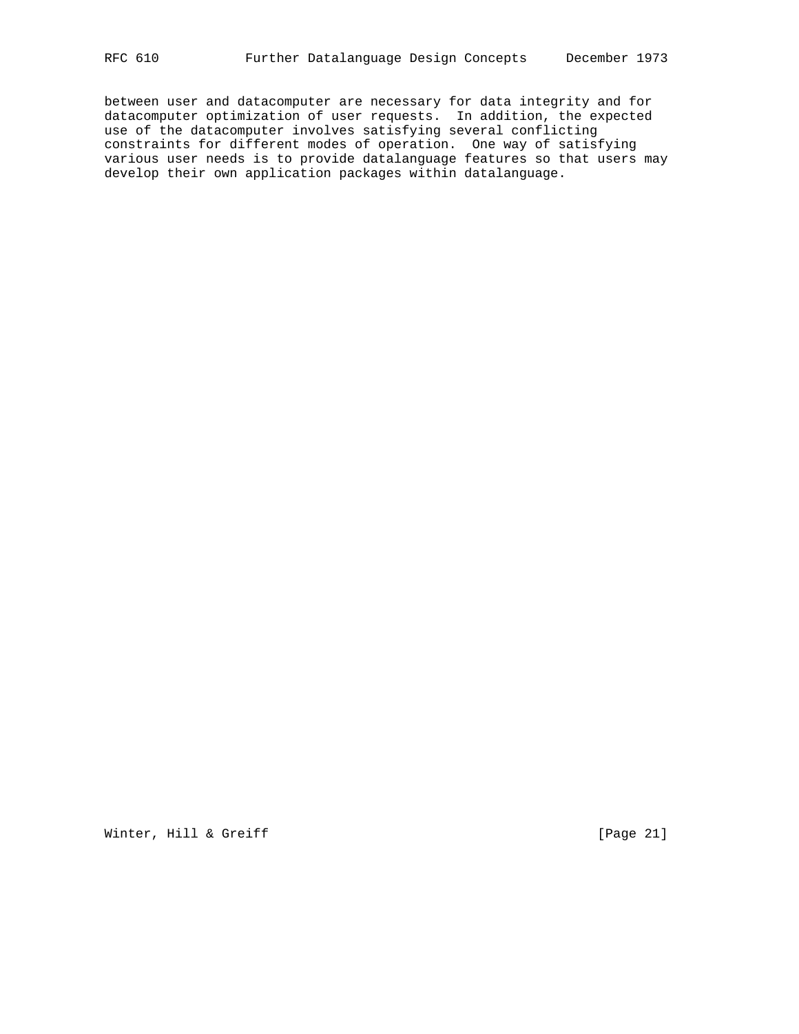between user and datacomputer are necessary for data integrity and for datacomputer optimization of user requests. In addition, the expected use of the datacomputer involves satisfying several conflicting constraints for different modes of operation. One way of satisfying various user needs is to provide datalanguage features so that users may develop their own application packages within datalanguage.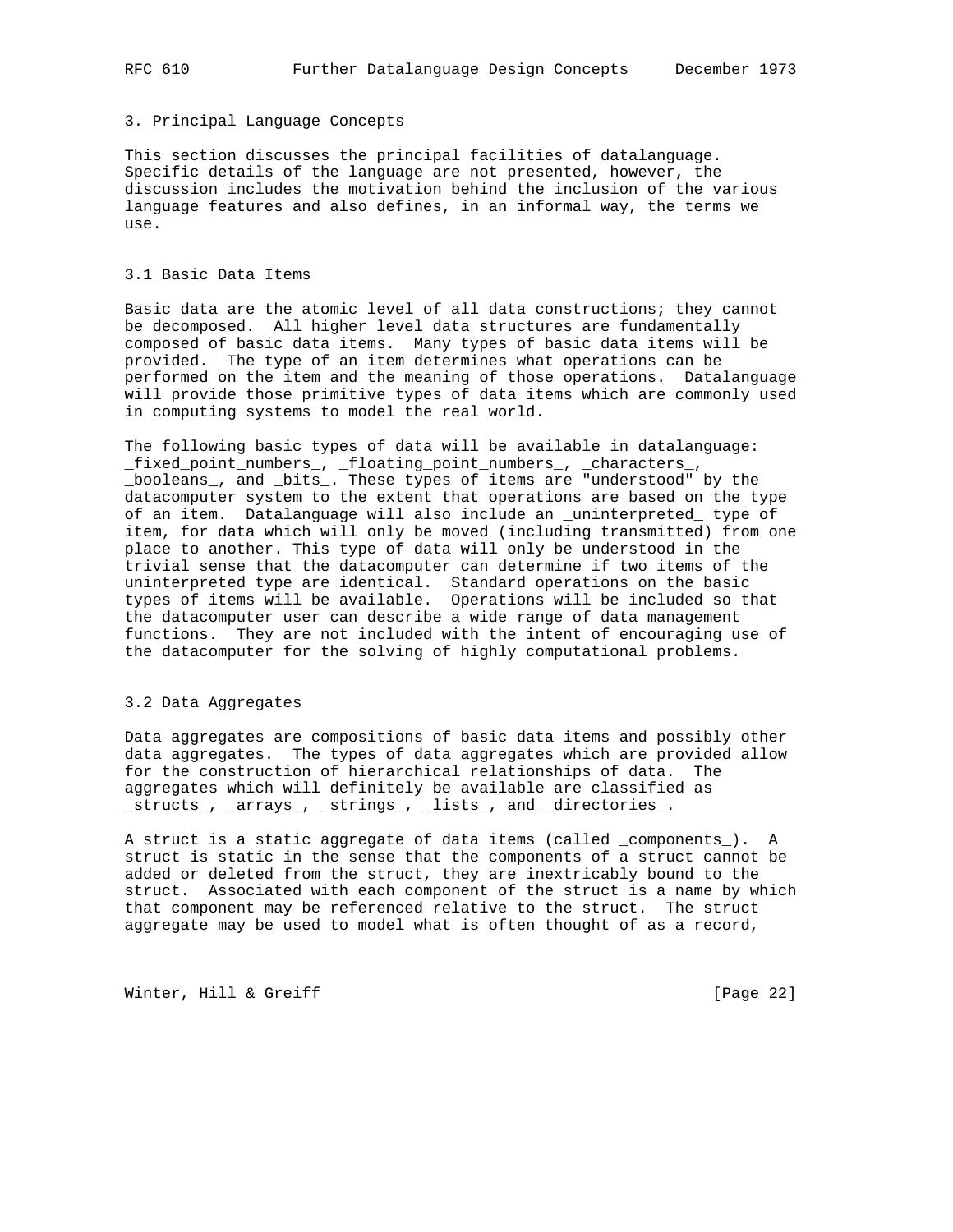## 3. Principal Language Concepts

This section discusses the principal facilities of datalanguage. Specific details of the language are not presented, however, the discussion includes the motivation behind the inclusion of the various language features and also defines, in an informal way, the terms we use.

### 3.1 Basic Data Items

Basic data are the atomic level of all data constructions; they cannot be decomposed. All higher level data structures are fundamentally composed of basic data items. Many types of basic data items will be provided. The type of an item determines what operations can be performed on the item and the meaning of those operations. Datalanguage will provide those primitive types of data items which are commonly used in computing systems to model the real world.

The following basic types of data will be available in datalanguage: _fixed_point_numbers_, _floating_point_numbers_, _characters_, _booleans_, and _bits_. These types of items are "understood" by the datacomputer system to the extent that operations are based on the type of an item. Datalanguage will also include an _uninterpreted_ type of item, for data which will only be moved (including transmitted) from one place to another. This type of data will only be understood in the trivial sense that the datacomputer can determine if two items of the uninterpreted type are identical. Standard operations on the basic types of items will be available. Operations will be included so that the datacomputer user can describe a wide range of data management functions. They are not included with the intent of encouraging use of the datacomputer for the solving of highly computational problems.

### 3.2 Data Aggregates

Data aggregates are compositions of basic data items and possibly other data aggregates. The types of data aggregates which are provided allow for the construction of hierarchical relationships of data. The aggregates which will definitely be available are classified as _structs_, _arrays_, _strings_, _lists_, and _directories_.

A struct is a static aggregate of data items (called _components_). A struct is static in the sense that the components of a struct cannot be added or deleted from the struct, they are inextricably bound to the struct. Associated with each component of the struct is a name by which that component may be referenced relative to the struct. The struct aggregate may be used to model what is often thought of as a record,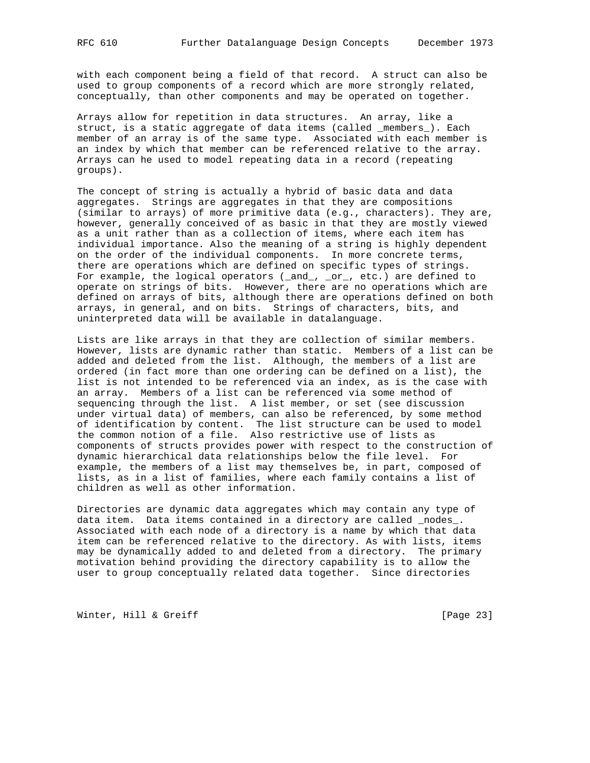with each component being a field of that record. A struct can also be used to group components of a record which are more strongly related, conceptually, than other components and may be operated on together.

Arrays allow for repetition in data structures. An array, like a struct, is a static aggregate of data items (called _members_). Each member of an array is of the same type. Associated with each member is an index by which that member can be referenced relative to the array. Arrays can he used to model repeating data in a record (repeating groups).

The concept of string is actually a hybrid of basic data and data aggregates. Strings are aggregates in that they are compositions (similar to arrays) of more primitive data (e.g., characters). They are, however, generally conceived of as basic in that they are mostly viewed as a unit rather than as a collection of items, where each item has individual importance. Also the meaning of a string is highly dependent on the order of the individual components. In more concrete terms, there are operations which are defined on specific types of strings. For example, the logical operators (_and_, _or_, etc.) are defined to operate on strings of bits. However, there are no operations which are defined on arrays of bits, although there are operations defined on both arrays, in general, and on bits. Strings of characters, bits, and uninterpreted data will be available in datalanguage.

Lists are like arrays in that they are collection of similar members. However, lists are dynamic rather than static. Members of a list can be added and deleted from the list. Although, the members of a list are ordered (in fact more than one ordering can be defined on a list), the list is not intended to be referenced via an index, as is the case with an array. Members of a list can be referenced via some method of sequencing through the list. A list member, or set (see discussion under virtual data) of members, can also be referenced, by some method of identification by content. The list structure can be used to model the common notion of a file. Also restrictive use of lists as components of structs provides power with respect to the construction of dynamic hierarchical data relationships below the file level. For example, the members of a list may themselves be, in part, composed of lists, as in a list of families, where each family contains a list of children as well as other information.

Directories are dynamic data aggregates which may contain any type of data item. Data items contained in a directory are called _nodes_. Associated with each node of a directory is a name by which that data item can be referenced relative to the directory. As with lists, items may be dynamically added to and deleted from a directory. The primary motivation behind providing the directory capability is to allow the user to group conceptually related data together. Since directories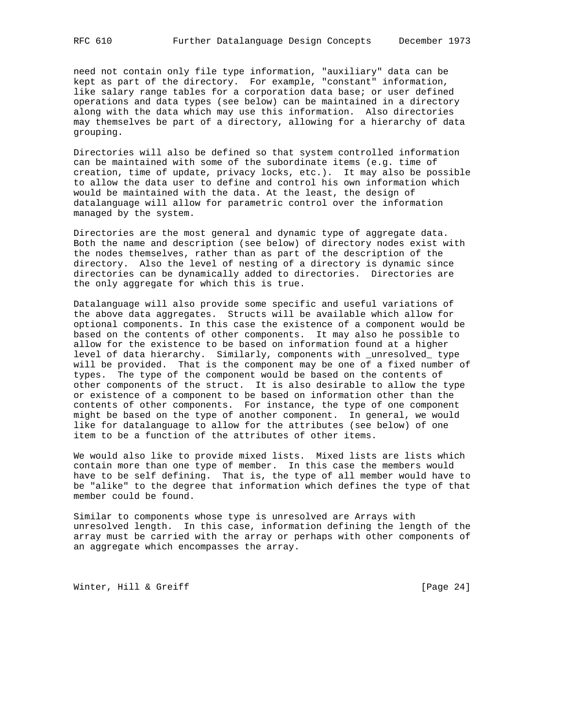need not contain only file type information, "auxiliary" data can be kept as part of the directory. For example, "constant" information, like salary range tables for a corporation data base; or user defined operations and data types (see below) can be maintained in a directory along with the data which may use this information. Also directories may themselves be part of a directory, allowing for a hierarchy of data grouping.

Directories will also be defined so that system controlled information can be maintained with some of the subordinate items (e.g. time of creation, time of update, privacy locks, etc.). It may also be possible to allow the data user to define and control his own information which would be maintained with the data. At the least, the design of datalanguage will allow for parametric control over the information managed by the system.

Directories are the most general and dynamic type of aggregate data. Both the name and description (see below) of directory nodes exist with the nodes themselves, rather than as part of the description of the directory. Also the level of nesting of a directory is dynamic since directories can be dynamically added to directories. Directories are the only aggregate for which this is true.

Datalanguage will also provide some specific and useful variations of the above data aggregates. Structs will be available which allow for optional components. In this case the existence of a component would be based on the contents of other components. It may also he possible to allow for the existence to be based on information found at a higher level of data hierarchy. Similarly, components with _unresolved_ type will be provided. That is the component may be one of a fixed number of types. The type of the component would be based on the contents of other components of the struct. It is also desirable to allow the type or existence of a component to be based on information other than the contents of other components. For instance, the type of one component might be based on the type of another component. In general, we would like for datalanguage to allow for the attributes (see below) of one item to be a function of the attributes of other items.

We would also like to provide mixed lists. Mixed lists are lists which contain more than one type of member. In this case the members would have to be self defining. That is, the type of all member would have to be "alike" to the degree that information which defines the type of that member could be found.

Similar to components whose type is unresolved are Arrays with unresolved length. In this case, information defining the length of the array must be carried with the array or perhaps with other components of an aggregate which encompasses the array.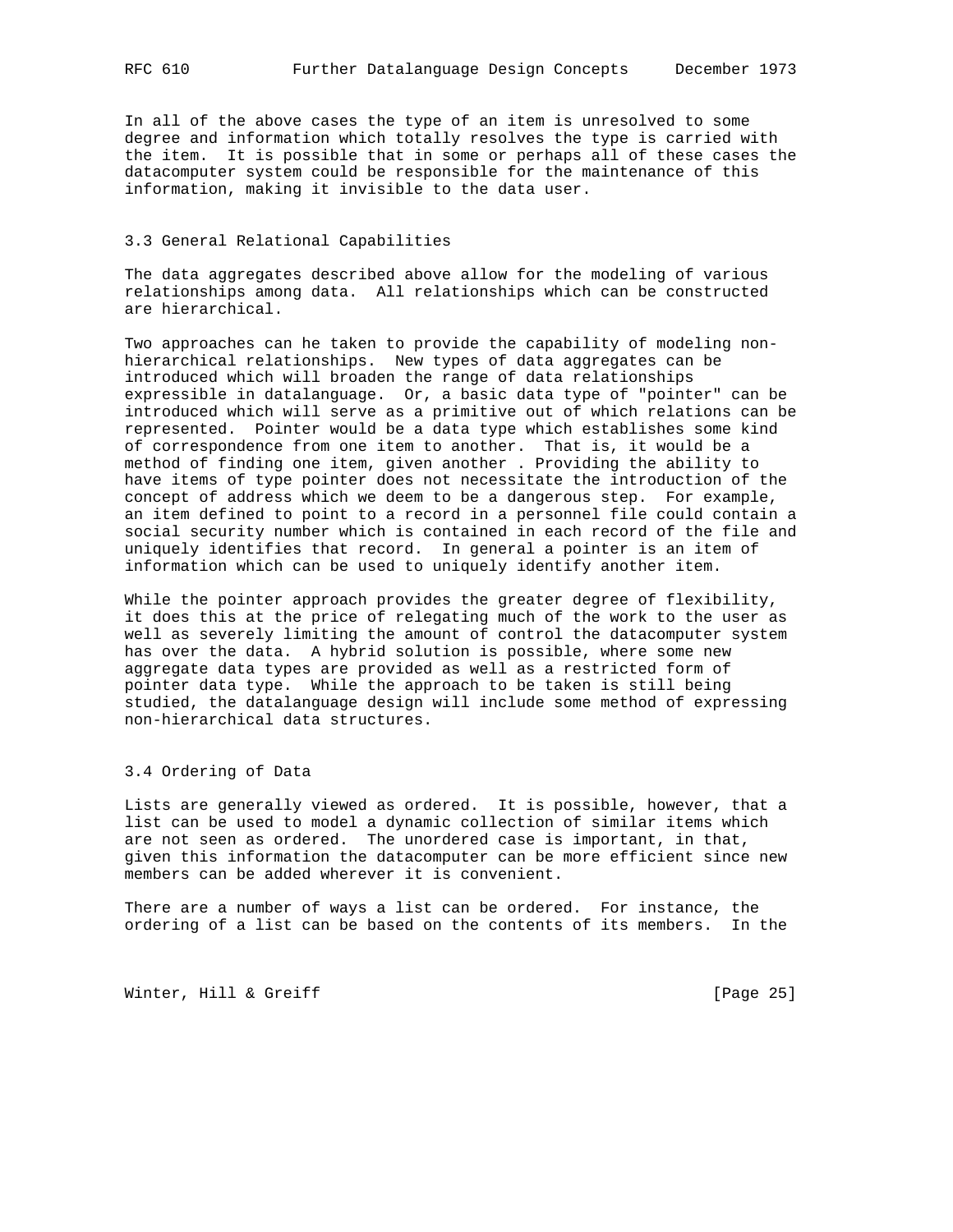In all of the above cases the type of an item is unresolved to some degree and information which totally resolves the type is carried with the item. It is possible that in some or perhaps all of these cases the datacomputer system could be responsible for the maintenance of this information, making it invisible to the data user.

### 3.3 General Relational Capabilities

The data aggregates described above allow for the modeling of various relationships among data. All relationships which can be constructed are hierarchical.

Two approaches can he taken to provide the capability of modeling non-hierarchical relationships. New types of data aggregates can be introduced which will broaden the range of data relationships expressible in datalanguage. Or, a basic data type of "pointer" can be introduced which will serve as a primitive out of which relations can be represented. Pointer would be a data type which establishes some kind of correspondence from one item to another. That is, it would be a method of finding one item, given another . Providing the ability to have items of type pointer does not necessitate the introduction of the concept of address which we deem to be a dangerous step. For example, an item defined to point to a record in a personnel file could contain a social security number which is contained in each record of the file and uniquely identifies that record. In general a pointer is an item of information which can be used to uniquely identify another item.

While the pointer approach provides the greater degree of flexibility, it does this at the price of relegating much of the work to the user as well as severely limiting the amount of control the datacomputer system has over the data. A hybrid solution is possible, where some new aggregate data types are provided as well as a restricted form of pointer data type. While the approach to be taken is still being studied, the datalanguage design will include some method of expressing non-hierarchical data structures.

### 3.4 Ordering of Data

Lists are generally viewed as ordered. It is possible, however, that a list can be used to model a dynamic collection of similar items which are not seen as ordered. The unordered case is important, in that, given this information the datacomputer can be more efficient since new members can be added wherever it is convenient.

There are a number of ways a list can be ordered. For instance, the ordering of a list can be based on the contents of its members. In the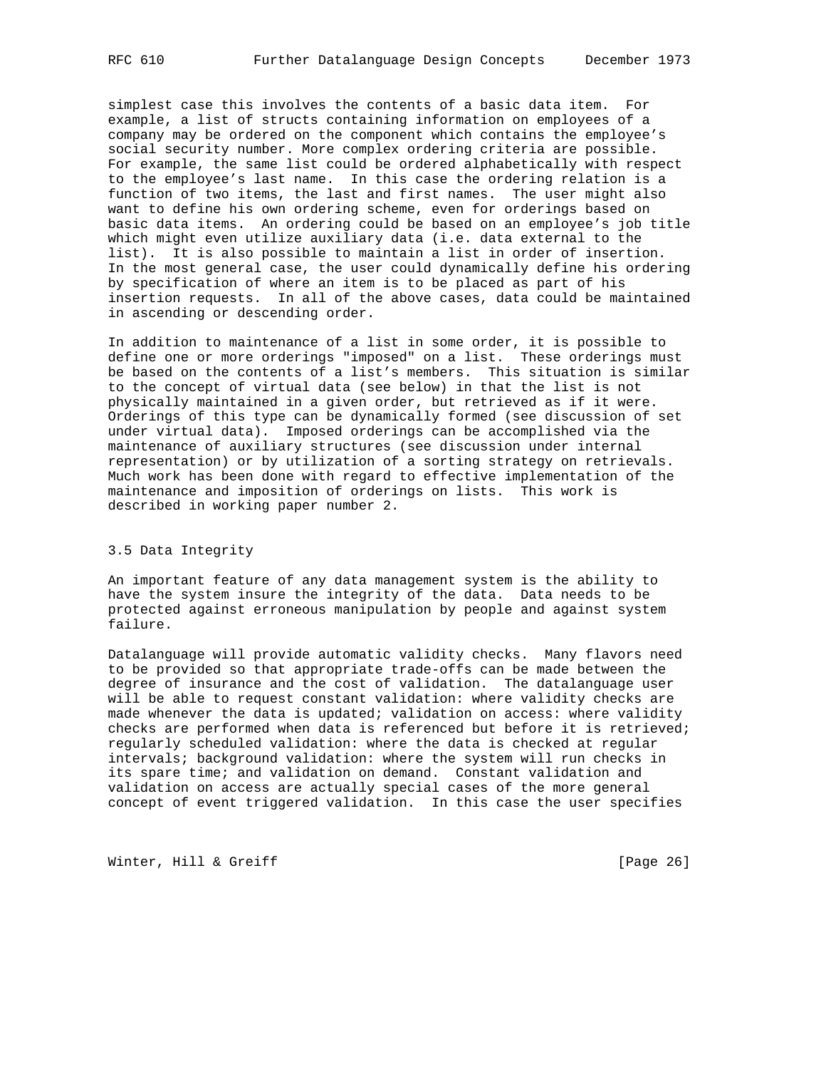simplest case this involves the contents of a basic data item. For example, a list of structs containing information on employees of a company may be ordered on the component which contains the employee's social security number. More complex ordering criteria are possible. For example, the same list could be ordered alphabetically with respect to the employee's last name. In this case the ordering relation is a function of two items, the last and first names. The user might also want to define his own ordering scheme, even for orderings based on basic data items. An ordering could be based on an employee's job title which might even utilize auxiliary data (i.e. data external to the list). It is also possible to maintain a list in order of insertion. In the most general case, the user could dynamically define his ordering by specification of where an item is to be placed as part of his insertion requests. In all of the above cases, data could be maintained in ascending or descending order.

In addition to maintenance of a list in some order, it is possible to define one or more orderings "imposed" on a list. These orderings must be based on the contents of a list's members. This situation is similar to the concept of virtual data (see below) in that the list is not physically maintained in a given order, but retrieved as if it were. Orderings of this type can be dynamically formed (see discussion of set under virtual data). Imposed orderings can be accomplished via the maintenance of auxiliary structures (see discussion under internal representation) or by utilization of a sorting strategy on retrievals. Much work has been done with regard to effective implementation of the maintenance and imposition of orderings on lists. This work is described in working paper number 2.

### 3.5 Data Integrity

An important feature of any data management system is the ability to have the system insure the integrity of the data. Data needs to be protected against erroneous manipulation by people and against system failure.

Datalanguage will provide automatic validity checks. Many flavors need to be provided so that appropriate trade-offs can be made between the degree of insurance and the cost of validation. The datalanguage user will be able to request constant validation: where validity checks are made whenever the data is updated; validation on access: where validity checks are performed when data is referenced but before it is retrieved; regularly scheduled validation: where the data is checked at regular intervals; background validation: where the system will run checks in its spare time; and validation on demand. Constant validation and validation on access are actually special cases of the more general concept of event triggered validation. In this case the user specifies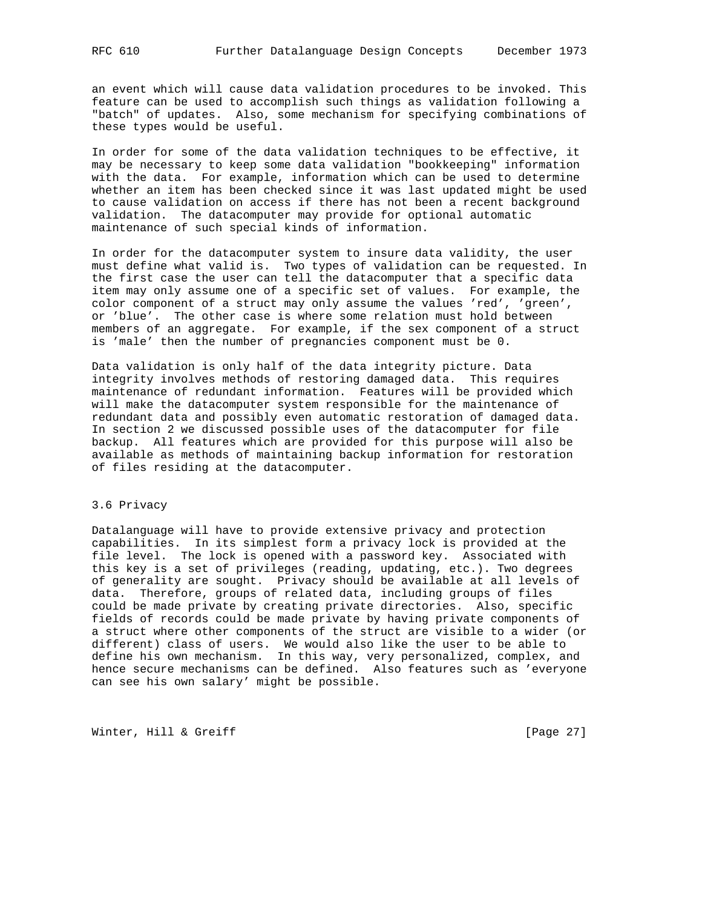an event which will cause data validation procedures to be invoked. This feature can be used to accomplish such things as validation following a "batch" of updates. Also, some mechanism for specifying combinations of these types would be useful.

In order for some of the data validation techniques to be effective, it may be necessary to keep some data validation "bookkeeping" information with the data. For example, information which can be used to determine whether an item has been checked since it was last updated might be used to cause validation on access if there has not been a recent background validation. The datacomputer may provide for optional automatic maintenance of such special kinds of information.

In order for the datacomputer system to insure data validity, the user must define what valid is. Two types of validation can be requested. In the first case the user can tell the datacomputer that a specific data item may only assume one of a specific set of values. For example, the color component of a struct may only assume the values 'red', 'green', or 'blue'. The other case is where some relation must hold between members of an aggregate. For example, if the sex component of a struct is 'male' then the number of pregnancies component must be 0.

Data validation is only half of the data integrity picture. Data integrity involves methods of restoring damaged data. This requires maintenance of redundant information. Features will be provided which will make the datacomputer system responsible for the maintenance of redundant data and possibly even automatic restoration of damaged data. In section 2 we discussed possible uses of the datacomputer for file backup. All features which are provided for this purpose will also be available as methods of maintaining backup information for restoration of files residing at the datacomputer.

### 3.6 Privacy

Datalanguage will have to provide extensive privacy and protection capabilities. In its simplest form a privacy lock is provided at the file level. The lock is opened with a password key. Associated with this key is a set of privileges (reading, updating, etc.). Two degrees of generality are sought. Privacy should be available at all levels of data. Therefore, groups of related data, including groups of files could be made private by creating private directories. Also, specific fields of records could be made private by having private components of a struct where other components of the struct are visible to a wider (or different) class of users. We would also like the user to be able to define his own mechanism. In this way, very personalized, complex, and hence secure mechanisms can be defined. Also features such as 'everyone can see his own salary' might be possible.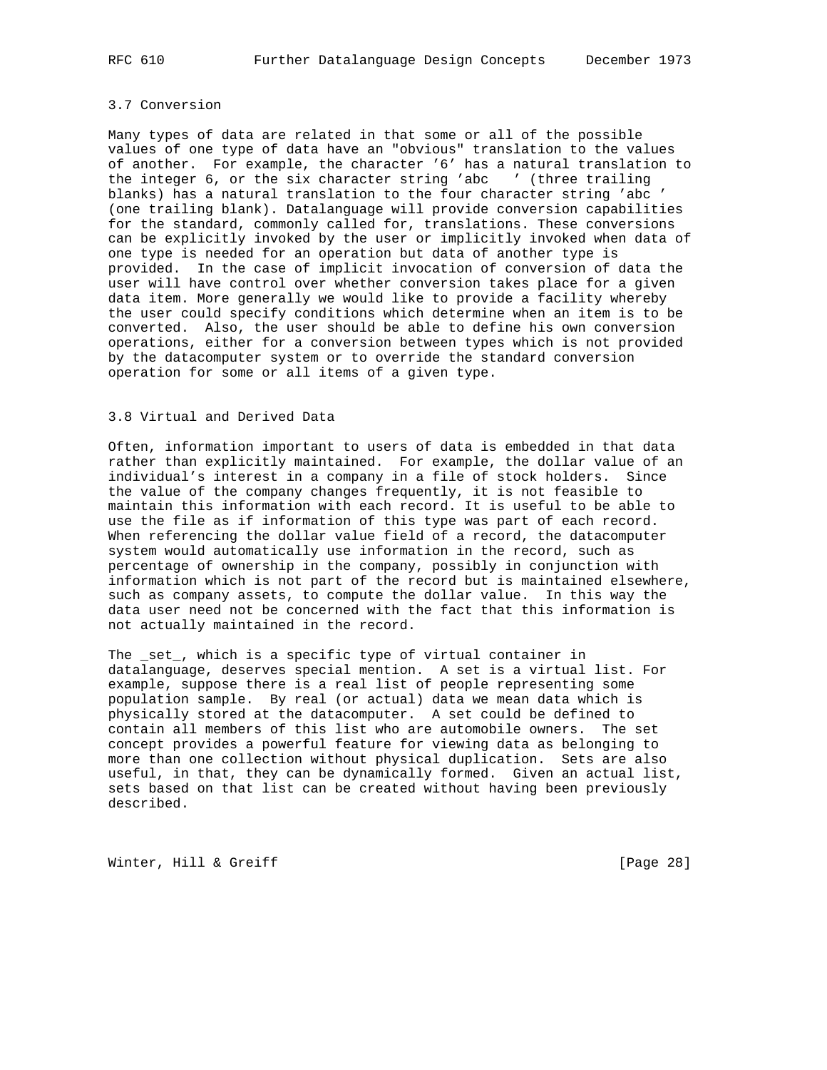### 3.7 Conversion

Many types of data are related in that some or all of the possible values of one type of data have an "obvious" translation to the values of another. For example, the character '6' has a natural translation to the integer 6, or the six character string 'abc   ' (three trailing blanks) has a natural translation to the four character string 'abc ' (one trailing blank). Datalanguage will provide conversion capabilities for the standard, commonly called for, translations. These conversions can be explicitly invoked by the user or implicitly invoked when data of one type is needed for an operation but data of another type is provided. In the case of implicit invocation of conversion of data the user will have control over whether conversion takes place for a given data item. More generally we would like to provide a facility whereby the user could specify conditions which determine when an item is to be converted. Also, the user should be able to define his own conversion operations, either for a conversion between types which is not provided by the datacomputer system or to override the standard conversion operation for some or all items of a given type.

### 3.8 Virtual and Derived Data

Often, information important to users of data is embedded in that data rather than explicitly maintained. For example, the dollar value of an individual's interest in a company in a file of stock holders. Since the value of the company changes frequently, it is not feasible to maintain this information with each record. It is useful to be able to use the file as if information of this type was part of each record. When referencing the dollar value field of a record, the datacomputer system would automatically use information in the record, such as percentage of ownership in the company, possibly in conjunction with information which is not part of the record but is maintained elsewhere, such as company assets, to compute the dollar value. In this way the data user need not be concerned with the fact that this information is not actually maintained in the record.

The _set_, which is a specific type of virtual container in datalanguage, deserves special mention. A set is a virtual list. For example, suppose there is a real list of people representing some population sample. By real (or actual) data we mean data which is physically stored at the datacomputer. A set could be defined to contain all members of this list who are automobile owners. The set concept provides a powerful feature for viewing data as belonging to more than one collection without physical duplication. Sets are also useful, in that, they can be dynamically formed. Given an actual list, sets based on that list can be created without having been previously described.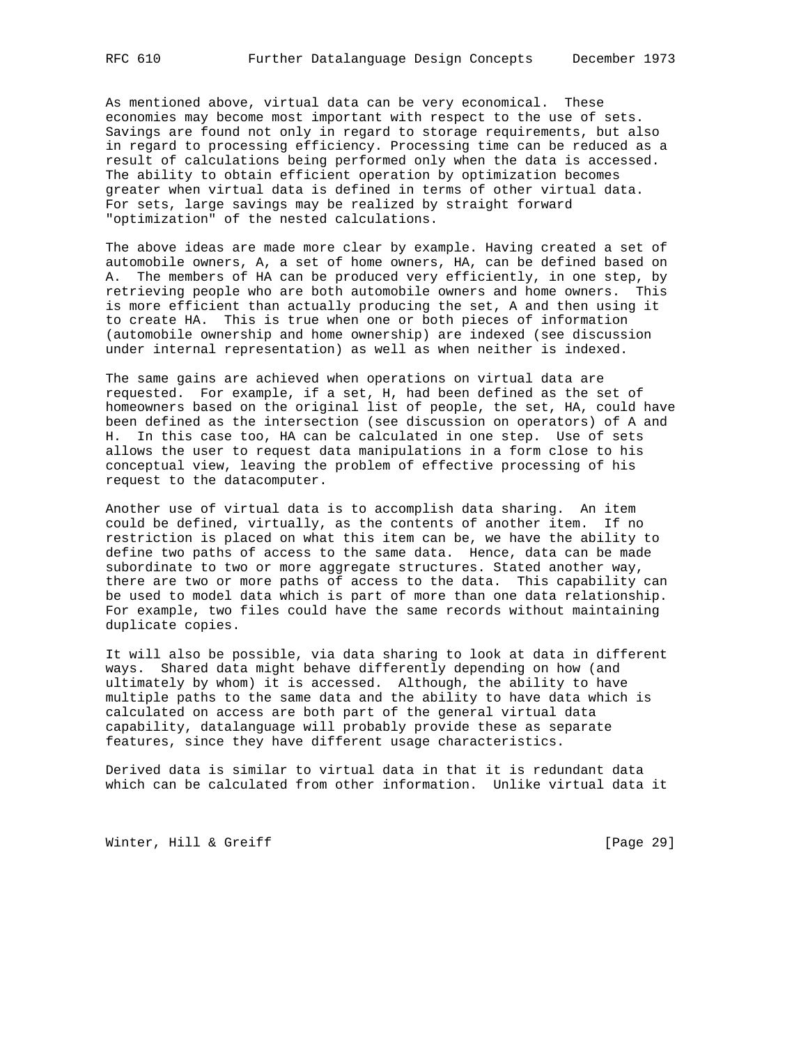As mentioned above, virtual data can be very economical. These economies may become most important with respect to the use of sets. Savings are found not only in regard to storage requirements, but also in regard to processing efficiency. Processing time can be reduced as a result of calculations being performed only when the data is accessed. The ability to obtain efficient operation by optimization becomes greater when virtual data is defined in terms of other virtual data. For sets, large savings may be realized by straight forward "optimization" of the nested calculations.

The above ideas are made more clear by example. Having created a set of automobile owners, A, a set of home owners, HA, can be defined based on A. The members of HA can be produced very efficiently, in one step, by retrieving people who are both automobile owners and home owners. This is more efficient than actually producing the set, A and then using it to create HA. This is true when one or both pieces of information (automobile ownership and home ownership) are indexed (see discussion under internal representation) as well as when neither is indexed.

The same gains are achieved when operations on virtual data are requested. For example, if a set, H, had been defined as the set of homeowners based on the original list of people, the set, HA, could have been defined as the intersection (see discussion on operators) of A and H. In this case too, HA can be calculated in one step. Use of sets allows the user to request data manipulations in a form close to his conceptual view, leaving the problem of effective processing of his request to the datacomputer.

Another use of virtual data is to accomplish data sharing. An item could be defined, virtually, as the contents of another item. If no restriction is placed on what this item can be, we have the ability to define two paths of access to the same data. Hence, data can be made subordinate to two or more aggregate structures. Stated another way, there are two or more paths of access to the data. This capability can be used to model data which is part of more than one data relationship. For example, two files could have the same records without maintaining duplicate copies.

It will also be possible, via data sharing to look at data in different ways. Shared data might behave differently depending on how (and ultimately by whom) it is accessed. Although, the ability to have multiple paths to the same data and the ability to have data which is calculated on access are both part of the general virtual data capability, datalanguage will probably provide these as separate features, since they have different usage characteristics.

Derived data is similar to virtual data in that it is redundant data which can be calculated from other information. Unlike virtual data it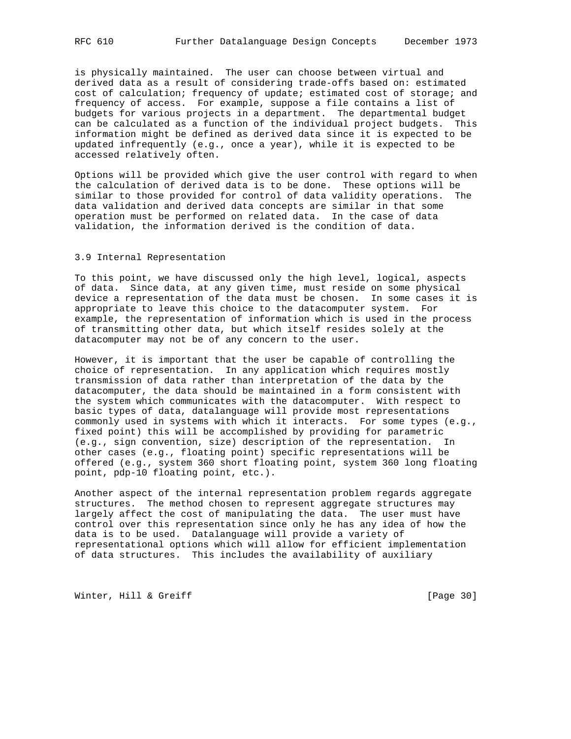is physically maintained. The user can choose between virtual and derived data as a result of considering trade-offs based on: estimated cost of calculation; frequency of update; estimated cost of storage; and frequency of access. For example, suppose a file contains a list of budgets for various projects in a department. The departmental budget can be calculated as a function of the individual project budgets. This information might be defined as derived data since it is expected to be updated infrequently (e.g., once a year), while it is expected to be accessed relatively often.

Options will be provided which give the user control with regard to when the calculation of derived data is to be done. These options will be similar to those provided for control of data validity operations. The data validation and derived data concepts are similar in that some operation must be performed on related data. In the case of data validation, the information derived is the condition of data.

### 3.9 Internal Representation

To this point, we have discussed only the high level, logical, aspects of data. Since data, at any given time, must reside on some physical device a representation of the data must be chosen. In some cases it is appropriate to leave this choice to the datacomputer system. For example, the representation of information which is used in the process of transmitting other data, but which itself resides solely at the datacomputer may not be of any concern to the user.

However, it is important that the user be capable of controlling the choice of representation. In any application which requires mostly transmission of data rather than interpretation of the data by the datacomputer, the data should be maintained in a form consistent with the system which communicates with the datacomputer. With respect to basic types of data, datalanguage will provide most representations commonly used in systems with which it interacts. For some types (e.g., fixed point) this will be accomplished by providing for parametric (e.g., sign convention, size) description of the representation. In other cases (e.g., floating point) specific representations will be offered (e.g., system 360 short floating point, system 360 long floating point, pdp-10 floating point, etc.).

Another aspect of the internal representation problem regards aggregate structures. The method chosen to represent aggregate structures may largely affect the cost of manipulating the data. The user must have control over this representation since only he has any idea of how the data is to be used. Datalanguage will provide a variety of representational options which will allow for efficient implementation of data structures. This includes the availability of auxiliary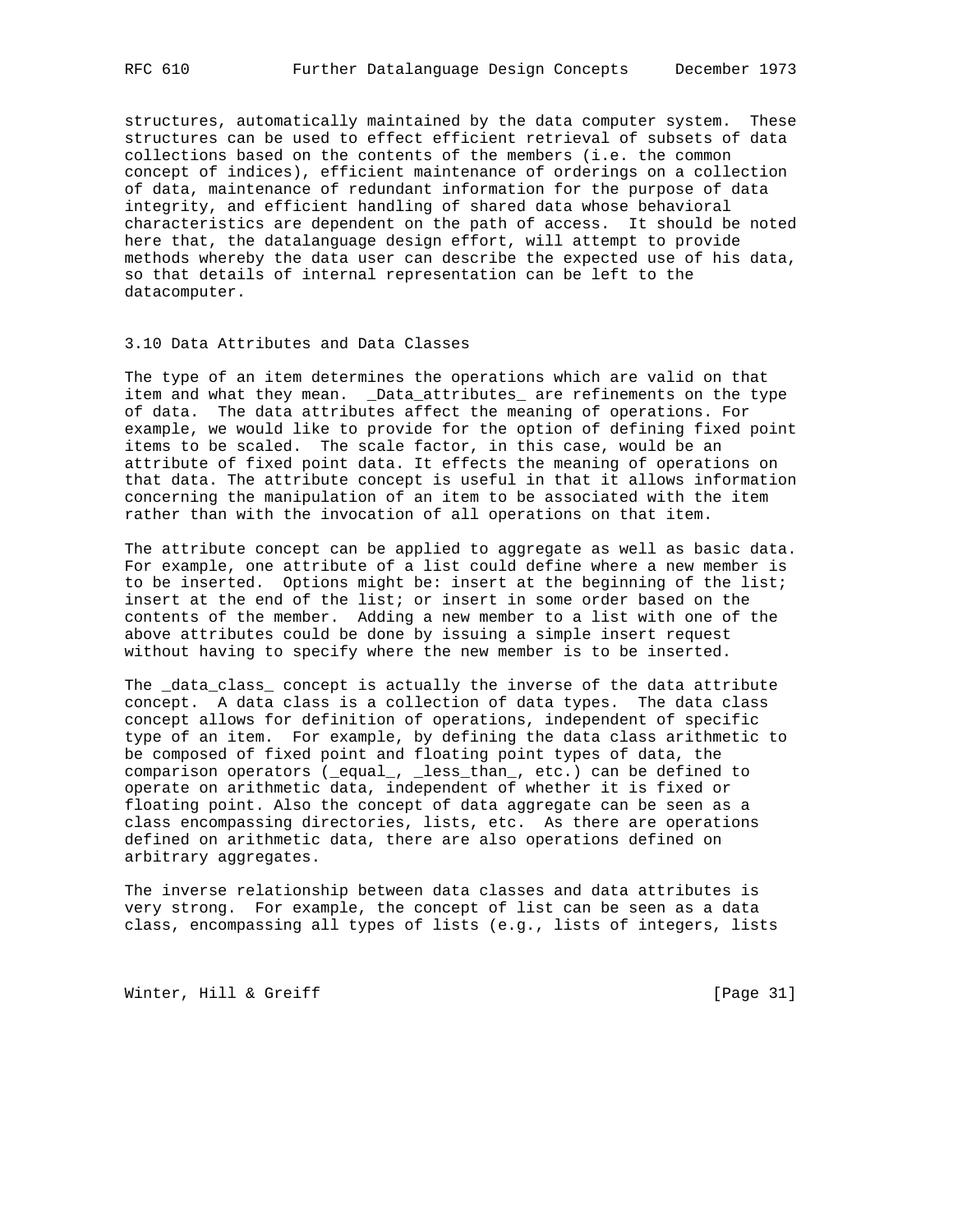structures, automatically maintained by the data computer system. These structures can be used to effect efficient retrieval of subsets of data collections based on the contents of the members (i.e. the common concept of indices), efficient maintenance of orderings on a collection of data, maintenance of redundant information for the purpose of data integrity, and efficient handling of shared data whose behavioral characteristics are dependent on the path of access. It should be noted here that, the datalanguage design effort, will attempt to provide methods whereby the data user can describe the expected use of his data, so that details of internal representation can be left to the datacomputer.

### 3.10 Data Attributes and Data Classes

The type of an item determines the operations which are valid on that item and what they mean. _Data_attributes_ are refinements on the type of data. The data attributes affect the meaning of operations. For example, we would like to provide for the option of defining fixed point items to be scaled. The scale factor, in this case, would be an attribute of fixed point data. It effects the meaning of operations on that data. The attribute concept is useful in that it allows information concerning the manipulation of an item to be associated with the item rather than with the invocation of all operations on that item.

The attribute concept can be applied to aggregate as well as basic data. For example, one attribute of a list could define where a new member is to be inserted. Options might be: insert at the beginning of the list; insert at the end of the list; or insert in some order based on the contents of the member. Adding a new member to a list with one of the above attributes could be done by issuing a simple insert request without having to specify where the new member is to be inserted.

The _data_class_ concept is actually the inverse of the data attribute concept. A data class is a collection of data types. The data class concept allows for definition of operations, independent of specific type of an item. For example, by defining the data class arithmetic to be composed of fixed point and floating point types of data, the comparison operators (_equal_, _less_than_, etc.) can be defined to operate on arithmetic data, independent of whether it is fixed or floating point. Also the concept of data aggregate can be seen as a class encompassing directories, lists, etc. As there are operations defined on arithmetic data, there are also operations defined on arbitrary aggregates.

The inverse relationship between data classes and data attributes is very strong. For example, the concept of list can be seen as a data class, encompassing all types of lists (e.g., lists of integers, lists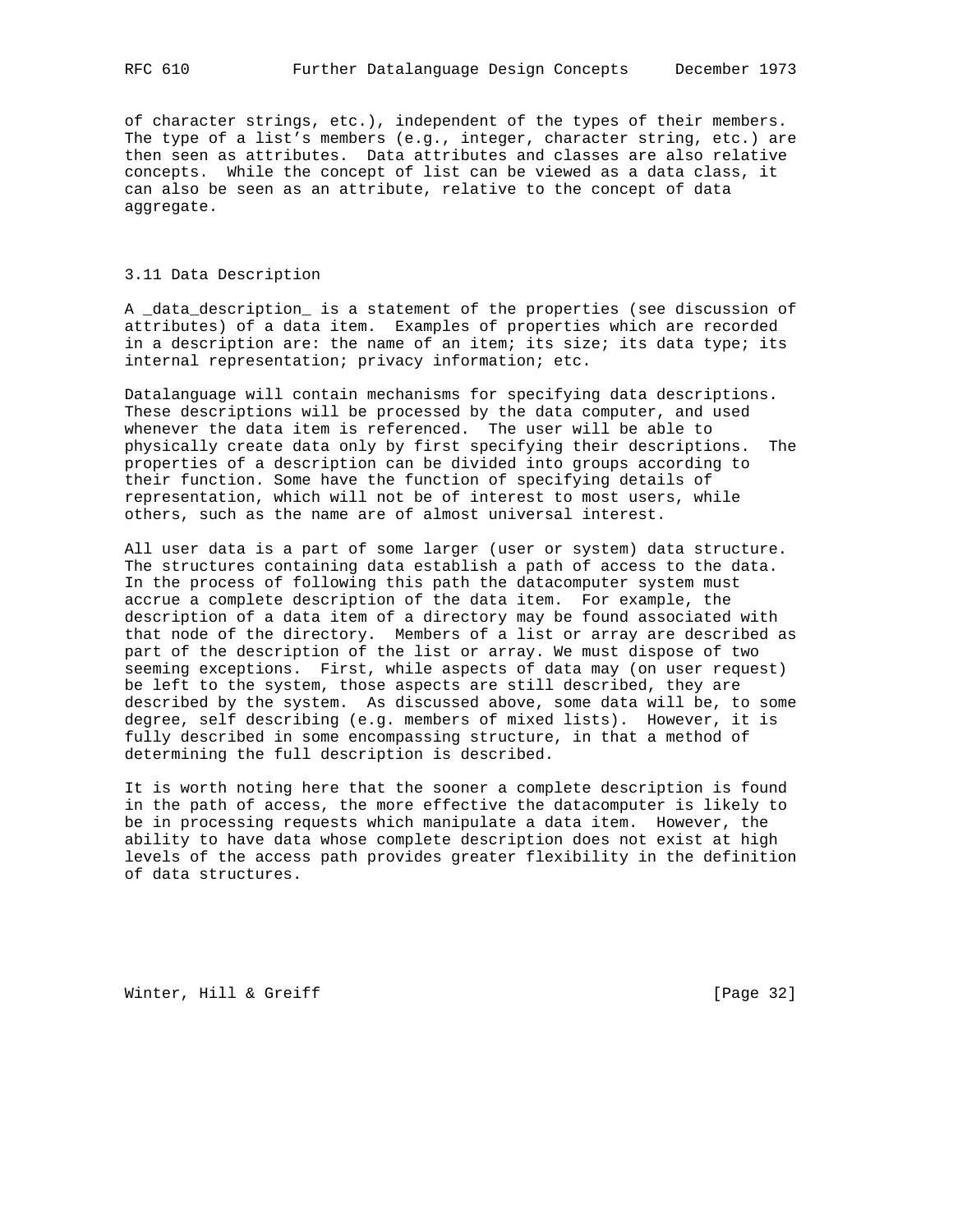of character strings, etc.), independent of the types of their members. The type of a list's members (e.g., integer, character string, etc.) are then seen as attributes. Data attributes and classes are also relative concepts. While the concept of list can be viewed as a data class, it can also be seen as an attribute, relative to the concept of data aggregate.

### 3.11 Data Description

A _data_description_ is a statement of the properties (see discussion of attributes) of a data item. Examples of properties which are recorded in a description are: the name of an item; its size; its data type; its internal representation; privacy information; etc.

Datalanguage will contain mechanisms for specifying data descriptions. These descriptions will be processed by the data computer, and used whenever the data item is referenced. The user will be able to physically create data only by first specifying their descriptions. The properties of a description can be divided into groups according to their function. Some have the function of specifying details of representation, which will not be of interest to most users, while others, such as the name are of almost universal interest.

All user data is a part of some larger (user or system) data structure. The structures containing data establish a path of access to the data. In the process of following this path the datacomputer system must accrue a complete description of the data item. For example, the description of a data item of a directory may be found associated with that node of the directory. Members of a list or array are described as part of the description of the list or array. We must dispose of two seeming exceptions. First, while aspects of data may (on user request) be left to the system, those aspects are still described, they are described by the system. As discussed above, some data will be, to some degree, self describing (e.g. members of mixed lists). However, it is fully described in some encompassing structure, in that a method of determining the full description is described.

It is worth noting here that the sooner a complete description is found in the path of access, the more effective the datacomputer is likely to be in processing requests which manipulate a data item. However, the ability to have data whose complete description does not exist at high levels of the access path provides greater flexibility in the definition of data structures.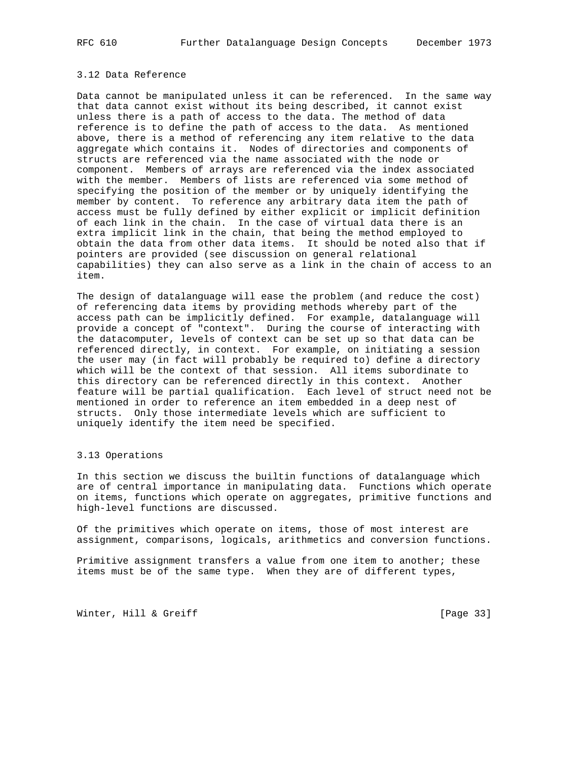### 3.12 Data Reference

Data cannot be manipulated unless it can be referenced. In the same way that data cannot exist without its being described, it cannot exist unless there is a path of access to the data. The method of data reference is to define the path of access to the data. As mentioned above, there is a method of referencing any item relative to the data aggregate which contains it. Nodes of directories and components of structs are referenced via the name associated with the node or component. Members of arrays are referenced via the index associated with the member. Members of lists are referenced via some method of specifying the position of the member or by uniquely identifying the member by content. To reference any arbitrary data item the path of access must be fully defined by either explicit or implicit definition of each link in the chain. In the case of virtual data there is an extra implicit link in the chain, that being the method employed to obtain the data from other data items. It should be noted also that if pointers are provided (see discussion on general relational capabilities) they can also serve as a link in the chain of access to an item.

The design of datalanguage will ease the problem (and reduce the cost) of referencing data items by providing methods whereby part of the access path can be implicitly defined. For example, datalanguage will provide a concept of "context". During the course of interacting with the datacomputer, levels of context can be set up so that data can be referenced directly, in context. For example, on initiating a session the user may (in fact will probably be required to) define a directory which will be the context of that session. All items subordinate to this directory can be referenced directly in this context. Another feature will be partial qualification. Each level of struct need not be mentioned in order to reference an item embedded in a deep nest of structs. Only those intermediate levels which are sufficient to uniquely identify the item need be specified.

### 3.13 Operations

In this section we discuss the builtin functions of datalanguage which are of central importance in manipulating data. Functions which operate on items, functions which operate on aggregates, primitive functions and high-level functions are discussed.

Of the primitives which operate on items, those of most interest are assignment, comparisons, logicals, arithmetics and conversion functions.

Primitive assignment transfers a value from one item to another; these items must be of the same type. When they are of different types,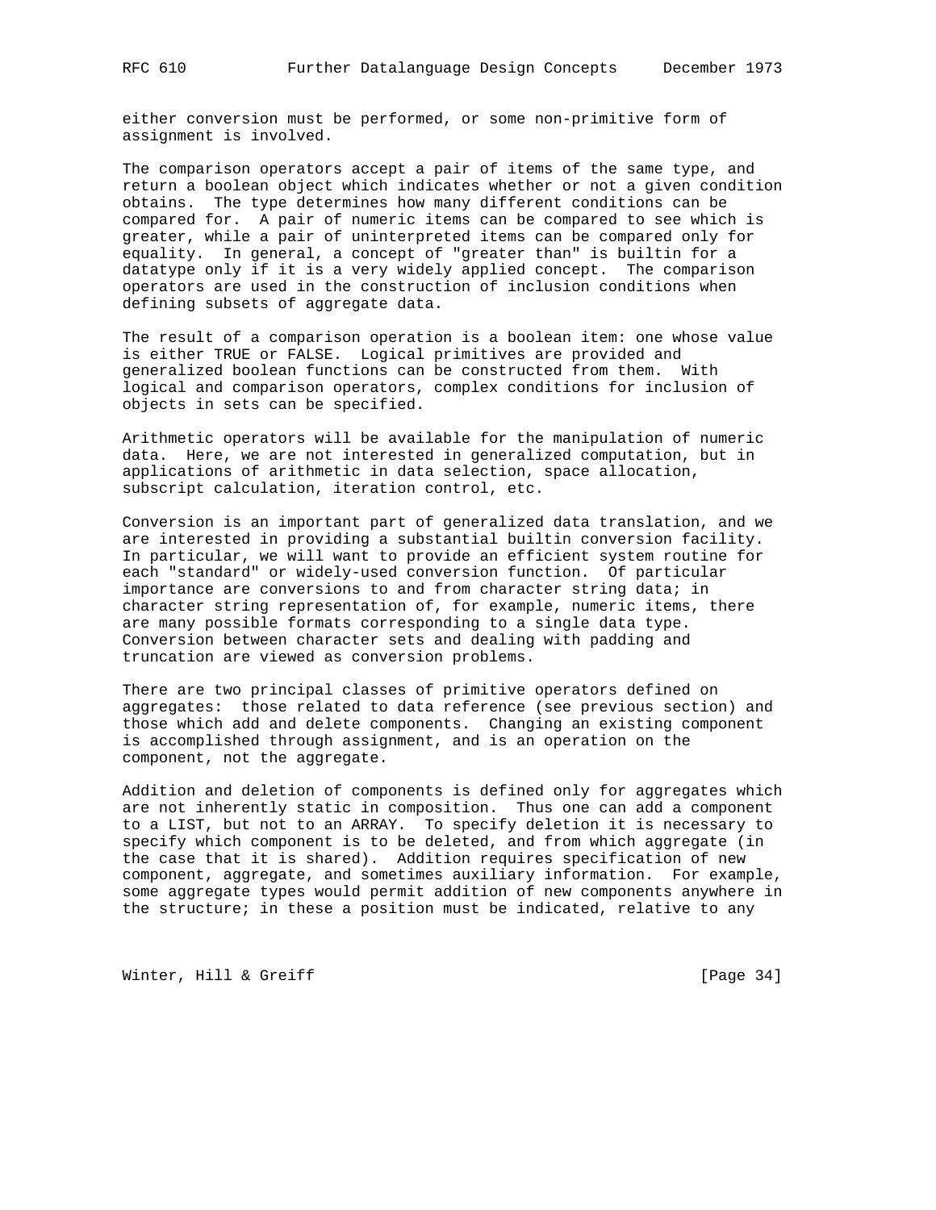either conversion must be performed, or some non-primitive form of assignment is involved.

The comparison operators accept a pair of items of the same type, and return a boolean object which indicates whether or not a given condition obtains. The type determines how many different conditions can be compared for. A pair of numeric items can be compared to see which is greater, while a pair of uninterpreted items can be compared only for equality. In general, a concept of "greater than" is builtin for a datatype only if it is a very widely applied concept. The comparison operators are used in the construction of inclusion conditions when defining subsets of aggregate data.

The result of a comparison operation is a boolean item: one whose value is either TRUE or FALSE. Logical primitives are provided and generalized boolean functions can be constructed from them. With logical and comparison operators, complex conditions for inclusion of objects in sets can be specified.

Arithmetic operators will be available for the manipulation of numeric data. Here, we are not interested in generalized computation, but in applications of arithmetic in data selection, space allocation, subscript calculation, iteration control, etc.

Conversion is an important part of generalized data translation, and we are interested in providing a substantial builtin conversion facility. In particular, we will want to provide an efficient system routine for each "standard" or widely-used conversion function. Of particular importance are conversions to and from character string data; in character string representation of, for example, numeric items, there are many possible formats corresponding to a single data type. Conversion between character sets and dealing with padding and truncation are viewed as conversion problems.

There are two principal classes of primitive operators defined on aggregates: those related to data reference (see previous section) and those which add and delete components. Changing an existing component is accomplished through assignment, and is an operation on the component, not the aggregate.

Addition and deletion of components is defined only for aggregates which are not inherently static in composition. Thus one can add a component to a LIST, but not to an ARRAY. To specify deletion it is necessary to specify which component is to be deleted, and from which aggregate (in the case that it is shared). Addition requires specification of new component, aggregate, and sometimes auxiliary information. For example, some aggregate types would permit addition of new components anywhere in the structure; in these a position must be indicated, relative to any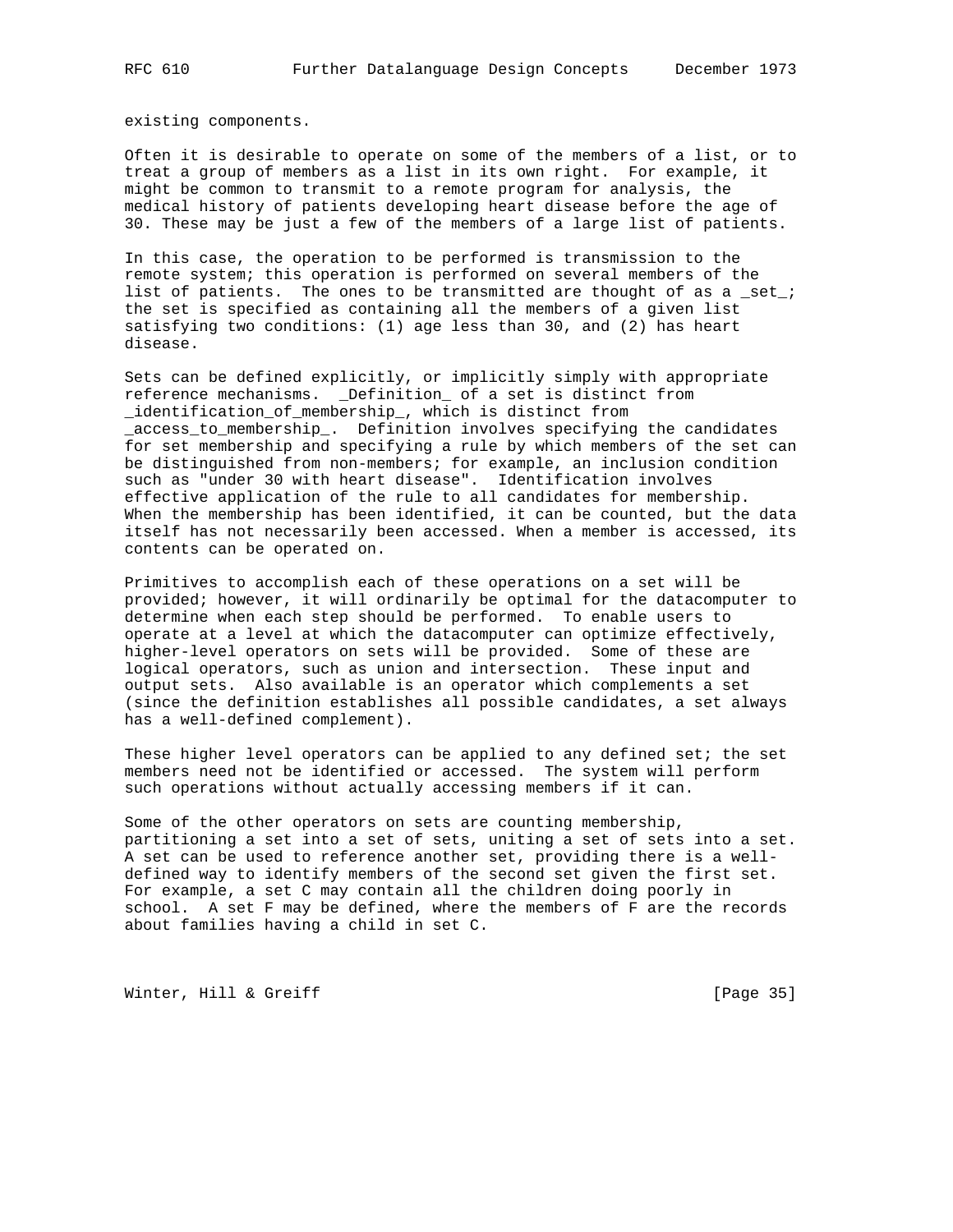existing components.

Often it is desirable to operate on some of the members of a list, or to treat a group of members as a list in its own right. For example, it might be common to transmit to a remote program for analysis, the medical history of patients developing heart disease before the age of 30. These may be just a few of the members of a large list of patients.

In this case, the operation to be performed is transmission to the remote system; this operation is performed on several members of the list of patients. The ones to be transmitted are thought of as a _set_; the set is specified as containing all the members of a given list satisfying two conditions: (1) age less than 30, and (2) has heart disease.

Sets can be defined explicitly, or implicitly simply with appropriate reference mechanisms. _Definition_ of a set is distinct from _identification_of_membership_, which is distinct from _access_to_membership_. Definition involves specifying the candidates for set membership and specifying a rule by which members of the set can be distinguished from non-members; for example, an inclusion condition such as "under 30 with heart disease". Identification involves effective application of the rule to all candidates for membership. When the membership has been identified, it can be counted, but the data itself has not necessarily been accessed. When a member is accessed, its contents can be operated on.

Primitives to accomplish each of these operations on a set will be provided; however, it will ordinarily be optimal for the datacomputer to determine when each step should be performed. To enable users to operate at a level at which the datacomputer can optimize effectively, higher-level operators on sets will be provided. Some of these are logical operators, such as union and intersection. These input and output sets. Also available is an operator which complements a set (since the definition establishes all possible candidates, a set always has a well-defined complement).

These higher level operators can be applied to any defined set; the set members need not be identified or accessed. The system will perform such operations without actually accessing members if it can.

Some of the other operators on sets are counting membership, partitioning a set into a set of sets, uniting a set of sets into a set. A set can be used to reference another set, providing there is a well-defined way to identify members of the second set given the first set. For example, a set C may contain all the children doing poorly in school. A set F may be defined, where the members of F are the records about families having a child in set C.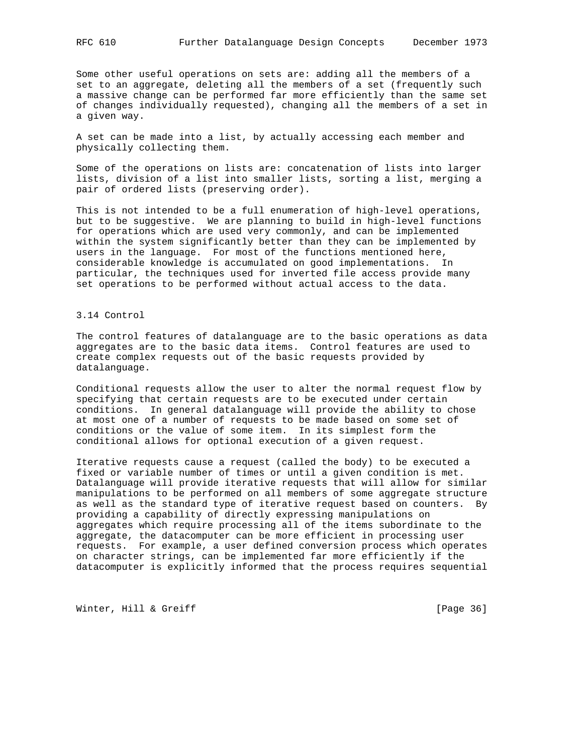Some other useful operations on sets are: adding all the members of a set to an aggregate, deleting all the members of a set (frequently such a massive change can be performed far more efficiently than the same set of changes individually requested), changing all the members of a set in a given way.

A set can be made into a list, by actually accessing each member and physically collecting them.

Some of the operations on lists are: concatenation of lists into larger lists, division of a list into smaller lists, sorting a list, merging a pair of ordered lists (preserving order).

This is not intended to be a full enumeration of high-level operations, but to be suggestive. We are planning to build in high-level functions for operations which are used very commonly, and can be implemented within the system significantly better than they can be implemented by users in the language. For most of the functions mentioned here, considerable knowledge is accumulated on good implementations. In particular, the techniques used for inverted file access provide many set operations to be performed without actual access to the data.

### 3.14 Control

The control features of datalanguage are to the basic operations as data aggregates are to the basic data items. Control features are used to create complex requests out of the basic requests provided by datalanguage.

Conditional requests allow the user to alter the normal request flow by specifying that certain requests are to be executed under certain conditions. In general datalanguage will provide the ability to chose at most one of a number of requests to be made based on some set of conditions or the value of some item. In its simplest form the conditional allows for optional execution of a given request.

Iterative requests cause a request (called the body) to be executed a fixed or variable number of times or until a given condition is met. Datalanguage will provide iterative requests that will allow for similar manipulations to be performed on all members of some aggregate structure as well as the standard type of iterative request based on counters. By providing a capability of directly expressing manipulations on aggregates which require processing all of the items subordinate to the aggregate, the datacomputer can be more efficient in processing user requests. For example, a user defined conversion process which operates on character strings, can be implemented far more efficiently if the datacomputer is explicitly informed that the process requires sequential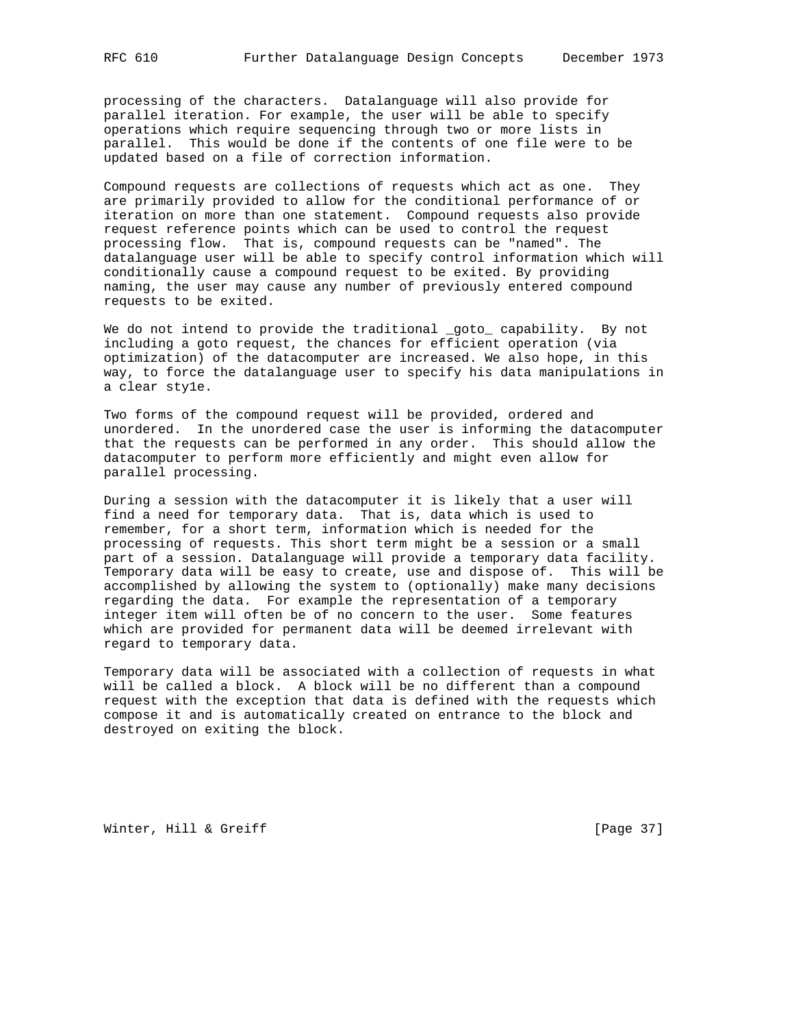processing of the characters. Datalanguage will also provide for parallel iteration. For example, the user will be able to specify operations which require sequencing through two or more lists in parallel. This would be done if the contents of one file were to be updated based on a file of correction information.

Compound requests are collections of requests which act as one. They are primarily provided to allow for the conditional performance of or iteration on more than one statement. Compound requests also provide request reference points which can be used to control the request processing flow. That is, compound requests can be "named". The datalanguage user will be able to specify control information which will conditionally cause a compound request to be exited. By providing naming, the user may cause any number of previously entered compound requests to be exited.

We do not intend to provide the traditional _goto_ capability. By not including a goto request, the chances for efficient operation (via optimization) of the datacomputer are increased. We also hope, in this way, to force the datalanguage user to specify his data manipulations in a clear sty1e.

Two forms of the compound request will be provided, ordered and unordered. In the unordered case the user is informing the datacomputer that the requests can be performed in any order. This should allow the datacomputer to perform more efficiently and might even allow for parallel processing.

During a session with the datacomputer it is likely that a user will find a need for temporary data. That is, data which is used to remember, for a short term, information which is needed for the processing of requests. This short term might be a session or a small part of a session. Datalanguage will provide a temporary data facility. Temporary data will be easy to create, use and dispose of. This will be accomplished by allowing the system to (optionally) make many decisions regarding the data. For example the representation of a temporary integer item will often be of no concern to the user. Some features which are provided for permanent data will be deemed irrelevant with regard to temporary data.

Temporary data will be associated with a collection of requests in what will be called a block. A block will be no different than a compound request with the exception that data is defined with the requests which compose it and is automatically created on entrance to the block and destroyed on exiting the block.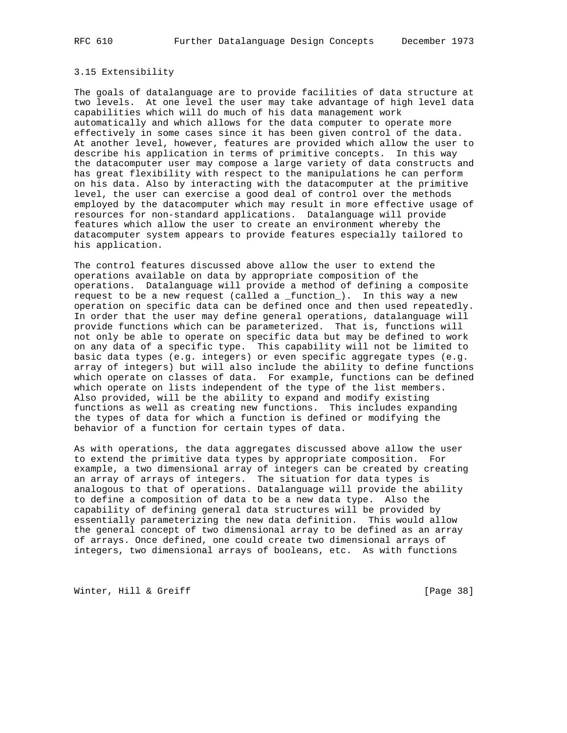### 3.15 Extensibility

The goals of datalanguage are to provide facilities of data structure at two levels. At one level the user may take advantage of high level data capabilities which will do much of his data management work automatically and which allows for the data computer to operate more effectively in some cases since it has been given control of the data. At another level, however, features are provided which allow the user to describe his application in terms of primitive concepts. In this way the datacomputer user may compose a large variety of data constructs and has great flexibility with respect to the manipulations he can perform on his data. Also by interacting with the datacomputer at the primitive level, the user can exercise a good deal of control over the methods employed by the datacomputer which may result in more effective usage of resources for non-standard applications. Datalanguage will provide features which allow the user to create an environment whereby the datacomputer system appears to provide features especially tailored to his application.

The control features discussed above allow the user to extend the operations available on data by appropriate composition of the operations. Datalanguage will provide a method of defining a composite request to be a new request (called a _function_). In this way a new operation on specific data can be defined once and then used repeatedly. In order that the user may define general operations, datalanguage will provide functions which can be parameterized. That is, functions will not only be able to operate on specific data but may be defined to work on any data of a specific type. This capability will not be limited to basic data types (e.g. integers) or even specific aggregate types (e.g. array of integers) but will also include the ability to define functions which operate on classes of data. For example, functions can be defined which operate on lists independent of the type of the list members. Also provided, will be the ability to expand and modify existing functions as well as creating new functions. This includes expanding the types of data for which a function is defined or modifying the behavior of a function for certain types of data.

As with operations, the data aggregates discussed above allow the user to extend the primitive data types by appropriate composition. For example, a two dimensional array of integers can be created by creating an array of arrays of integers. The situation for data types is analogous to that of operations. Datalanguage will provide the ability to define a composition of data to be a new data type. Also the capability of defining general data structures will be provided by essentially parameterizing the new data definition. This would allow the general concept of two dimensional array to be defined as an array of arrays. Once defined, one could create two dimensional arrays of integers, two dimensional arrays of booleans, etc. As with functions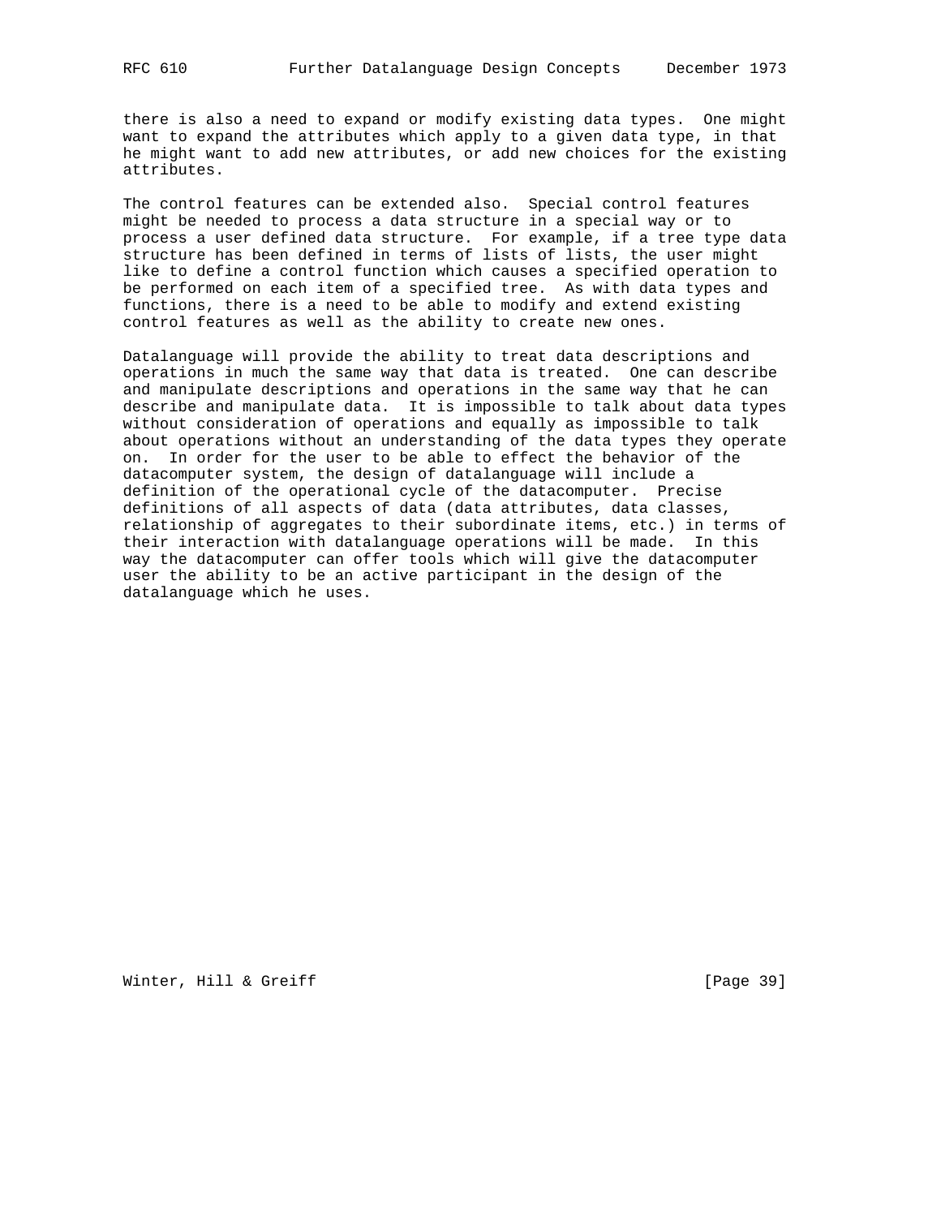there is also a need to expand or modify existing data types. One might want to expand the attributes which apply to a given data type, in that he might want to add new attributes, or add new choices for the existing attributes.

The control features can be extended also. Special control features might be needed to process a data structure in a special way or to process a user defined data structure. For example, if a tree type data structure has been defined in terms of lists of lists, the user might like to define a control function which causes a specified operation to be performed on each item of a specified tree. As with data types and functions, there is a need to be able to modify and extend existing control features as well as the ability to create new ones.

Datalanguage will provide the ability to treat data descriptions and operations in much the same way that data is treated. One can describe and manipulate descriptions and operations in the same way that he can describe and manipulate data. It is impossible to talk about data types without consideration of operations and equally as impossible to talk about operations without an understanding of the data types they operate on. In order for the user to be able to effect the behavior of the datacomputer system, the design of datalanguage will include a definition of the operational cycle of the datacomputer. Precise definitions of all aspects of data (data attributes, data classes, relationship of aggregates to their subordinate items, etc.) in terms of their interaction with datalanguage operations will be made. In this way the datacomputer can offer tools which will give the datacomputer user the ability to be an active participant in the design of the datalanguage which he uses.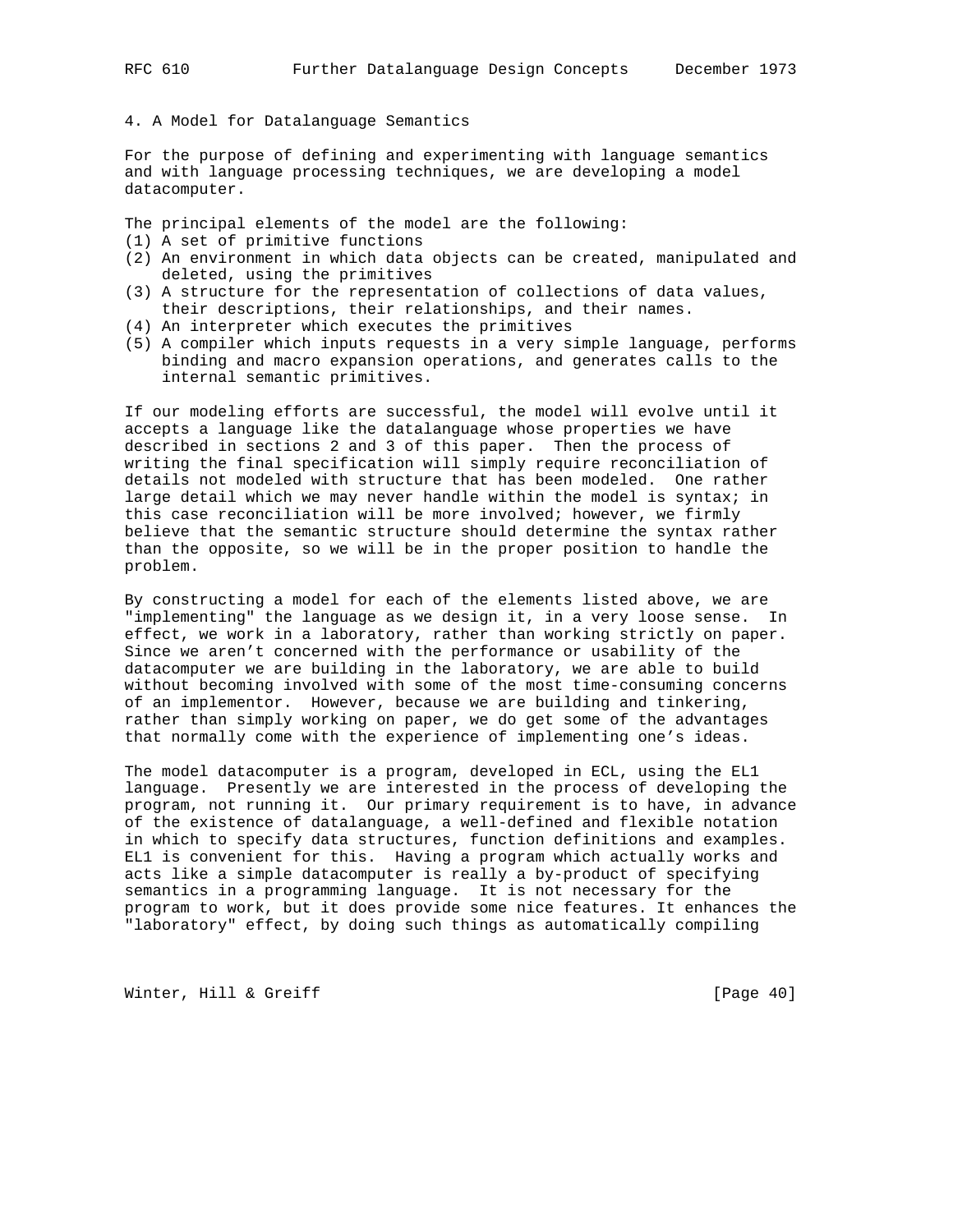## 4. A Model for Datalanguage Semantics

For the purpose of defining and experimenting with language semantics and with language processing techniques, we are developing a model datacomputer.

The principal elements of the model are the following:

(1) A set of primitive functions
(2) An environment in which data objects can be created, manipulated and deleted, using the primitives
(3) A structure for the representation of collections of data values, their descriptions, their relationships, and their names.
(4) An interpreter which executes the primitives
(5) A compiler which inputs requests in a very simple language, performs binding and macro expansion operations, and generates calls to the internal semantic primitives.

If our modeling efforts are successful, the model will evolve until it accepts a language like the datalanguage whose properties we have described in sections 2 and 3 of this paper. Then the process of writing the final specification will simply require reconciliation of details not modeled with structure that has been modeled. One rather large detail which we may never handle within the model is syntax; in this case reconciliation will be more involved; however, we firmly believe that the semantic structure should determine the syntax rather than the opposite, so we will be in the proper position to handle the problem.

By constructing a model for each of the elements listed above, we are "implementing" the language as we design it, in a very loose sense. In effect, we work in a laboratory, rather than working strictly on paper. Since we aren't concerned with the performance or usability of the datacomputer we are building in the laboratory, we are able to build without becoming involved with some of the most time-consuming concerns of an implementor. However, because we are building and tinkering, rather than simply working on paper, we do get some of the advantages that normally come with the experience of implementing one's ideas.

The model datacomputer is a program, developed in ECL, using the EL1 language. Presently we are interested in the process of developing the program, not running it. Our primary requirement is to have, in advance of the existence of datalanguage, a well-defined and flexible notation in which to specify data structures, function definitions and examples. EL1 is convenient for this. Having a program which actually works and acts like a simple datacomputer is really a by-product of specifying semantics in a programming language. It is not necessary for the program to work, but it does provide some nice features. It enhances the "laboratory" effect, by doing such things as automatically compiling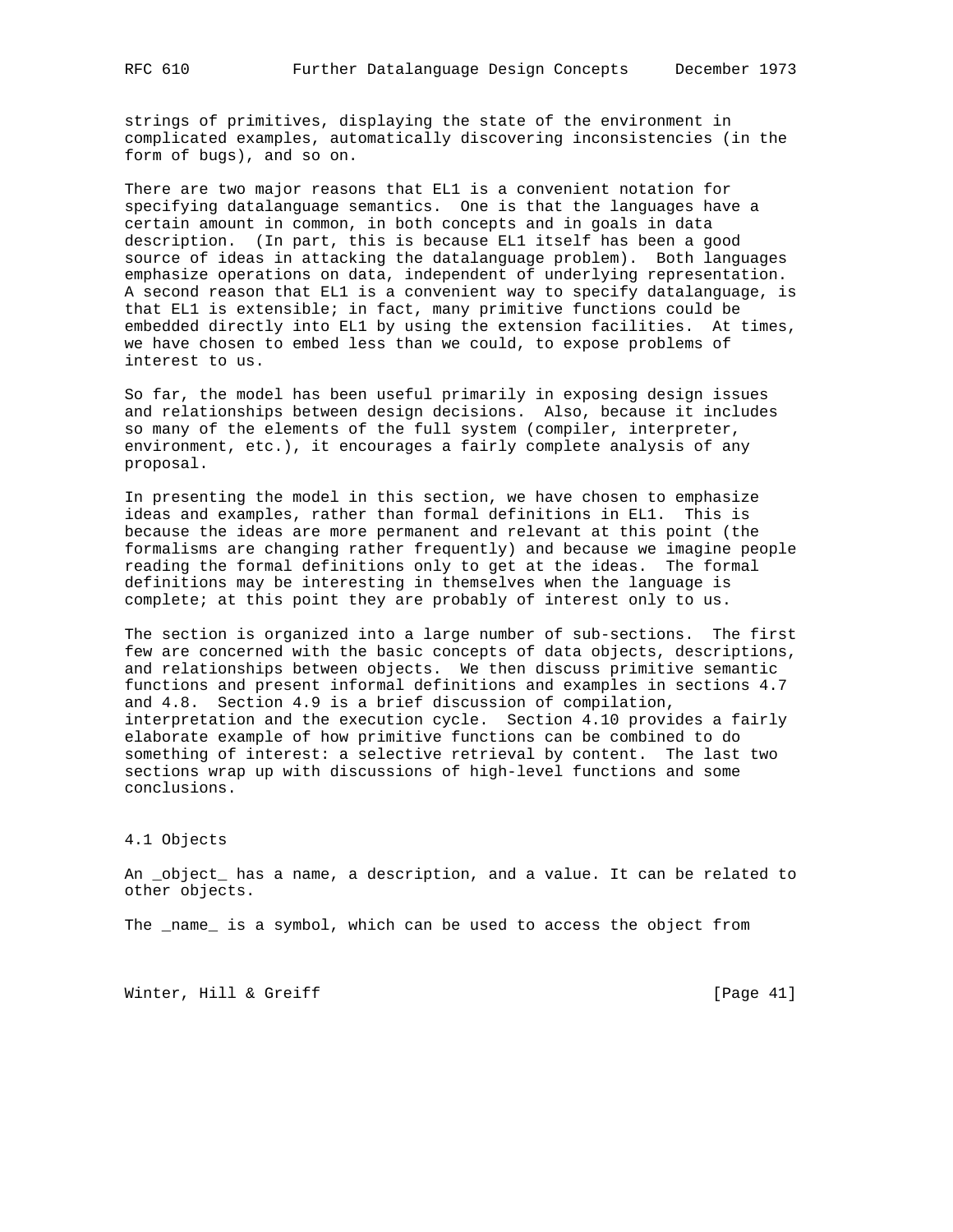strings of primitives, displaying the state of the environment in complicated examples, automatically discovering inconsistencies (in the form of bugs), and so on.

There are two major reasons that EL1 is a convenient notation for specifying datalanguage semantics. One is that the languages have a certain amount in common, in both concepts and in goals in data description. (In part, this is because EL1 itself has been a good source of ideas in attacking the datalanguage problem). Both languages emphasize operations on data, independent of underlying representation. A second reason that EL1 is a convenient way to specify datalanguage, is that EL1 is extensible; in fact, many primitive functions could be embedded directly into EL1 by using the extension facilities. At times, we have chosen to embed less than we could, to expose problems of interest to us.

So far, the model has been useful primarily in exposing design issues and relationships between design decisions. Also, because it includes so many of the elements of the full system (compiler, interpreter, environment, etc.), it encourages a fairly complete analysis of any proposal.

In presenting the model in this section, we have chosen to emphasize ideas and examples, rather than formal definitions in EL1. This is because the ideas are more permanent and relevant at this point (the formalisms are changing rather frequently) and because we imagine people reading the formal definitions only to get at the ideas. The formal definitions may be interesting in themselves when the language is complete; at this point they are probably of interest only to us.

The section is organized into a large number of sub-sections. The first few are concerned with the basic concepts of data objects, descriptions, and relationships between objects. We then discuss primitive semantic functions and present informal definitions and examples in sections 4.7 and 4.8. Section 4.9 is a brief discussion of compilation, interpretation and the execution cycle. Section 4.10 provides a fairly elaborate example of how primitive functions can be combined to do something of interest: a selective retrieval by content. The last two sections wrap up with discussions of high-level functions and some conclusions.

## 4.1 Objects

An _object_ has a name, a description, and a value. It can be related to other objects.

The _name_ is a symbol, which can be used to access the object from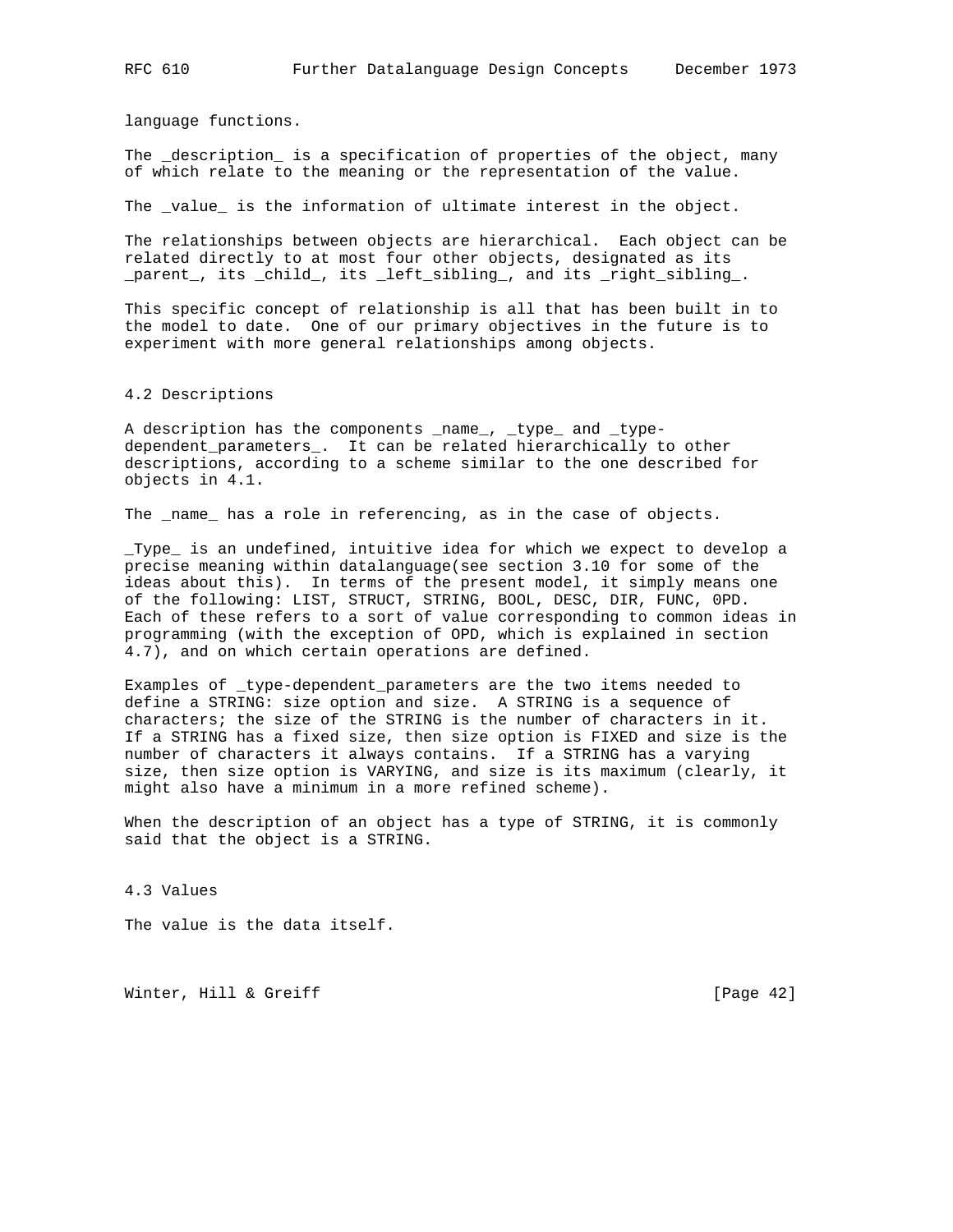language functions.

The _description_ is a specification of properties of the object, many of which relate to the meaning or the representation of the value.

The _value_ is the information of ultimate interest in the object.

The relationships between objects are hierarchical. Each object can be related directly to at most four other objects, designated as its _parent_, its _child_, its _left_sibling_, and its _right_sibling_.

This specific concept of relationship is all that has been built in to the model to date. One of our primary objectives in the future is to experiment with more general relationships among objects.

### 4.2 Descriptions

A description has the components _name_, _type_ and _type-dependent_parameters_. It can be related hierarchically to other descriptions, according to a scheme similar to the one described for objects in 4.1.

The _name_ has a role in referencing, as in the case of objects.

_Type_ is an undefined, intuitive idea for which we expect to develop a precise meaning within datalanguage(see section 3.10 for some of the ideas about this). In terms of the present model, it simply means one of the following: LIST, STRUCT, STRING, BOOL, DESC, DIR, FUNC, 0PD. Each of these refers to a sort of value corresponding to common ideas in programming (with the exception of OPD, which is explained in section 4.7), and on which certain operations are defined.

Examples of _type-dependent_parameters are the two items needed to define a STRING: size option and size. A STRING is a sequence of characters; the size of the STRING is the number of characters in it. If a STRING has a fixed size, then size option is FIXED and size is the number of characters it always contains. If a STRING has a varying size, then size option is VARYING, and size is its maximum (clearly, it might also have a minimum in a more refined scheme).

When the description of an object has a type of STRING, it is commonly said that the object is a STRING.

### 4.3 Values

The value is the data itself.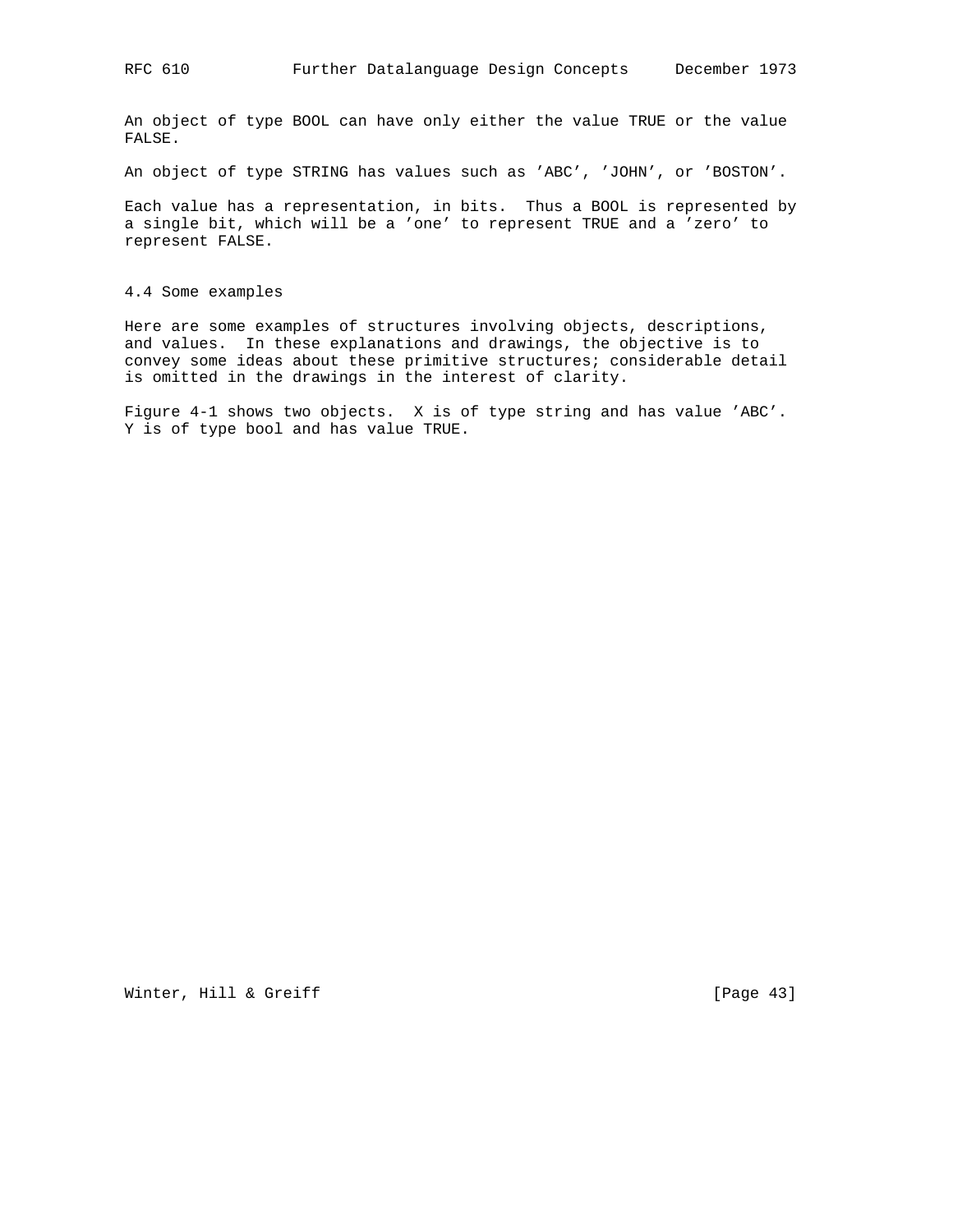An object of type BOOL can have only either the value TRUE or the value FALSE.

An object of type STRING has values such as 'ABC', 'JOHN', or 'BOSTON'.

Each value has a representation, in bits. Thus a BOOL is represented by a single bit, which will be a 'one' to represent TRUE and a 'zero' to represent FALSE.

### 4.4 Some examples

Here are some examples of structures involving objects, descriptions, and values. In these explanations and drawings, the objective is to convey some ideas about these primitive structures; considerable detail is omitted in the drawings in the interest of clarity.

Figure 4-1 shows two objects. X is of type string and has value 'ABC'. Y is of type bool and has value TRUE.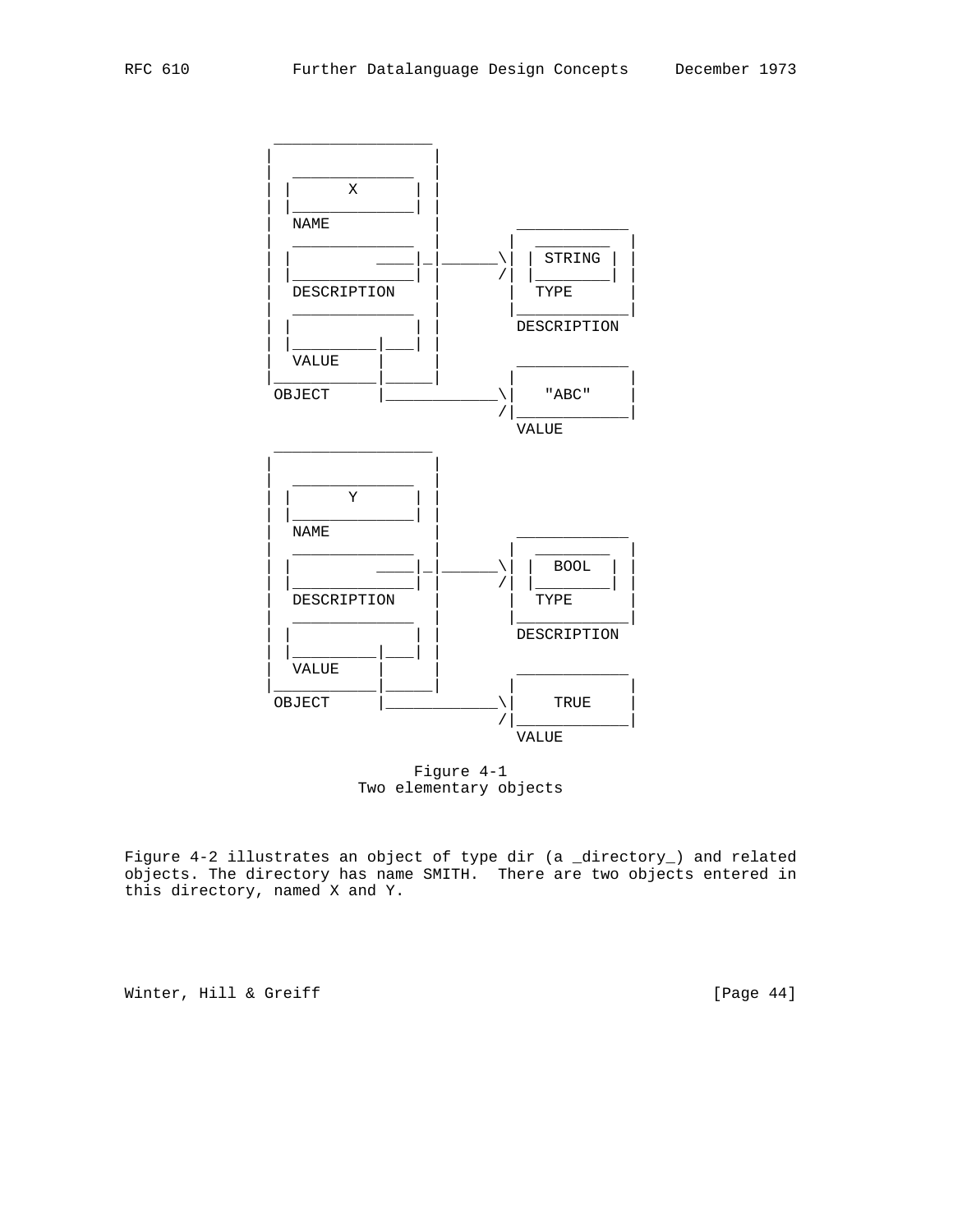```
                _________________
               |                 |
               |  _____________  |
               | |      X      | |
               | |_____________| |
               |  NAME           |        ____________
               |  _____________  |       |  ________  |
               | |         ____|_|______\| | STRING | |
               | |_____________| |      /| |________| |
               |  DESCRIPTION    |       |  TYPE      |
               |  _____________  |       |____________|
               | |             | |        DESCRIPTION
               | |_________|___| |
               |  VALUE    |     |        ____________
               |___________|_____|       |            |
                OBJECT     |____________\|   "ABC"    |
                                        /|____________|
                                          VALUE
                _________________
               |                 |
               |  _____________  |
               | |      Y      | |
               | |_____________| |
               |  NAME           |        ____________
               |  _____________  |       |  ________  |
               | |         ____|_|______\| |  BOOL  | |
               | |_____________| |      /| |________| |
               |  DESCRIPTION    |       |  TYPE      |
               |  _____________  |       |____________|
               | |             | |        DESCRIPTION
               | |_________|___| |
               |  VALUE    |     |        ____________
               |___________|_____|       |            |
                OBJECT     |____________\|    TRUE    |
                                        /|____________|
                                          VALUE
```

Figure 4-1
Two elementary objects

Figure 4-2 illustrates an object of type dir (a _directory_) and related objects. The directory has name SMITH. There are two objects entered in this directory, named X and Y.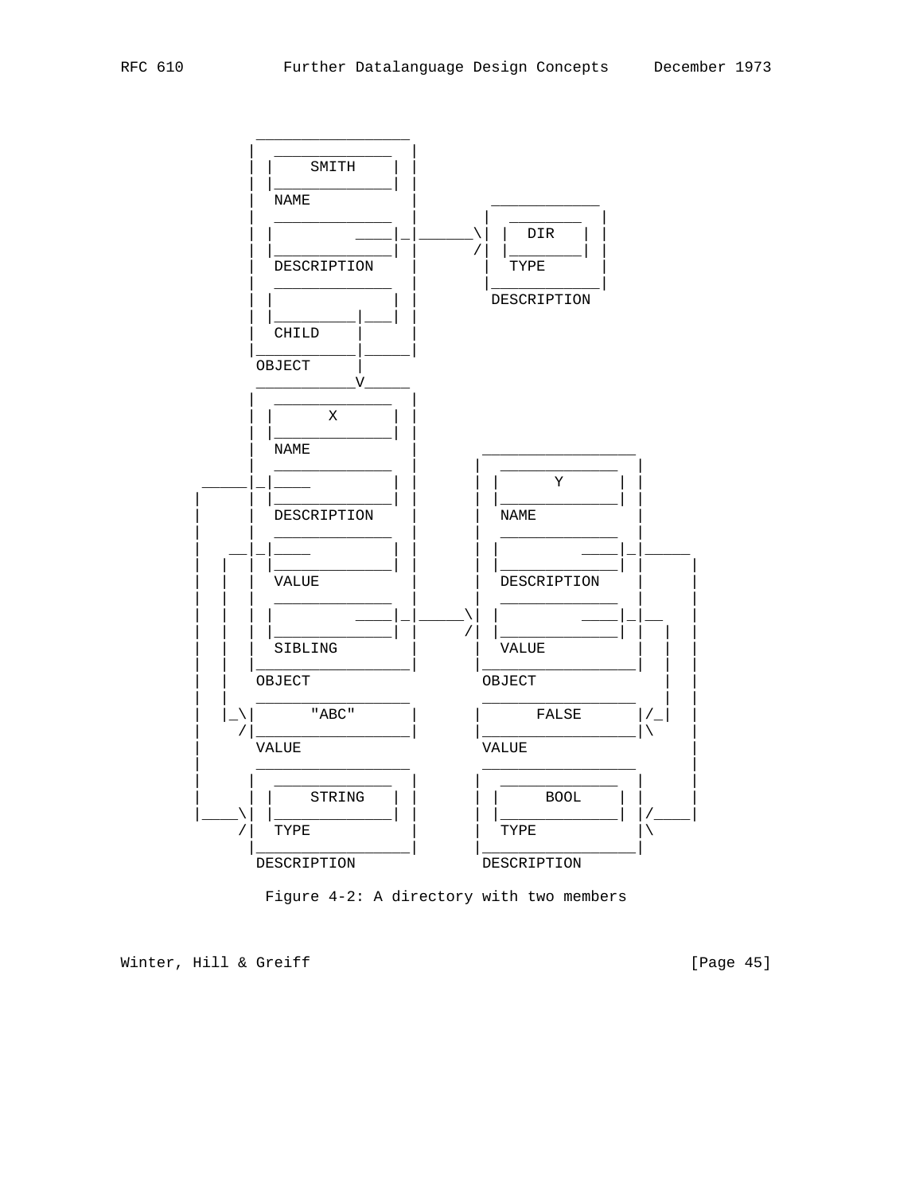```
           _________________
          |  _____________  |
          | |    SMITH    | |
          | |_____________| |
          |  NAME           |     ____________
          |  _____________  |    |  ________  |
          | |         ____|_|______\| |  DIR   | |
          | |_____________| |      /| |________| |
          |  DESCRIPTION    |    |  TYPE        |
          |  _____________  |    |____________|
          | |             | |     DESCRIPTION
          | |_________|___| |
          |  CHILD    |     |
          |___________|_____|
           OBJECT     |
           ___________V_____
          |  _____________  |
          | |      X      | |
          | |_____________| |
          |  NAME           |     _________________
          |  _____________  |    |  _____________  |
     _____|_|____         | |    | |      Y      | |
    |     | |_____________| |    | |_____________| |
    |     |  DESCRIPTION    |    |  NAME           |
    |     |  _____________  |    |  _____________  |
    |   __|_|____         | |    | |         ____|_|_____
    |  |  | |_____________| |    | |_____________| |     |
    |  |  |  VALUE          |    |  DESCRIPTION    |     |
    |  |  |  _____________  |    |  _____________  |     |
    |  |  | |         ____|_|_____\| |         ____|_|__   |
    |  |  | |_____________| |     /| |_____________| |  |  |
    |  |  |  SIBLING        |    |  VALUE          |  |  |
    |  |  |_________________|    |_________________|  |  |
    |  |   OBJECT                 OBJECT              |  |
    |  |   _________________      _________________   |  |
    |  |_\|      "ABC"      |    |      FALSE      |/_|  |
    |    /|_________________|    |_________________|\    |
    |      VALUE                  VALUE                  |
    |      _________________      _________________      |
    |     |  _____________  |    |  _____________  |     |
    |     | |    STRING   | |    | |     BOOL    | |     |
    |____\| |_____________| |    | |_____________| |/____|
         /|  TYPE           |    |  TYPE           |\
          |_________________|    |_________________|
           DESCRIPTION            DESCRIPTION
```

Figure 4-2: A directory with two members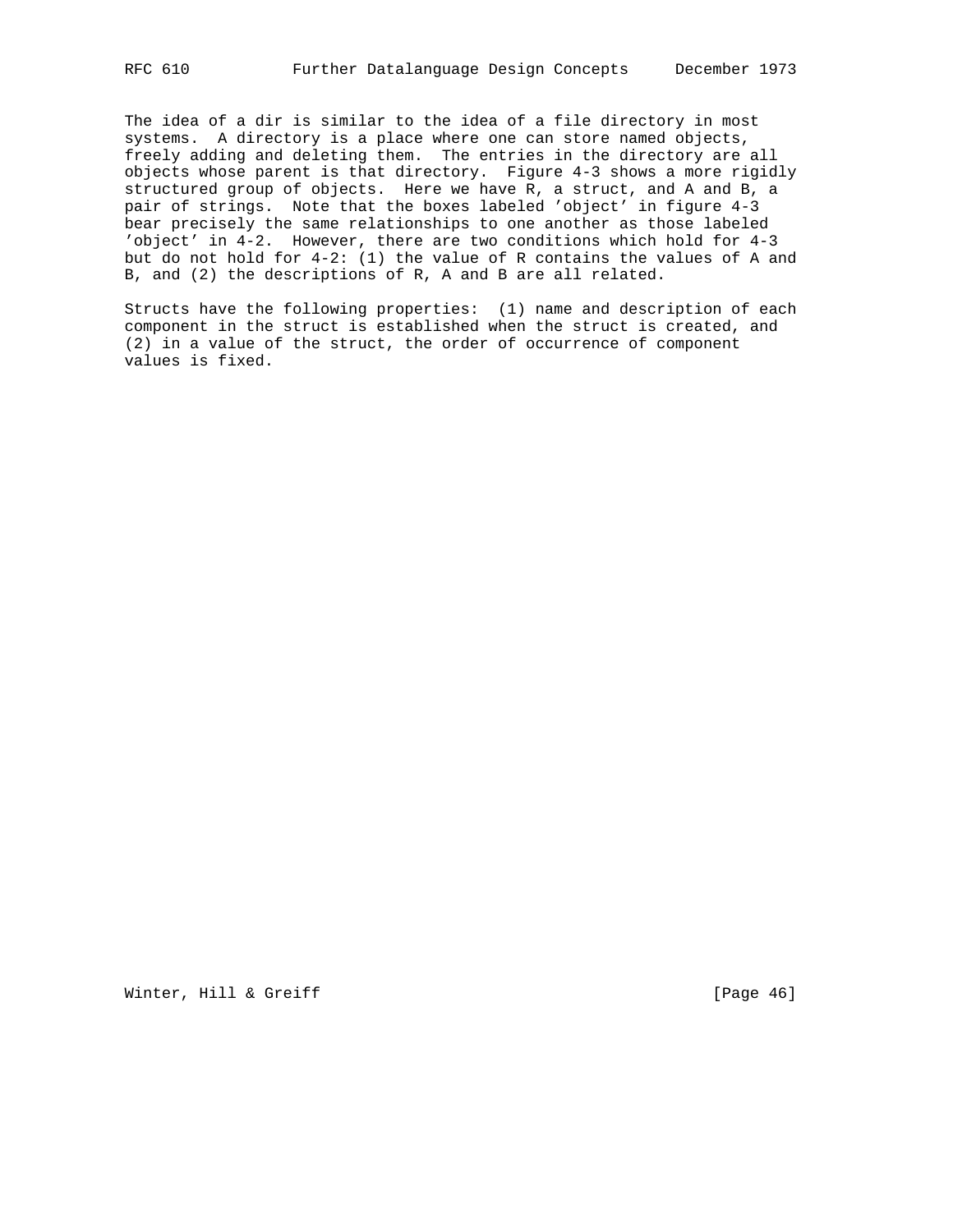The idea of a dir is similar to the idea of a file directory in most systems. A directory is a place where one can store named objects, freely adding and deleting them. The entries in the directory are all objects whose parent is that directory. Figure 4-3 shows a more rigidly structured group of objects. Here we have R, a struct, and A and B, a pair of strings. Note that the boxes labeled 'object' in figure 4-3 bear precisely the same relationships to one another as those labeled 'object' in 4-2. However, there are two conditions which hold for 4-3 but do not hold for 4-2: (1) the value of R contains the values of A and B, and (2) the descriptions of R, A and B are all related.

Structs have the following properties: (1) name and description of each component in the struct is established when the struct is created, and (2) in a value of the struct, the order of occurrence of component values is fixed.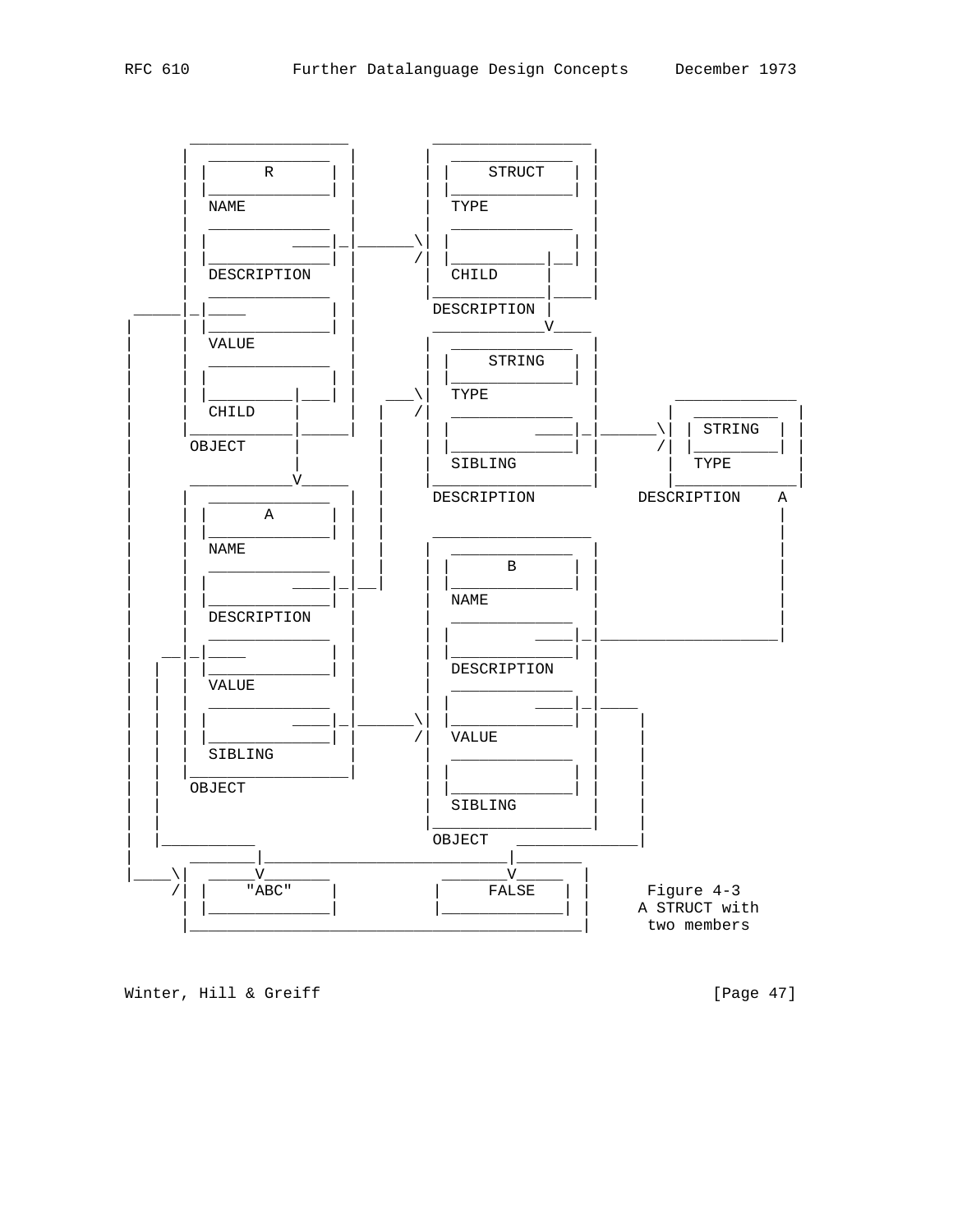```
         _________________         _________________
        |  _____________  |       |  _____________  |
        | |      R      | |       | |    STRUCT   | |
        | |_____________| |       | |_____________| |
        |  NAME           |       |  TYPE           |
        |  _____________  |       |  _____________  |
        | |         ____|_|______\| |             | |
        | |_____________| |      /| |__________|__| |
        |  DESCRIPTION    |       |  CHILD     |    |
        |  _____________  |       |____________|____|
   _____|_|____         | |        DESCRIPTION |
  |     | |_____________| |        ____________V____
  |     |  VALUE          |       |  _____________  |
  |     |  _____________  |       | |    STRING   | |
  |     | |             | |       | |_____________| |
  |     | |_________|___| |   ___\|  TYPE           |       _____________
  |     |  CHILD    |     |  |   /|  _____________  |      |  _________  |
  |     |___________|_____|  |    | |         ____|_|______\| | STRING  | |
  |      OBJECT     |        |    | |_____________| |      /| |_________| |
  |                 |        |    |  SIBLING        |       |  TYPE        |
  |      ___________V_____   |    |_________________|       |_____________|
  |     |  _____________  |  |     DESCRIPTION          DESCRIPTION    A
  |     | |      A      | |  |                                         |
  |     | |_____________| |  |     _________________                   |
  |     |  NAME           |  |    |  _____________  |                  |
  |     |  _____________  |  |    | |      B      | |                  |
  |     | |         ____|_|__|    | |_____________| |                  |
  |     | |_____________| |       |  NAME           |                  |
  |     |  DESCRIPTION    |       |  _____________  |                  |
  |     |  _____________  |       | |         ____|_|__________________|
  |   __|_|____         | |       | |_____________| |
  |  |  | |_____________| |       |  DESCRIPTION    |
  |  |  |  VALUE          |       |  _____________  |
  |  |  |  _____________  |       | |         ____|_|____
  |  |  | |         ____|_|______\| |_____________| |    |
  |  |  | |_____________| |      /|  VALUE          |    |
  |  |  |  SIBLING        |       |  _____________  |    |
  |  |  |_________________|       | |             | |    |
  |  |   OBJECT                   | |_____________| |    |
  |  |                            |  SIBLING        |    |
  |  |                            |_________________|    |
  |  |__________                   OBJECT   _____________|
  |       ________|_______________________|________
  |____\|  _____V_______           _______V_____  |
       /| |    "ABC"    |         |     FALSE   | |     Figure 4-3
        | |_____________|         |_____________| |    A STRUCT with
        |_________________________________________|     two members
```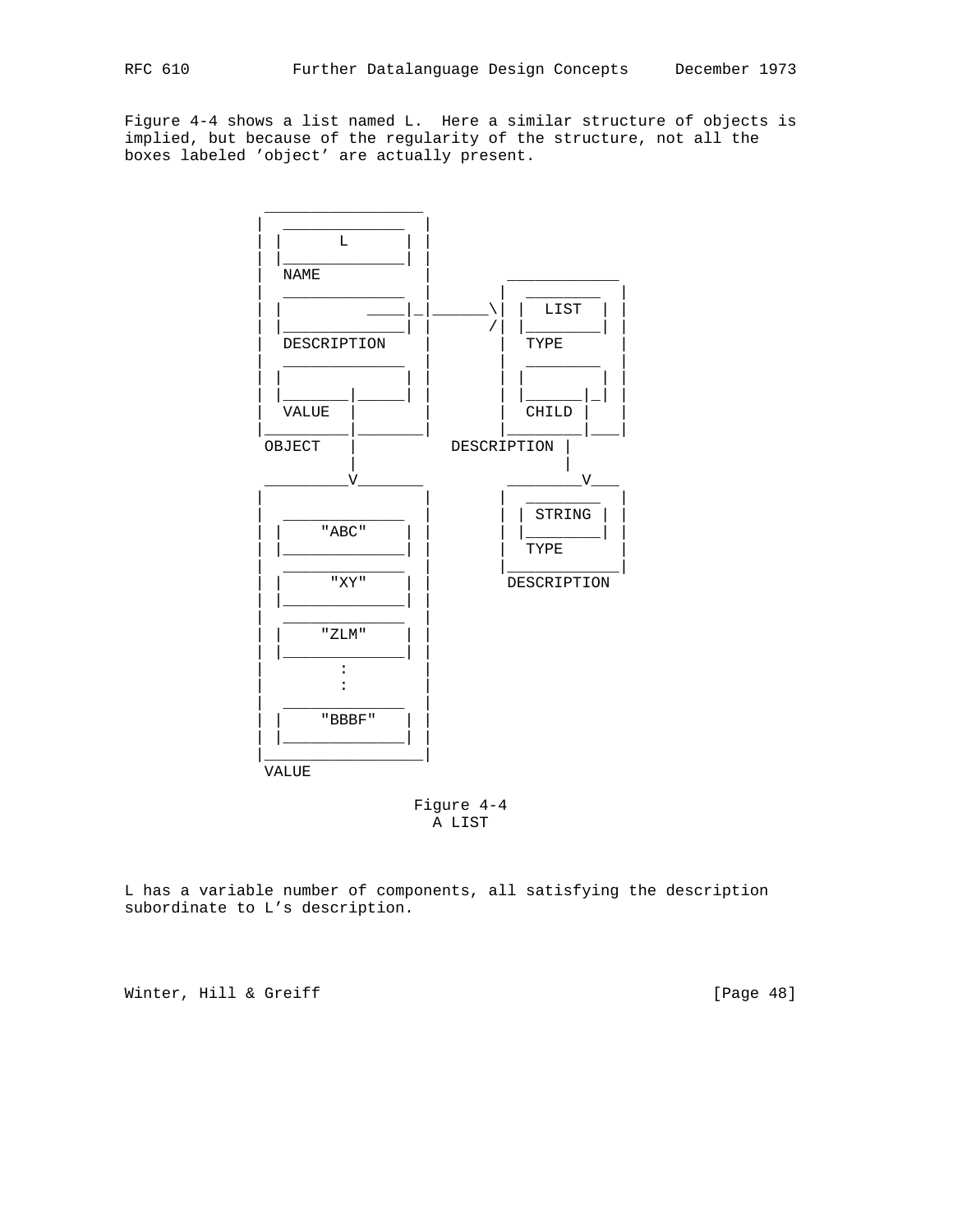Figure 4-4 shows a list named L.  Here a similar structure of objects is implied, but because of the regularity of the structure, not all the boxes labeled 'object' are actually present.

```
         _________________
        |  _____________  |
        | |      L      | |
        | |_____________| |
        |  NAME           |        ____________
        |  _____________  |       |  ________  |
        | |         ____|_|______\| |  LIST  | |
        | |_____________| |      /| |________| |
        |  DESCRIPTION    |       |  TYPE      |
        |  _____________  |       |  ________  |
        | |             | |       | |        | |
        | |_______|_____| |       | |______|_| |
        |  VALUE  |       |       |  CHILD |   |
        |_________|_______|       |________|___|
         OBJECT   |          DESCRIPTION |
                  |                      |
         _________V_______        _______V___
        |                 |      |  ________  |
        |  _____________  |      | | STRING | |
        | |    "ABC"    | |      | |________| |
        | |_____________| |      |  TYPE      |
        |  _____________  |      |____________|
        | |     "XY"    | |       DESCRIPTION
        | |_____________| |
        |  _____________  |
        | |    "ZLM"    | |
        | |_____________| |
        |        :        |
        |        :        |
        |  _____________  |
        | |    "BBBF"   | |
        | |_____________| |
        |_________________|
         VALUE
```

Figure 4-4
A LIST

L has a variable number of components, all satisfying the description subordinate to L's description.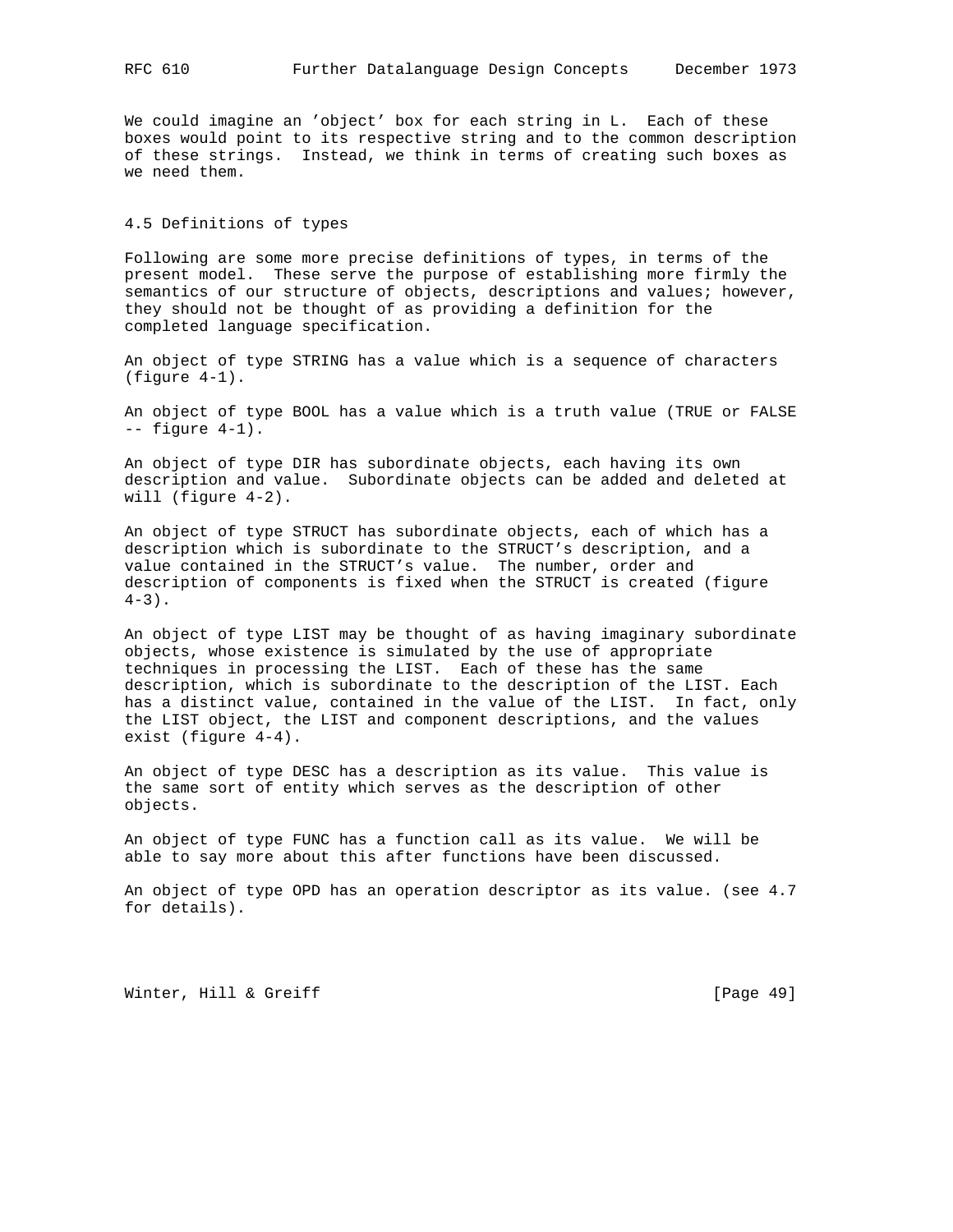We could imagine an 'object' box for each string in L. Each of these boxes would point to its respective string and to the common description of these strings. Instead, we think in terms of creating such boxes as we need them.

### 4.5 Definitions of types

Following are some more precise definitions of types, in terms of the present model. These serve the purpose of establishing more firmly the semantics of our structure of objects, descriptions and values; however, they should not be thought of as providing a definition for the completed language specification.

An object of type STRING has a value which is a sequence of characters (figure 4-1).

An object of type BOOL has a value which is a truth value (TRUE or FALSE -- figure 4-1).

An object of type DIR has subordinate objects, each having its own description and value. Subordinate objects can be added and deleted at will (figure 4-2).

An object of type STRUCT has subordinate objects, each of which has a description which is subordinate to the STRUCT's description, and a value contained in the STRUCT's value. The number, order and description of components is fixed when the STRUCT is created (figure 4-3).

An object of type LIST may be thought of as having imaginary subordinate objects, whose existence is simulated by the use of appropriate techniques in processing the LIST. Each of these has the same description, which is subordinate to the description of the LIST. Each has a distinct value, contained in the value of the LIST. In fact, only the LIST object, the LIST and component descriptions, and the values exist (figure 4-4).

An object of type DESC has a description as its value. This value is the same sort of entity which serves as the description of other objects.

An object of type FUNC has a function call as its value. We will be able to say more about this after functions have been discussed.

An object of type OPD has an operation descriptor as its value. (see 4.7 for details).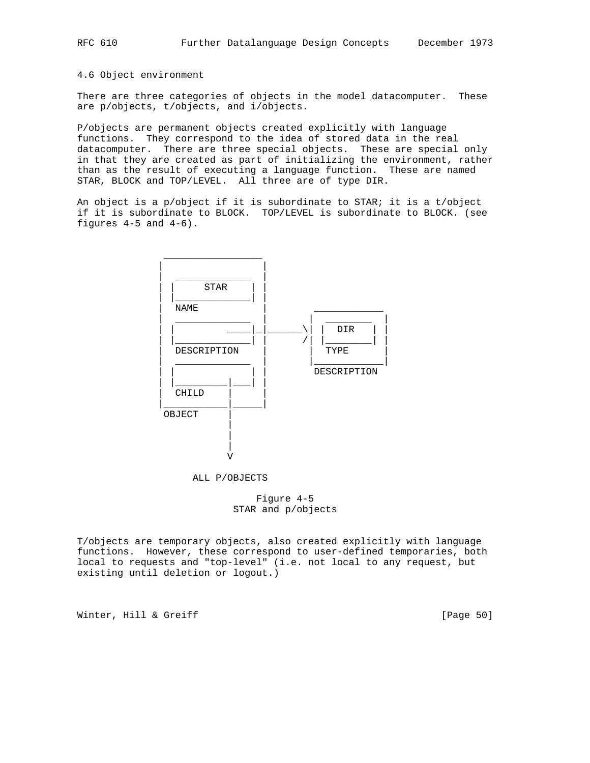### 4.6 Object environment

There are three categories of objects in the model datacomputer. These are p/objects, t/objects, and i/objects.

P/objects are permanent objects created explicitly with language functions. They correspond to the idea of stored data in the real datacomputer. There are three special objects. These are special only in that they are created as part of initializing the environment, rather than as the result of executing a language function. These are named STAR, BLOCK and TOP/LEVEL. All three are of type DIR.

An object is a p/object if it is subordinate to STAR; it is a t/object if it is subordinate to BLOCK. TOP/LEVEL is subordinate to BLOCK. (see figures 4-5 and 4-6).

```
        _________________
       |                 |
       |  _____________  |
       | |     STAR    | |
       | |_____________| |
       |  NAME           |          ____________
       |  _____________  |         |  ________  |
       | |         ____|_|______\| | |  DIR   | |
       | |_____________| |      /| | |________| |
       |  DESCRIPTION    |         |  TYPE      |
       |  _____________  |         |____________|
       | |             | |          DESCRIPTION
       | |_________|___| |
       |  CHILD    |     |
       |___________|_____|
        OBJECT     |
                   |
                   |
                   |
                   V

             ALL P/OBJECTS
```

Figure 4-5
STAR and p/objects

T/objects are temporary objects, also created explicitly with language functions. However, these correspond to user-defined temporaries, both local to requests and "top-level" (i.e. not local to any request, but existing until deletion or logout.)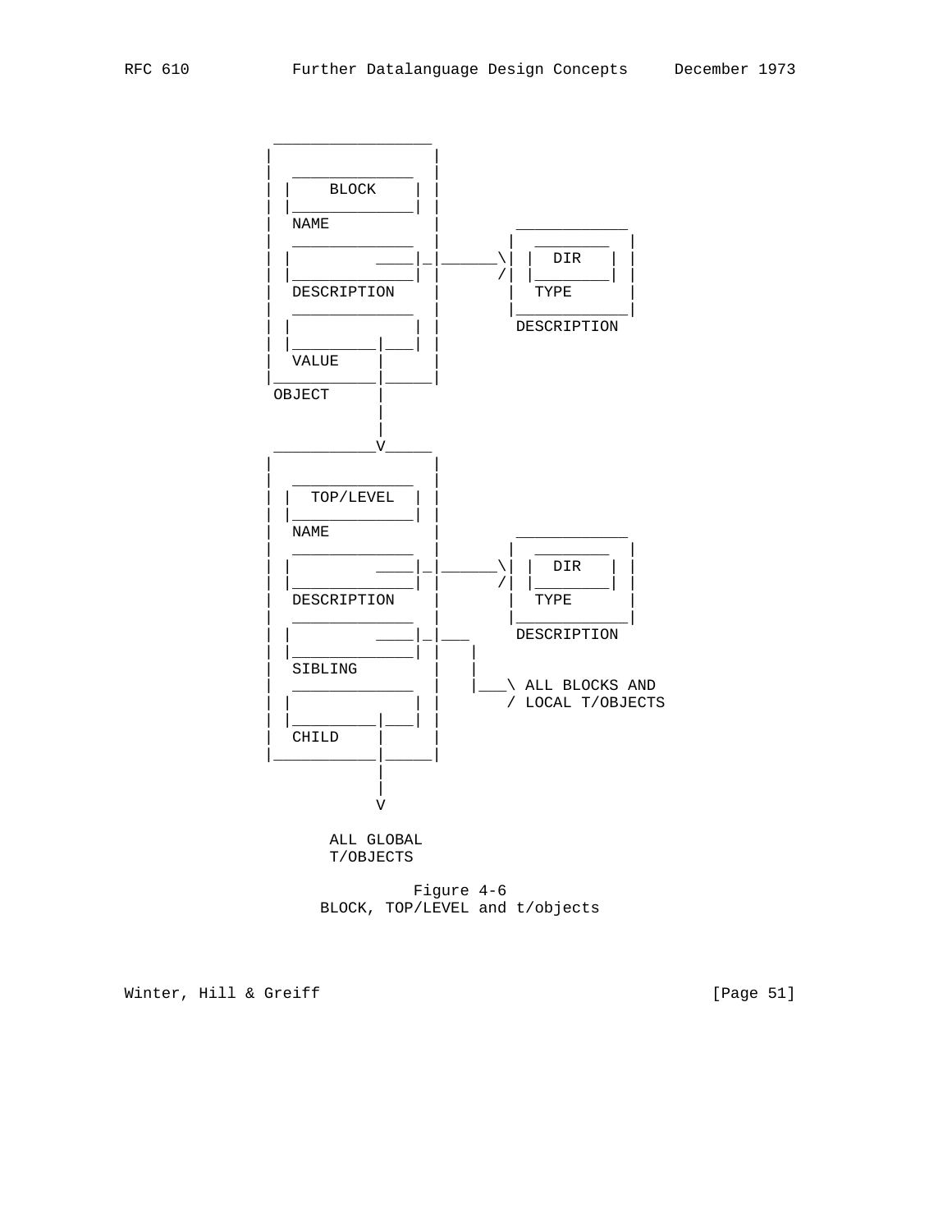```
             _________________
            |                 |
            |  _____________  |
            | |    BLOCK    | |
            | |_____________| |
            |  NAME           |         ____________
            |  _____________  |        |  ________  |
            | |         ____|_|_______\| |  DIR   | |
            | |_____________| |       /| |________| |
            |  DESCRIPTION    |        |  TYPE      |
            |  _____________  |        |____________|
            | |             | |         DESCRIPTION
            | |_________|___| |
            |  VALUE    |     |
            |___________|_____|
             OBJECT     |
                        |
                        |
             ___________V_____
            |                 |
            |  _____________  |
            | |  TOP/LEVEL  | |
            | |_____________| |
            |  NAME           |         ____________
            |  _____________  |        |  ________  |
            | |         ____|_|_______\| |  DIR   | |
            | |_____________| |       /| |________| |
            |  DESCRIPTION    |        |  TYPE      |
            |  _____________  |        |____________|
            | |         ____|_|___      DESCRIPTION
            | |_____________| |   |
            |  SIBLING        |   |
            |  _____________  |   |___\ ALL BLOCKS AND
            | |             | |       / LOCAL T/OBJECTS
            | |_________|___| |
            |  CHILD    |     |
            |___________|_____|
                        |
                        |
                        V

                  ALL GLOBAL
                  T/OBJECTS
```

Figure 4-6
BLOCK, TOP/LEVEL and t/objects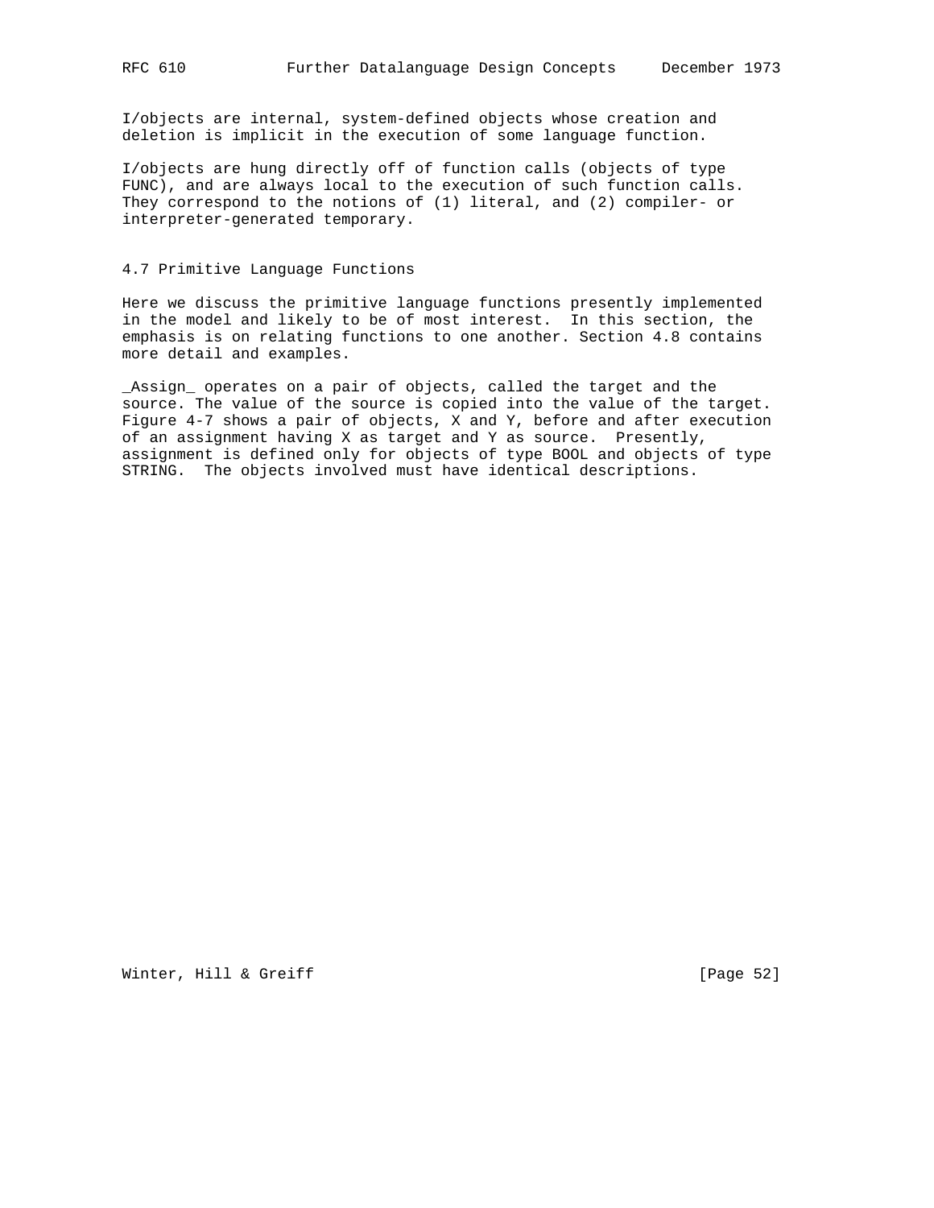I/objects are internal, system-defined objects whose creation and deletion is implicit in the execution of some language function.

I/objects are hung directly off of function calls (objects of type FUNC), and are always local to the execution of such function calls. They correspond to the notions of (1) literal, and (2) compiler- or interpreter-generated temporary.

### 4.7 Primitive Language Functions

Here we discuss the primitive language functions presently implemented in the model and likely to be of most interest. In this section, the emphasis is on relating functions to one another. Section 4.8 contains more detail and examples.

_Assign_ operates on a pair of objects, called the target and the source. The value of the source is copied into the value of the target. Figure 4-7 shows a pair of objects, X and Y, before and after execution of an assignment having X as target and Y as source. Presently, assignment is defined only for objects of type BOOL and objects of type STRING. The objects involved must have identical descriptions.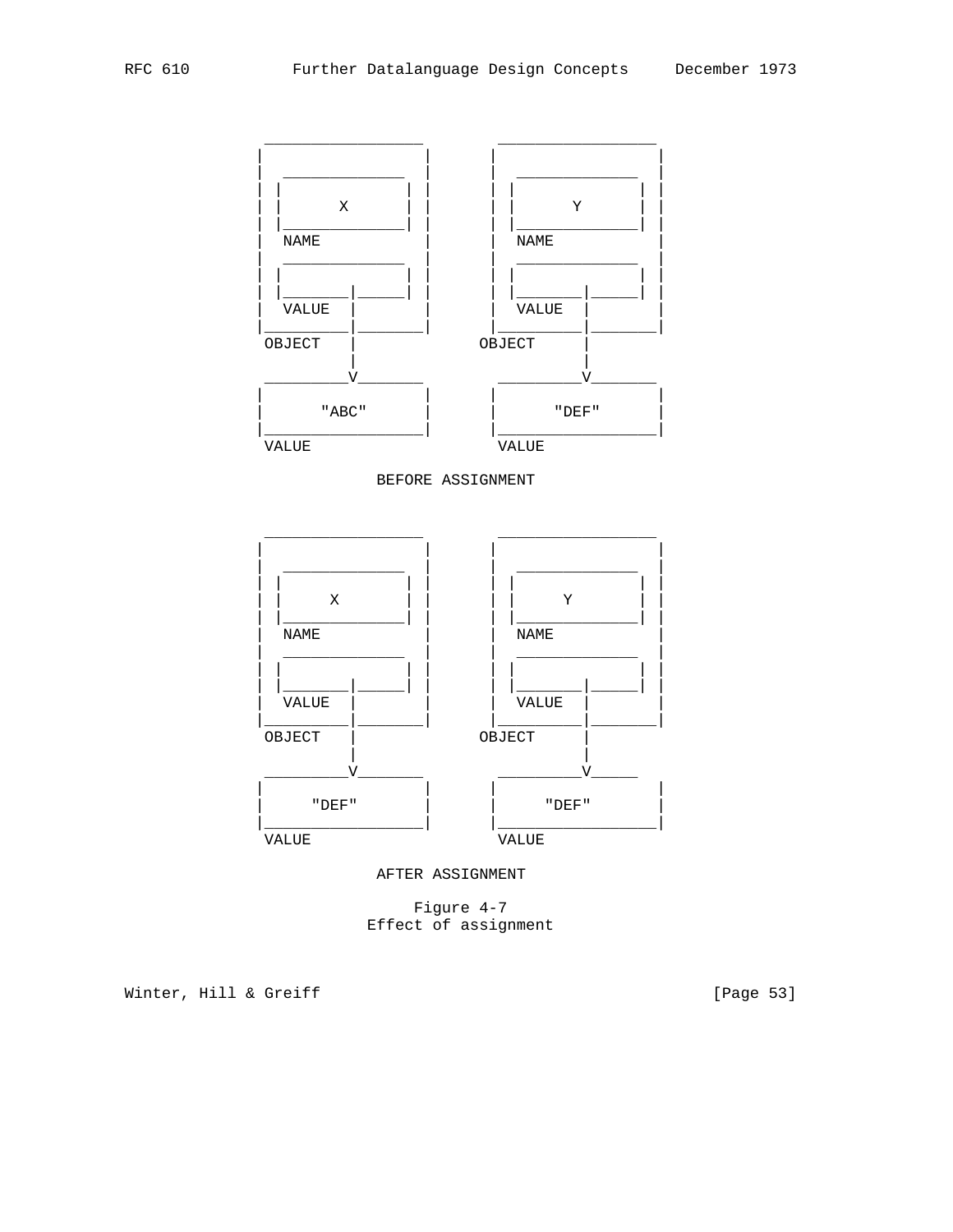```
                   _________________       _________________
                  |                 |     |                 |
                  |  _____________  |     |  _____________  |
                  | |             | |     | |             | |
                  | |      X      | |     | |      Y      | |
                  | |_____________| |     | |_____________| |
                  |  NAME           |     |  NAME           |
                  |  _____________  |     |  _____________  |
                  | |             | |     | |             | |
                  | |_______|_____| |     | |_______|_____| |
                  |  VALUE  |       |     |  VALUE  |       |
                  |_________|_______|     |_________|_______|
                   OBJECT   |          OBJECT       |
                            |                       |
                   _________V_______       _________V_______
                  |                 |     |                 |
                  |      "ABC"      |     |      "DEF"      |
                  |_________________|     |_________________|
                   VALUE                   VALUE

                            BEFORE ASSIGNMENT


                   _________________       _________________
                  |                 |     |                 |
                  |  _____________  |     |  _____________  |
                  | |             | |     | |             | |
                  | |     X       | |     | |     Y       | |
                  | |_____________| |     | |_____________| |
                  |  NAME           |     |  NAME           |
                  |  _____________  |     |  _____________  |
                  | |             | |     | |             | |
                  | |_______|_____| |     | |_______|_____| |
                  |  VALUE  |       |     |  VALUE  |       |
                  |_________|_______|     |_________|_______|
                   OBJECT   |          OBJECT       |
                            |                       |
                   _________V_______       _________V_____
                  |                 |     |                 |
                  |     "DEF"       |     |     "DEF"       |
                  |_________________|     |_________________|
                   VALUE                   VALUE

                            AFTER ASSIGNMENT
```

Figure 4-7
Effect of assignment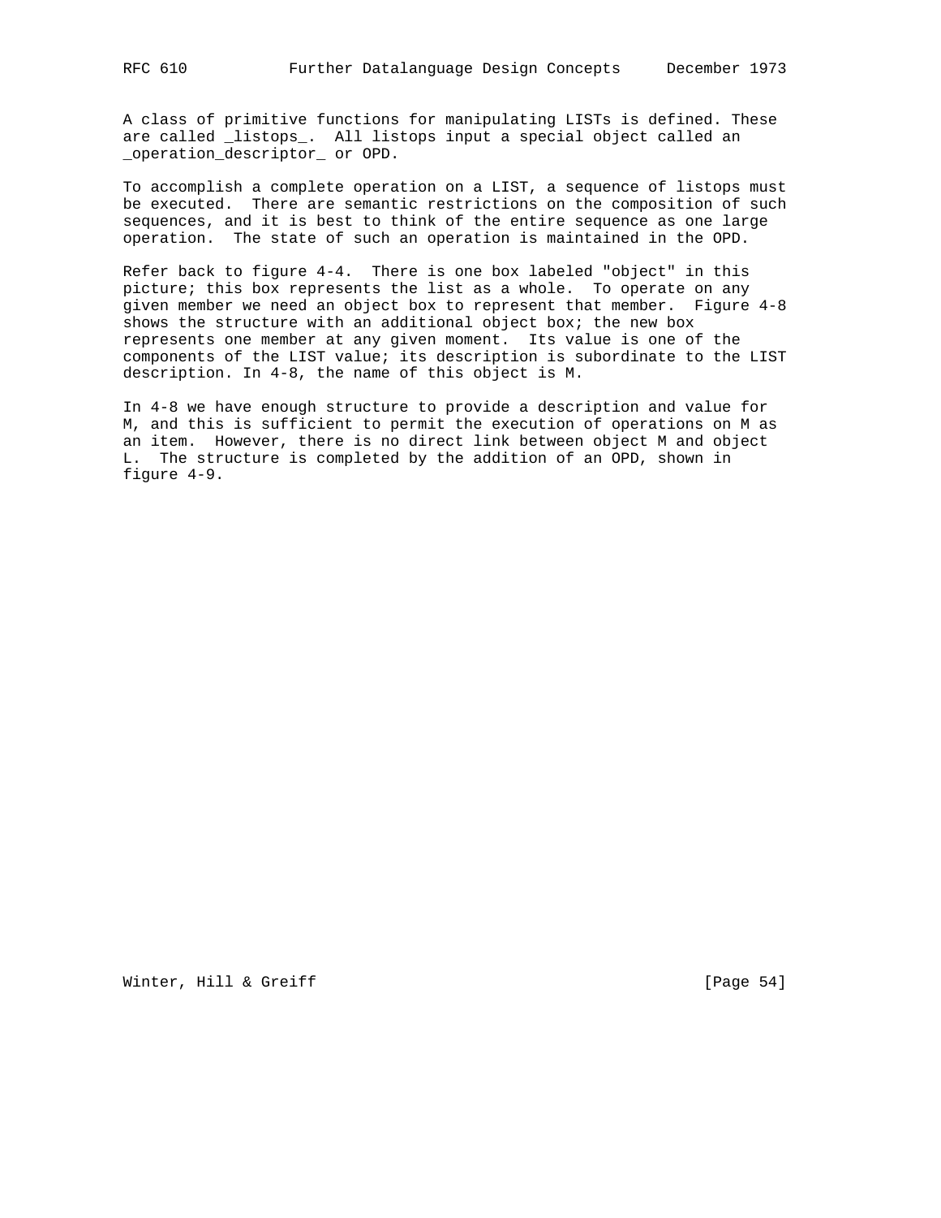A class of primitive functions for manipulating LISTs is defined. These are called _listops_. All listops input a special object called an _operation_descriptor_ or OPD.

To accomplish a complete operation on a LIST, a sequence of listops must be executed. There are semantic restrictions on the composition of such sequences, and it is best to think of the entire sequence as one large operation. The state of such an operation is maintained in the OPD.

Refer back to figure 4-4. There is one box labeled "object" in this picture; this box represents the list as a whole. To operate on any given member we need an object box to represent that member. Figure 4-8 shows the structure with an additional object box; the new box represents one member at any given moment. Its value is one of the components of the LIST value; its description is subordinate to the LIST description. In 4-8, the name of this object is M.

In 4-8 we have enough structure to provide a description and value for M, and this is sufficient to permit the execution of operations on M as an item. However, there is no direct link between object M and object L. The structure is completed by the addition of an OPD, shown in figure 4-9.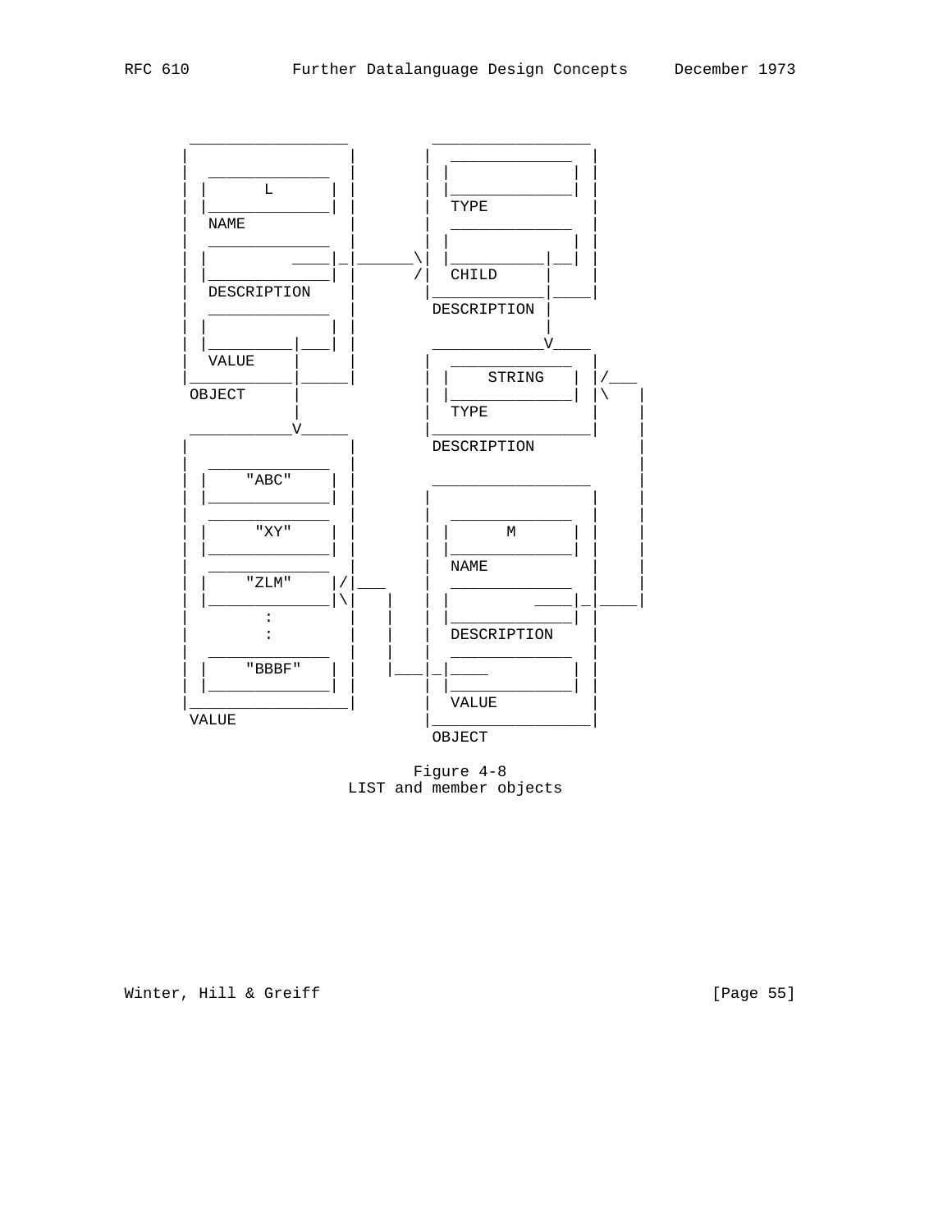```
 _________________        _________________
|                 |      |  _____________  |
|  _____________  |      | |             | |
| |      L      | |      | |_____________| |
| |_____________| |      |  TYPE           |
|  NAME           |      |  _____________  |
|  _____________  |      | |             | |
| |         ____|_|______\| |__________|__| |
| |_____________| |      /|  CHILD     |    |
|  DESCRIPTION    |      |____________|____|
|  _____________  |       DESCRIPTION |
| |             | |                   |
| |_________|___| |       ____________V____
|  VALUE    |     |      |  _____________  |
|___________|_____|      | |    STRING   | |/___
 OBJECT     |            | |_____________| |\   |
            |            |  TYPE           |    |
 ___________V_____       |_________________|    |
|                 |       DESCRIPTION           |
|  _____________  |                             |
| |    "ABC"    | |       _________________     |
| |_____________| |      |                 |    |
|  _____________  |      |  _____________  |    |
| |     "XY"    | |      | |      M      | |    |
| |_____________| |      | |_____________| |    |
|  _____________  |      |  NAME           |    |
| |    "ZLM"    |/|___   |  _____________  |    |
| |_____________|\|   |  | |         ____|_|____|
|        :        |   |  | |_____________| |
|        :        |   |  |  DESCRIPTION    |
|  _____________  |   |  |  _____________  |
| |    "BBBF"   | |   |__|_|____         | |
| |_____________| |      | |_____________| |
|_________________|      |  VALUE          |
 VALUE                   |_________________|
                          OBJECT
```

Figure 4-8
LIST and member objects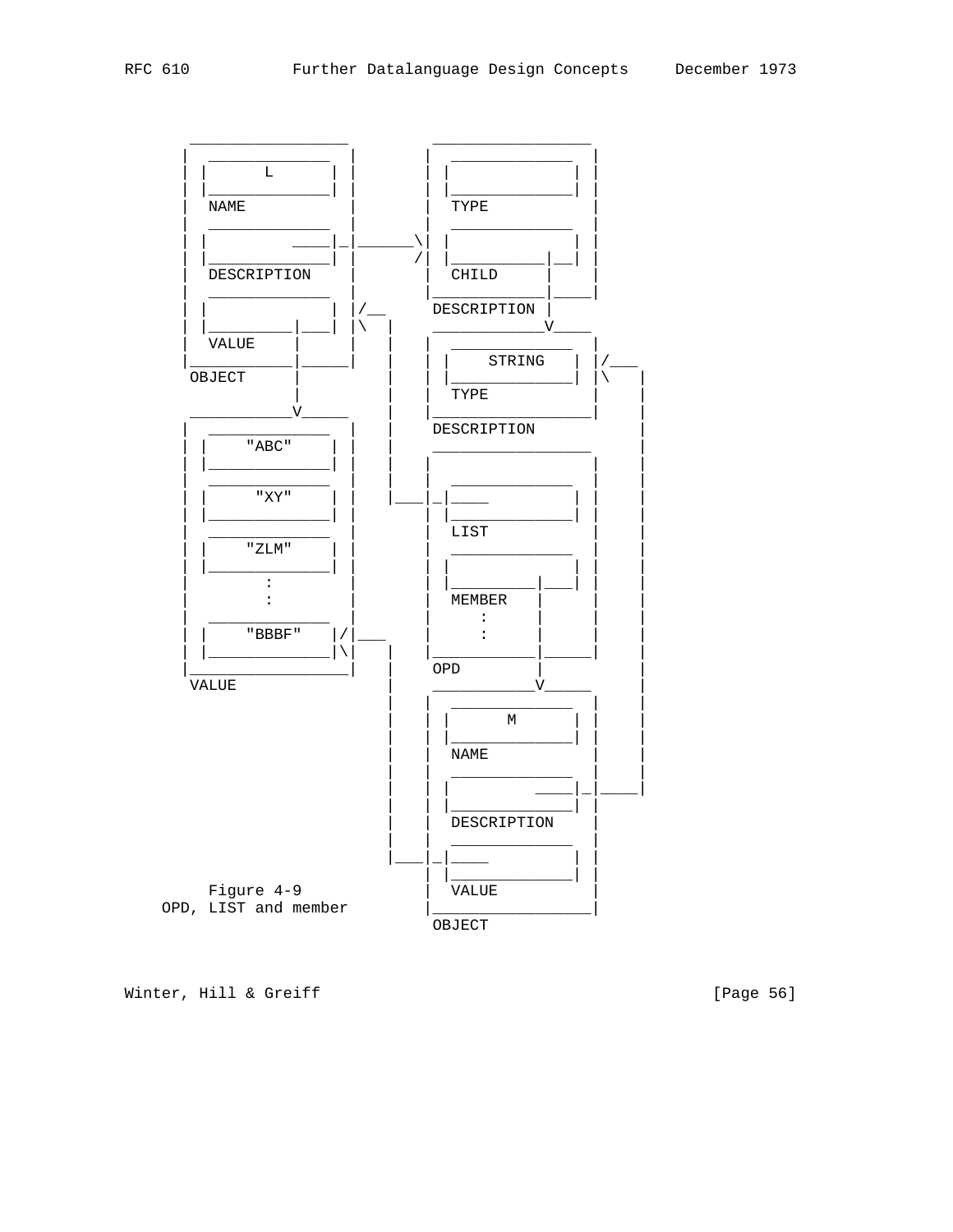```
          _________________        _________________
         |  _____________  |      |  _____________  |
         | |      L      | |      | |             | |
         | |_____________| |      | |_____________| |
         |  NAME           |      |  TYPE           |
         |  _____________  |      |  _____________  |
         | |         ____|_|______\| |             | |
         | |_____________| |      /| |___________|__| |
         |  DESCRIPTION    |      |  CHILD      |   |
         |  _____________  |      |_____________|___|
         | |             | |/__    DESCRIPTION |
         | |_________|___| |\  |   ____________V____
         |  VALUE    |     |   |  |  _____________  |
         |___________|_____|   |  | |    STRING   | |/___
          OBJECT     |         |  | |_____________| |\   |
                     |         |  |  TYPE           |    |
          ___________V_____    |  |_________________|    |
         |  _____________  |   |   DESCRIPTION           |
         | |    "ABC"    | |   |   _________________     |
         | |_____________| |   |  |                 |    |
         |  _____________  |   |  |  _____________  |    |
         | |     "XY"    | |   |__|_|____         | |    |
         | |_____________| |      | |_____________| |    |
         |  _____________  |      |  LIST           |    |
         | |    "ZLM"    | |      |  _____________  |    |
         | |_____________| |      | |             | |    |
         |        :        |      | |_________|___| |    |
         |        :        |      |  MEMBER   |     |    |
         |  _____________  |      |     :     |     |    |
         | |    "BBBF"   |/|___   |     :     |     |    |
         | |_____________|\|   |  |___________|_____|    |
         |_________________|   |   OPD        |          |
          VALUE                |   ___________V_____     |
                               |  |  _____________  |    |
                               |  | |      M      | |    |
                               |  | |_____________| |    |
                               |  |  NAME           |    |
                               |  |  _____________  |    |
                               |  | |         ____|_|____|
                               |  | |_____________| |
                               |  |  DESCRIPTION    |
                               |  |  _____________  |
                               |__|_|____         | |
                                  | |_____________| |
            Figure 4-9            |  VALUE          |
        OPD, LIST and member      |_________________|
                                   OBJECT
```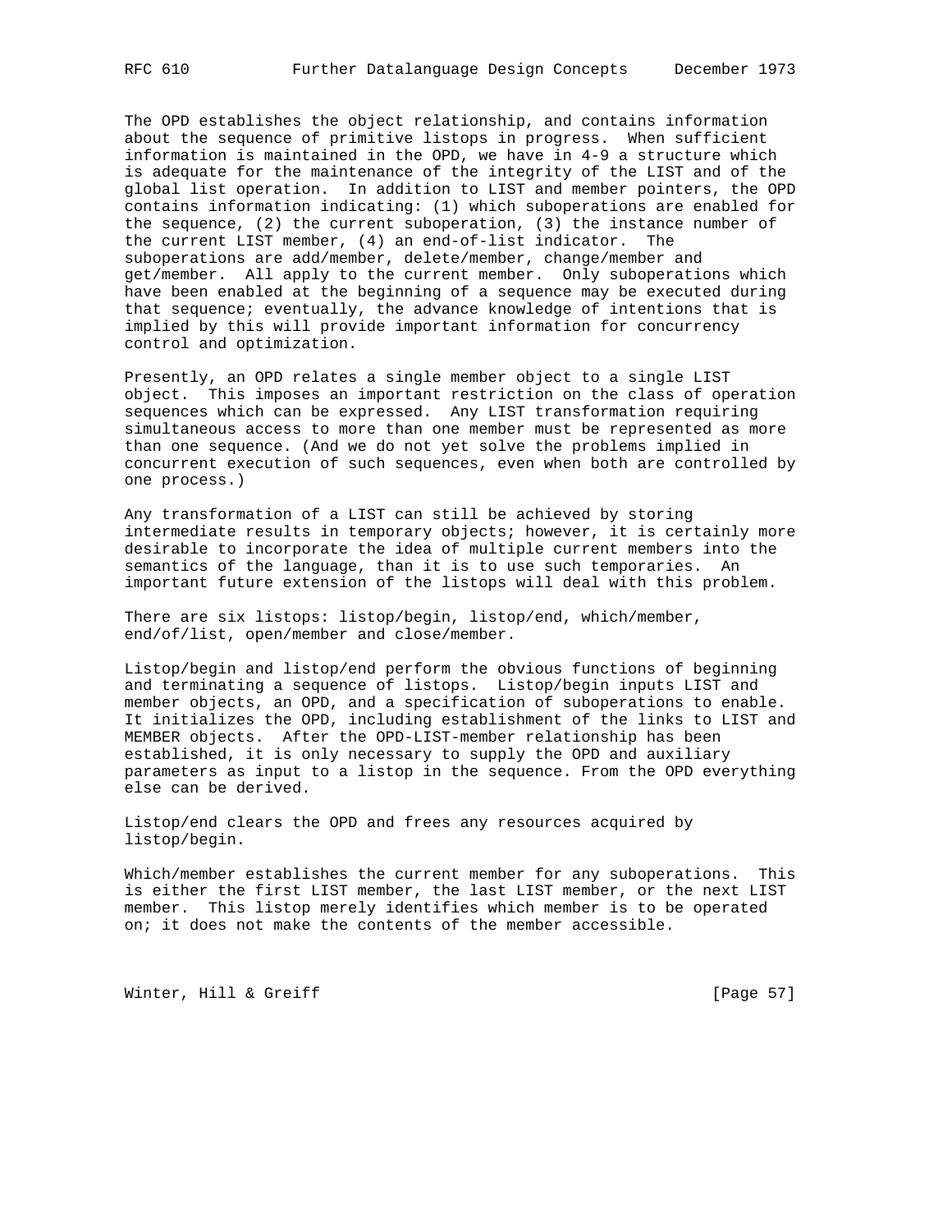The OPD establishes the object relationship, and contains information about the sequence of primitive listops in progress. When sufficient information is maintained in the OPD, we have in 4-9 a structure which is adequate for the maintenance of the integrity of the LIST and of the global list operation. In addition to LIST and member pointers, the OPD contains information indicating: (1) which suboperations are enabled for the sequence, (2) the current suboperation, (3) the instance number of the current LIST member, (4) an end-of-list indicator. The suboperations are add/member, delete/member, change/member and get/member. All apply to the current member. Only suboperations which have been enabled at the beginning of a sequence may be executed during that sequence; eventually, the advance knowledge of intentions that is implied by this will provide important information for concurrency control and optimization.

Presently, an OPD relates a single member object to a single LIST object. This imposes an important restriction on the class of operation sequences which can be expressed. Any LIST transformation requiring simultaneous access to more than one member must be represented as more than one sequence. (And we do not yet solve the problems implied in concurrent execution of such sequences, even when both are controlled by one process.)

Any transformation of a LIST can still be achieved by storing intermediate results in temporary objects; however, it is certainly more desirable to incorporate the idea of multiple current members into the semantics of the language, than it is to use such temporaries. An important future extension of the listops will deal with this problem.

There are six listops: listop/begin, listop/end, which/member, end/of/list, open/member and close/member.

Listop/begin and listop/end perform the obvious functions of beginning and terminating a sequence of listops. Listop/begin inputs LIST and member objects, an OPD, and a specification of suboperations to enable. It initializes the OPD, including establishment of the links to LIST and MEMBER objects. After the OPD-LIST-member relationship has been established, it is only necessary to supply the OPD and auxiliary parameters as input to a listop in the sequence. From the OPD everything else can be derived.

Listop/end clears the OPD and frees any resources acquired by listop/begin.

Which/member establishes the current member for any suboperations. This is either the first LIST member, the last LIST member, or the next LIST member. This listop merely identifies which member is to be operated on; it does not make the contents of the member accessible.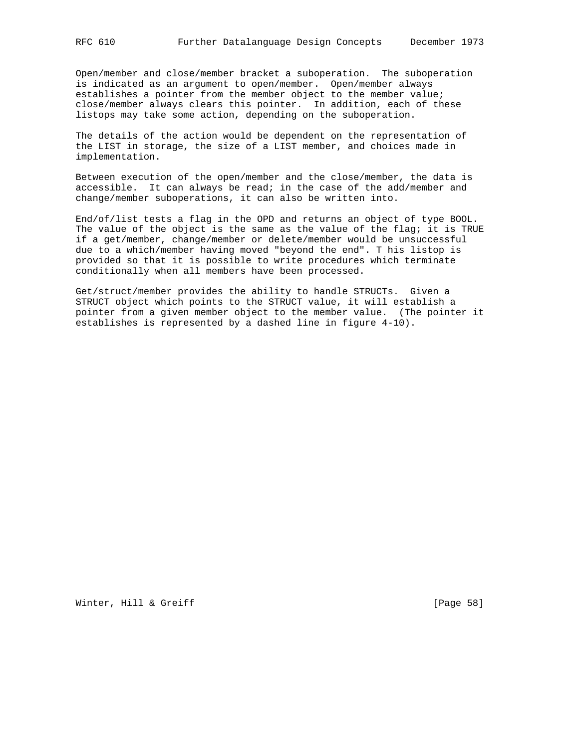Open/member and close/member bracket a suboperation. The suboperation is indicated as an argument to open/member. Open/member always establishes a pointer from the member object to the member value; close/member always clears this pointer. In addition, each of these listops may take some action, depending on the suboperation.

The details of the action would be dependent on the representation of the LIST in storage, the size of a LIST member, and choices made in implementation.

Between execution of the open/member and the close/member, the data is accessible. It can always be read; in the case of the add/member and change/member suboperations, it can also be written into.

End/of/list tests a flag in the OPD and returns an object of type BOOL. The value of the object is the same as the value of the flag; it is TRUE if a get/member, change/member or delete/member would be unsuccessful due to a which/member having moved "beyond the end". T his listop is provided so that it is possible to write procedures which terminate conditionally when all members have been processed.

Get/struct/member provides the ability to handle STRUCTs. Given a STRUCT object which points to the STRUCT value, it will establish a pointer from a given member object to the member value. (The pointer it establishes is represented by a dashed line in figure 4-10).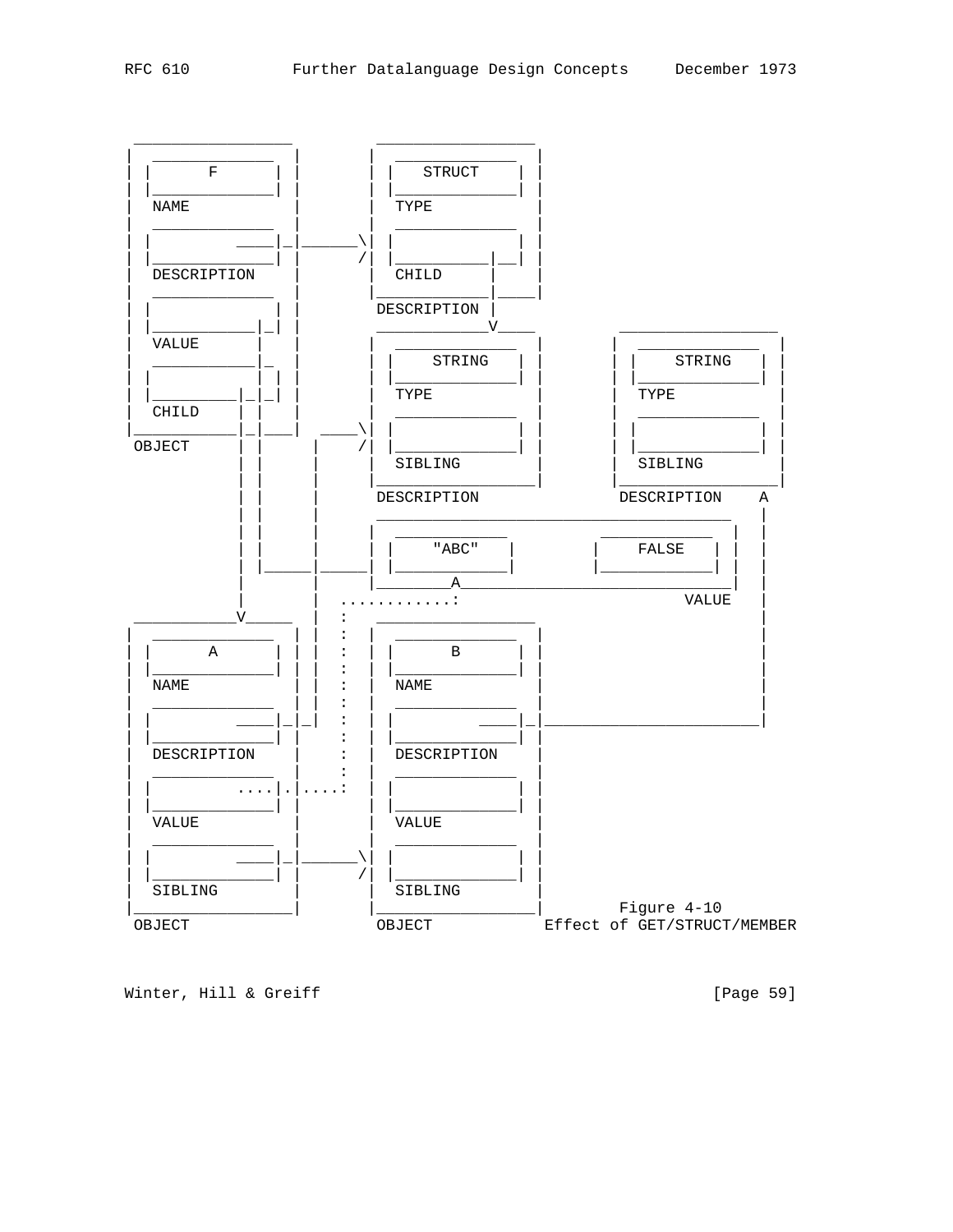```
 _________________       _________________
|  _____________  |     |  _____________  |
| |      F      | |     | |   STRUCT    | |
| |_____________| |     | |_____________| |
|  NAME           |     |  TYPE           |
|  _____________  |     |  _____________  |
| |         ____|_|______\| |             | |
| |_____________| |      /| |___________|__| |
|  DESCRIPTION    |     |  CHILD      |     |
|  _____________  |     |_____________|____|
| |             | |      DESCRIPTION |
| |___________|_| |      ____________V____       _________________
|  VALUE      |   |     |  _____________  |     |  _____________  |
|  ___________|_  |     | |    STRING   | |     | |    STRING   | |
| |             | |     | |_____________| |     | |_____________| |
| |_________|_|_| |     |  TYPE           |     |  TYPE           |
|  CHILD    |  |  |     |  _____________  |     |  _____________  |
|___________|__|___|  ____\| |             | |     | |             | |
 OBJECT     |  |    |    /| |_____________| |     | |_____________| |
            |  |    |     |  SIBLING        |     |  SIBLING        |
            |  |    |     |_________________|     |_________________|
            |  |    |      DESCRIPTION             DESCRIPTION    A
            |  |    |      ______________________________________   |
            |  |    |     |  ____________        ____________   |  |
            |  |    |     | |   "ABC"    |      |    FALSE   |  |  |
            |  |_____|_____| |____________|      |____________|  |  |
            |       |     |________A_____________________________|  |
            |       |  ............:                        VALUE   |
 ___________V_____  |  :   _________________                        |
|  _____________  | |  :  |  _____________  |                       |
| |      A      | | |  :  | |      B      | |                       |
| |_____________| | |  :  | |_____________| |                       |
|  NAME           | |  :  |  NAME           |                       |
|  _____________  | |  :  |  _____________  |                       |
| |         ____|_|_|  :  | |        ____|_|_______________________|
| |_____________| |    :  | |_____________| |
|  DESCRIPTION    |    :  |  DESCRIPTION    |
|  _____________  |    :  |  _____________  |
| |         ....|.|....:  | |             | |
| |_____________| |       | |_____________| |
|  VALUE          |       |  VALUE          |
|  _____________  |       |  _____________  |
| |         ____|_|______\| |             | |
| |_____________| |      /| |_____________| |
|  SIBLING        |       |  SIBLING        |
|_________________|       |_________________|        Figure 4-10
 OBJECT                    OBJECT            Effect of GET/STRUCT/MEMBER
```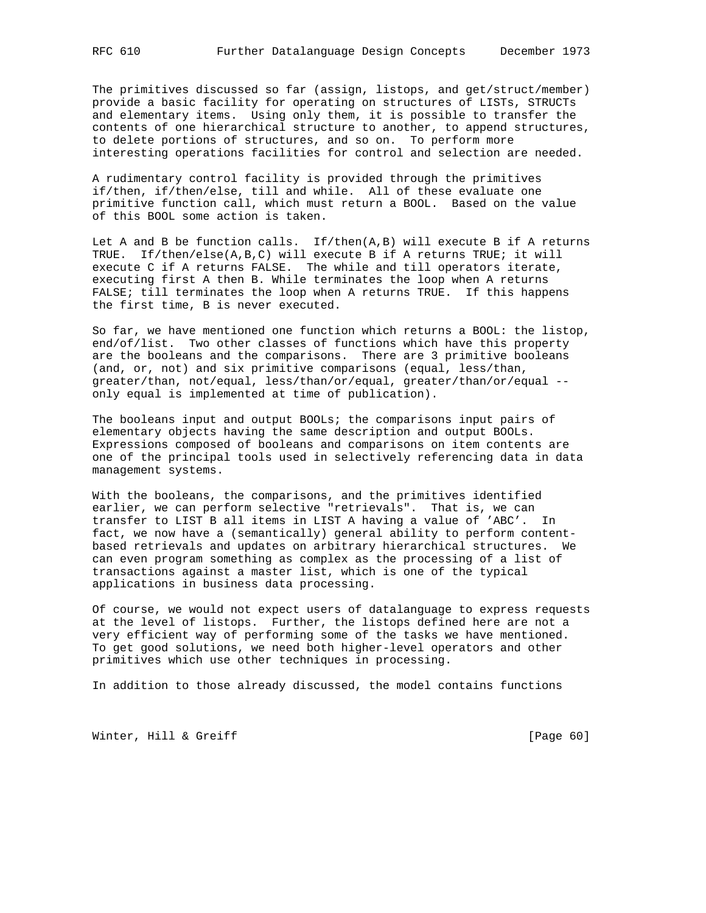The primitives discussed so far (assign, listops, and get/struct/member) provide a basic facility for operating on structures of LISTs, STRUCTs and elementary items. Using only them, it is possible to transfer the contents of one hierarchical structure to another, to append structures, to delete portions of structures, and so on. To perform more interesting operations facilities for control and selection are needed.

A rudimentary control facility is provided through the primitives if/then, if/then/else, till and while. All of these evaluate one primitive function call, which must return a BOOL. Based on the value of this BOOL some action is taken.

Let A and B be function calls. If/then(A,B) will execute B if A returns TRUE. If/then/else(A,B,C) will execute B if A returns TRUE; it will execute C if A returns FALSE. The while and till operators iterate, executing first A then B. While terminates the loop when A returns FALSE; till terminates the loop when A returns TRUE. If this happens the first time, B is never executed.

So far, we have mentioned one function which returns a BOOL: the listop, end/of/list. Two other classes of functions which have this property are the booleans and the comparisons. There are 3 primitive booleans (and, or, not) and six primitive comparisons (equal, less/than, greater/than, not/equal, less/than/or/equal, greater/than/or/equal -- only equal is implemented at time of publication).

The booleans input and output BOOLs; the comparisons input pairs of elementary objects having the same description and output BOOLs. Expressions composed of booleans and comparisons on item contents are one of the principal tools used in selectively referencing data in data management systems.

With the booleans, the comparisons, and the primitives identified earlier, we can perform selective "retrievals". That is, we can transfer to LIST B all items in LIST A having a value of 'ABC'. In fact, we now have a (semantically) general ability to perform content-based retrievals and updates on arbitrary hierarchical structures. We can even program something as complex as the processing of a list of transactions against a master list, which is one of the typical applications in business data processing.

Of course, we would not expect users of datalanguage to express requests at the level of listops. Further, the listops defined here are not a very efficient way of performing some of the tasks we have mentioned. To get good solutions, we need both higher-level operators and other primitives which use other techniques in processing.

In addition to those already discussed, the model contains functions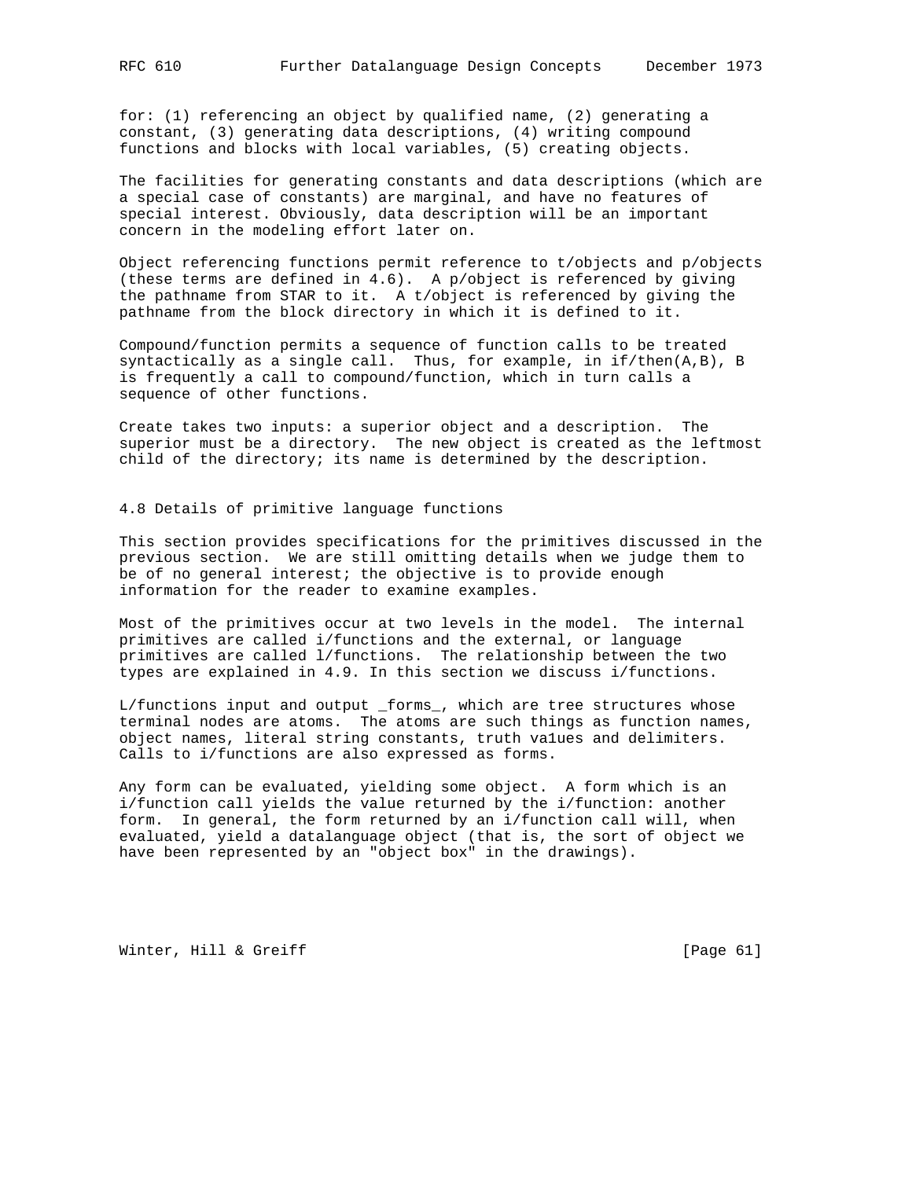for: (1) referencing an object by qualified name, (2) generating a constant, (3) generating data descriptions, (4) writing compound functions and blocks with local variables, (5) creating objects.

The facilities for generating constants and data descriptions (which are a special case of constants) are marginal, and have no features of special interest. Obviously, data description will be an important concern in the modeling effort later on.

Object referencing functions permit reference to t/objects and p/objects (these terms are defined in 4.6). A p/object is referenced by giving the pathname from STAR to it. A t/object is referenced by giving the pathname from the block directory in which it is defined to it.

Compound/function permits a sequence of function calls to be treated syntactically as a single call. Thus, for example, in if/then(A,B), B is frequently a call to compound/function, which in turn calls a sequence of other functions.

Create takes two inputs: a superior object and a description. The superior must be a directory. The new object is created as the leftmost child of the directory; its name is determined by the description.

### 4.8 Details of primitive language functions

This section provides specifications for the primitives discussed in the previous section. We are still omitting details when we judge them to be of no general interest; the objective is to provide enough information for the reader to examine examples.

Most of the primitives occur at two levels in the model. The internal primitives are called i/functions and the external, or language primitives are called l/functions. The relationship between the two types are explained in 4.9. In this section we discuss i/functions.

L/functions input and output _forms_, which are tree structures whose terminal nodes are atoms. The atoms are such things as function names, object names, literal string constants, truth va1ues and delimiters. Calls to i/functions are also expressed as forms.

Any form can be evaluated, yielding some object. A form which is an i/function call yields the value returned by the i/function: another form. In general, the form returned by an i/function call will, when evaluated, yield a datalanguage object (that is, the sort of object we have been represented by an "object box" in the drawings).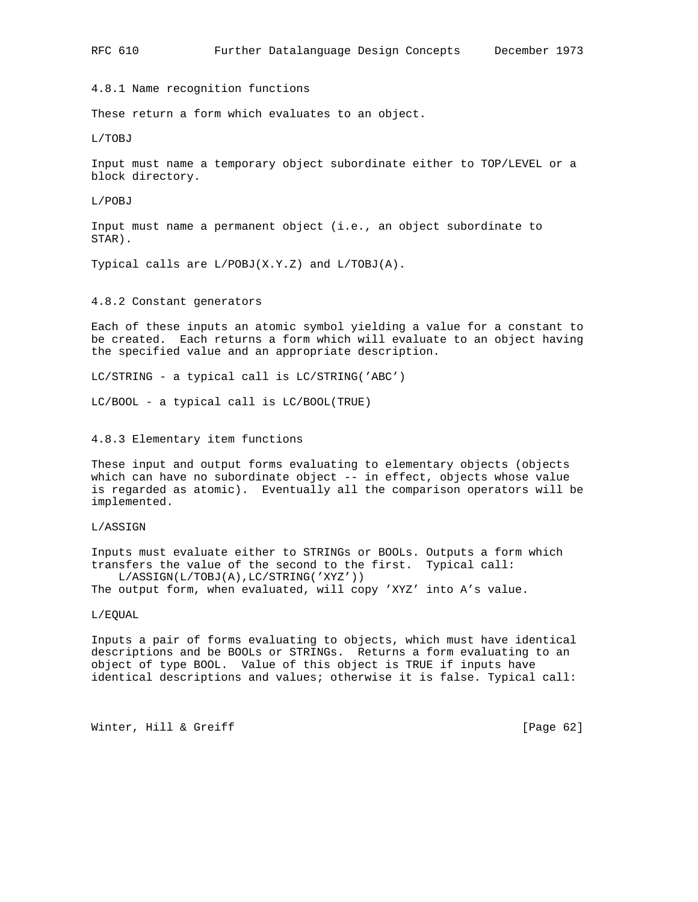### 4.8.1 Name recognition functions

These return a form which evaluates to an object.

L/TOBJ

Input must name a temporary object subordinate either to TOP/LEVEL or a block directory.

L/POBJ

Input must name a permanent object (i.e., an object subordinate to STAR).

Typical calls are L/POBJ(X.Y.Z) and L/TOBJ(A).

### 4.8.2 Constant generators

Each of these inputs an atomic symbol yielding a value for a constant to be created. Each returns a form which will evaluate to an object having the specified value and an appropriate description.

LC/STRING - a typical call is LC/STRING('ABC')

LC/BOOL - a typical call is LC/BOOL(TRUE)

### 4.8.3 Elementary item functions

These input and output forms evaluating to elementary objects (objects which can have no subordinate object -- in effect, objects whose value is regarded as atomic). Eventually all the comparison operators will be implemented.

L/ASSIGN

Inputs must evaluate either to STRINGs or BOOLs. Outputs a form which transfers the value of the second to the first. Typical call:

```
    L/ASSIGN(L/TOBJ(A),LC/STRING('XYZ'))
```

The output form, when evaluated, will copy 'XYZ' into A's value.

L/EQUAL

Inputs a pair of forms evaluating to objects, which must have identical descriptions and be BOOLs or STRINGs. Returns a form evaluating to an object of type BOOL. Value of this object is TRUE if inputs have identical descriptions and values; otherwise it is false. Typical call: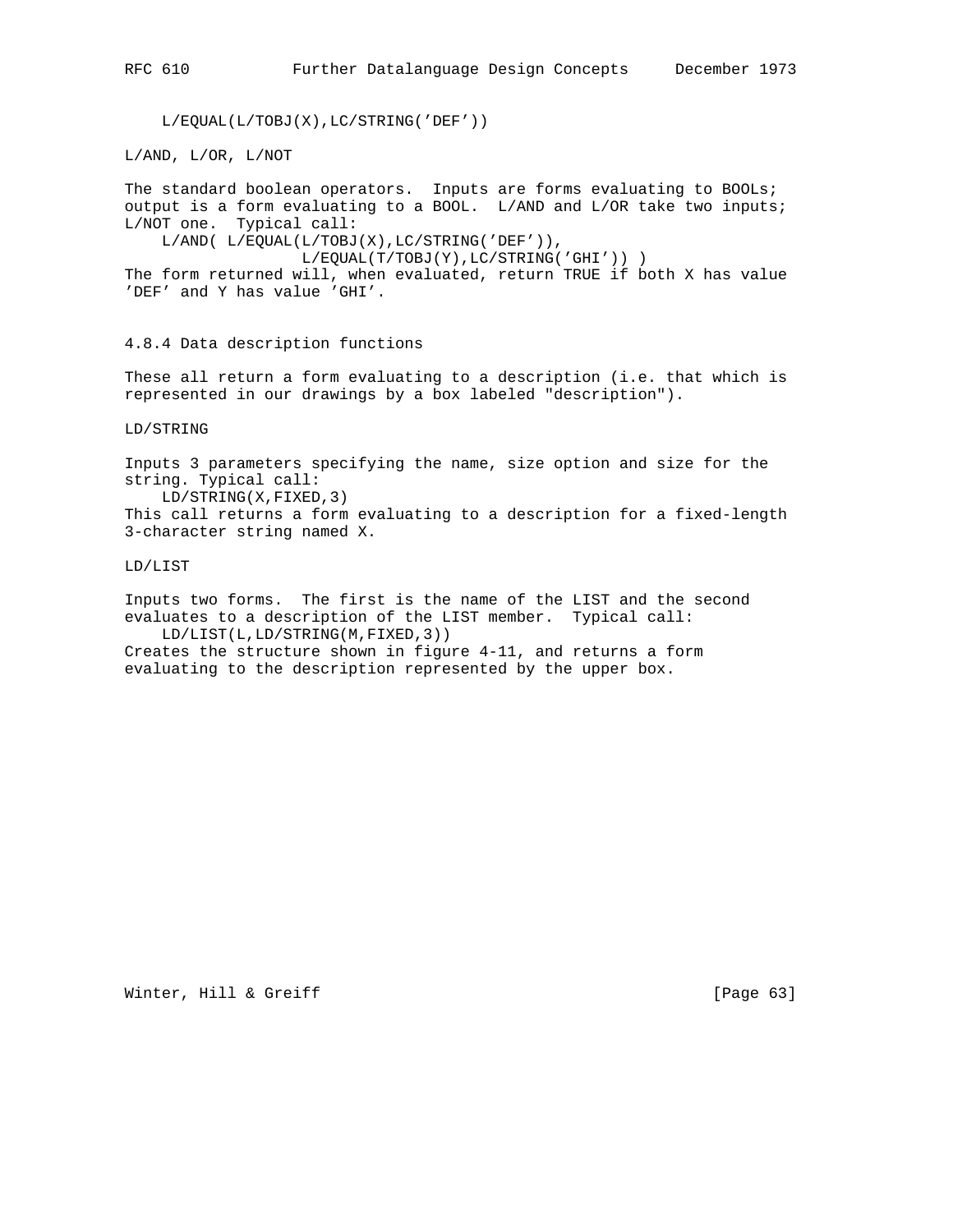```
    L/EQUAL(L/TOBJ(X),LC/STRING('DEF'))
```

L/AND, L/OR, L/NOT

The standard boolean operators. Inputs are forms evaluating to BOOLs; output is a form evaluating to a BOOL. L/AND and L/OR take two inputs; L/NOT one. Typical call:

```
    L/AND( L/EQUAL(L/TOBJ(X),LC/STRING('DEF')),
                   L/EQUAL(T/TOBJ(Y),LC/STRING('GHI')) )
```

The form returned will, when evaluated, return TRUE if both X has value 'DEF' and Y has value 'GHI'.

### 4.8.4 Data description functions

These all return a form evaluating to a description (i.e. that which is represented in our drawings by a box labeled "description").

LD/STRING

Inputs 3 parameters specifying the name, size option and size for the string. Typical call:

```
    LD/STRING(X,FIXED,3)
```

This call returns a form evaluating to a description for a fixed-length 3-character string named X.

LD/LIST

Inputs two forms. The first is the name of the LIST and the second evaluates to a description of the LIST member. Typical call:

```
    LD/LIST(L,LD/STRING(M,FIXED,3))
```

Creates the structure shown in figure 4-11, and returns a form evaluating to the description represented by the upper box.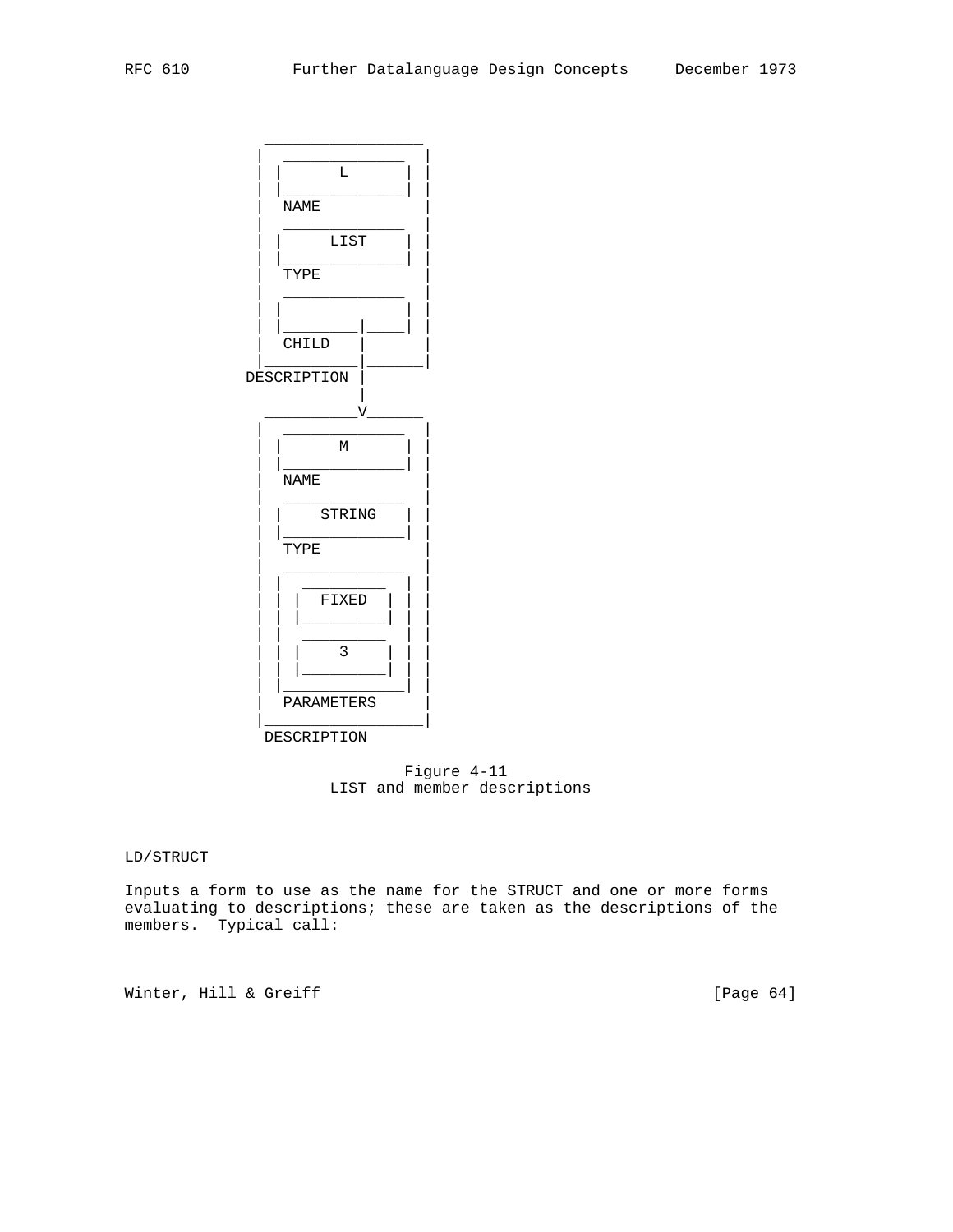```
         _________________
        |  _____________  |
        | |      L      | |
        | |_____________| |
        |  NAME           |
        |  _____________  |
        | |     LIST    | |
        | |_____________| |
        |  TYPE           |
        |  _____________  |
        | |             | |
        | |________|____| |
        |  CHILD   |      |
        |__________|______|
      DESCRIPTION |
                  |
         _________V_______
        |  _____________  |
        | |      M      | |
        | |_____________| |
        |  NAME           |
        |  _____________  |
        | |    STRING   | |
        | |_____________| |
        |  TYPE           |
        |  _____________  |
        | |  _________  | |
        | | |  FIXED  | | |
        | | |_________| | |
        | |  _________  | |
        | | |    3    | | |
        | | |_________| | |
        | |_____________| |
        |  PARAMETERS     |
        |_________________|
         DESCRIPTION
```

Figure 4-11
LIST and member descriptions

LD/STRUCT

Inputs a form to use as the name for the STRUCT and one or more forms evaluating to descriptions; these are taken as the descriptions of the members. Typical call: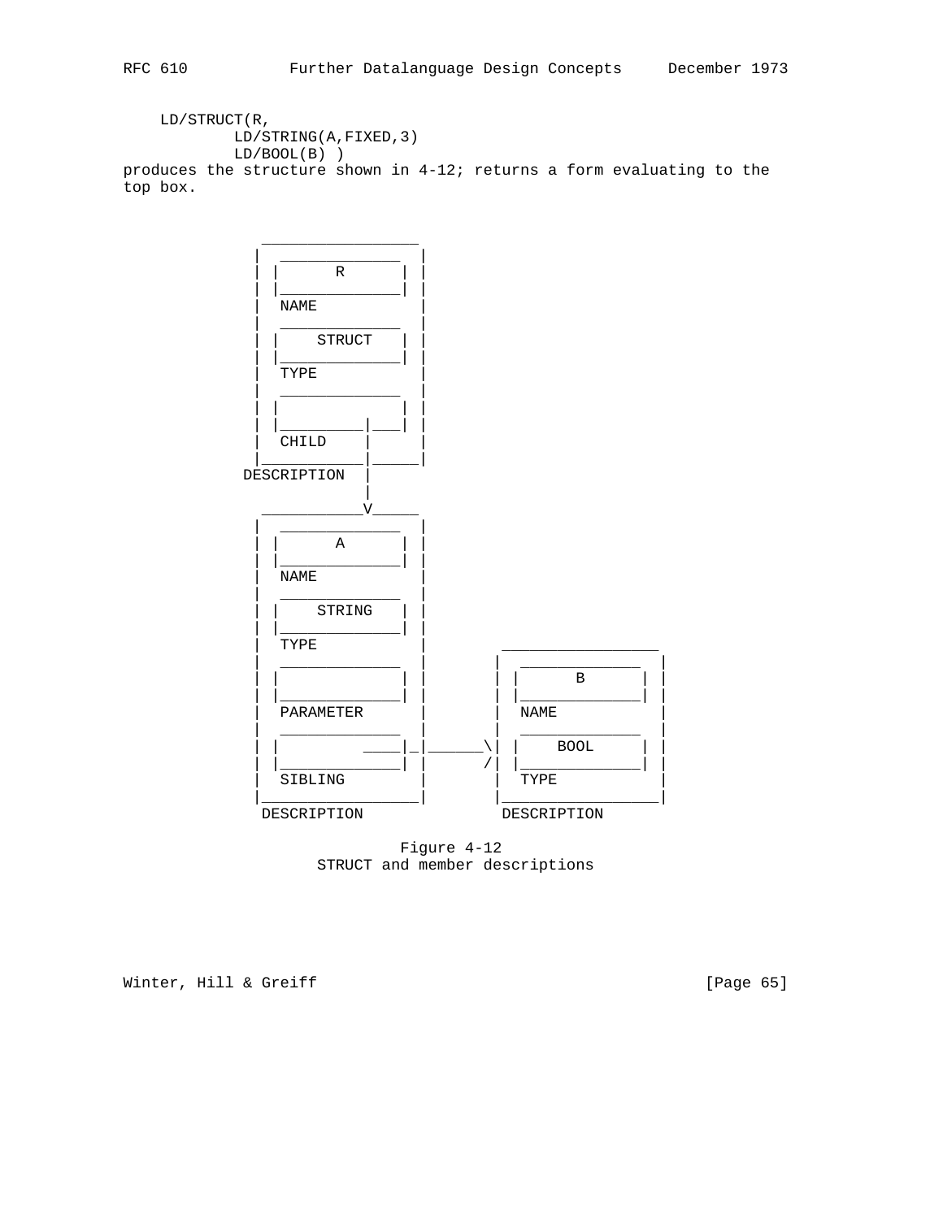```
    LD/STRUCT(R,
            LD/STRING(A,FIXED,3)
            LD/BOOL(B) )
```

produces the structure shown in 4-12; returns a form evaluating to the top box.

```
                 _________________
                |  _____________  |
                | |      R      | |
                | |_____________| |
                |  NAME           |
                |  _____________  |
                | |    STRUCT   | |
                | |_____________| |
                |  TYPE           |
                |  _____________  |
                | |             | |
                | |_________|___| |
                |  CHILD    |     |
                |___________|_____|
              DESCRIPTION   |
                            |
                 ___________V_____
                |  _____________  |
                | |      A      | |
                | |_____________| |
                |  NAME           |
                |  _____________  |
                | |    STRING   | |
                | |_____________| |
                |  TYPE           |      _________________
                |  _____________  |     |  _____________  |
                | |             | |     | |      B      | |
                | |_____________| |     | |_____________| |
                |  PARAMETER      |     |  NAME           |
                |  _____________  |     |  _____________  |
                | |         ____|_|______\| |    BOOL     | |
                | |_____________| |      /| |_____________| |
                |  SIBLING        |     |  TYPE           |
                |_________________|     |_________________|
                 DESCRIPTION             DESCRIPTION
```

Figure 4-12
STRUCT and member descriptions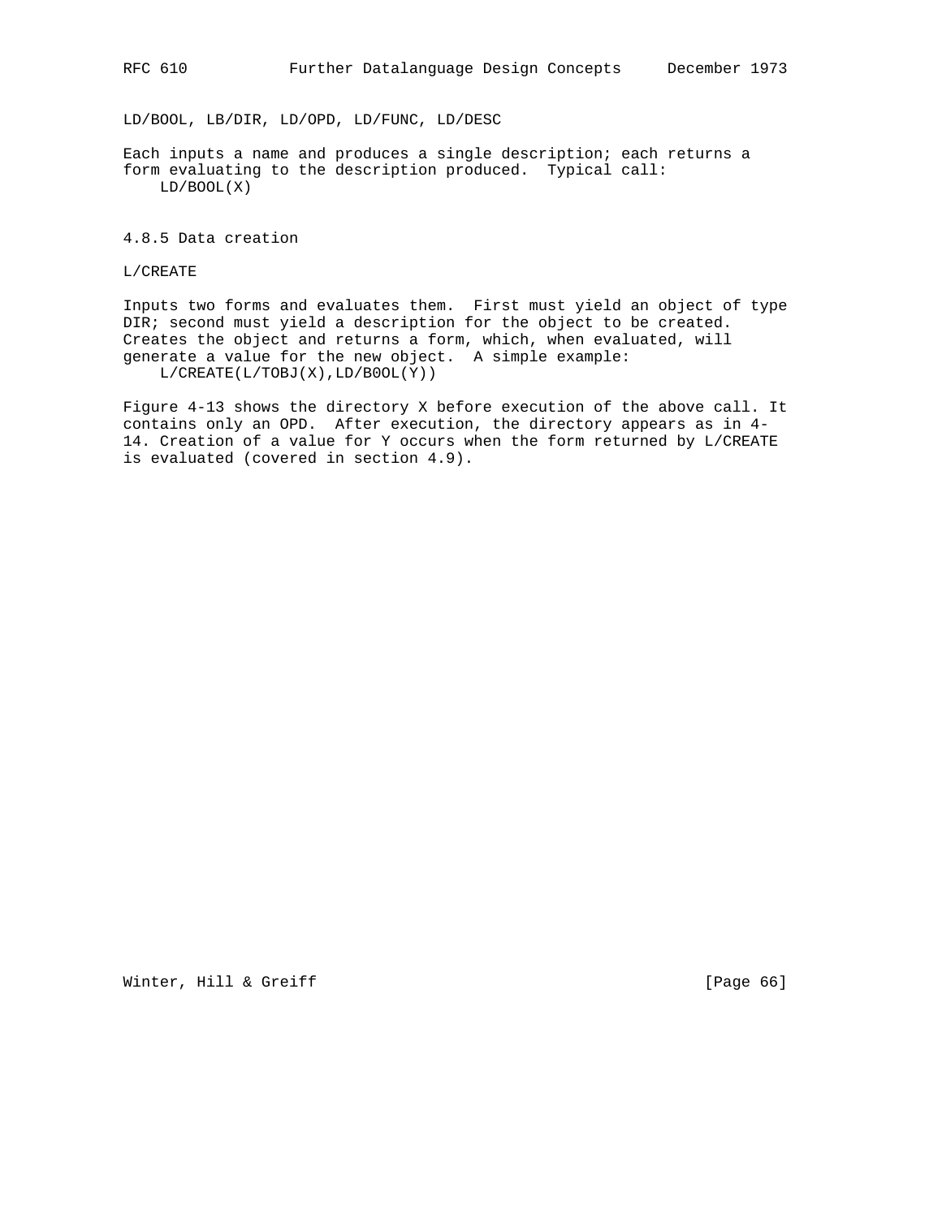LD/BOOL, LB/DIR, LD/OPD, LD/FUNC, LD/DESC

Each inputs a name and produces a single description; each returns a form evaluating to the description produced. Typical call:

```
    LD/BOOL(X)
```

### 4.8.5 Data creation

L/CREATE

Inputs two forms and evaluates them. First must yield an object of type DIR; second must yield a description for the object to be created. Creates the object and returns a form, which, when evaluated, will generate a value for the new object. A simple example:

```
    L/CREATE(L/TOBJ(X),LD/B0OL(Y))
```

Figure 4-13 shows the directory X before execution of the above call. It contains only an OPD. After execution, the directory appears as in 4-14. Creation of a value for Y occurs when the form returned by L/CREATE is evaluated (covered in section 4.9).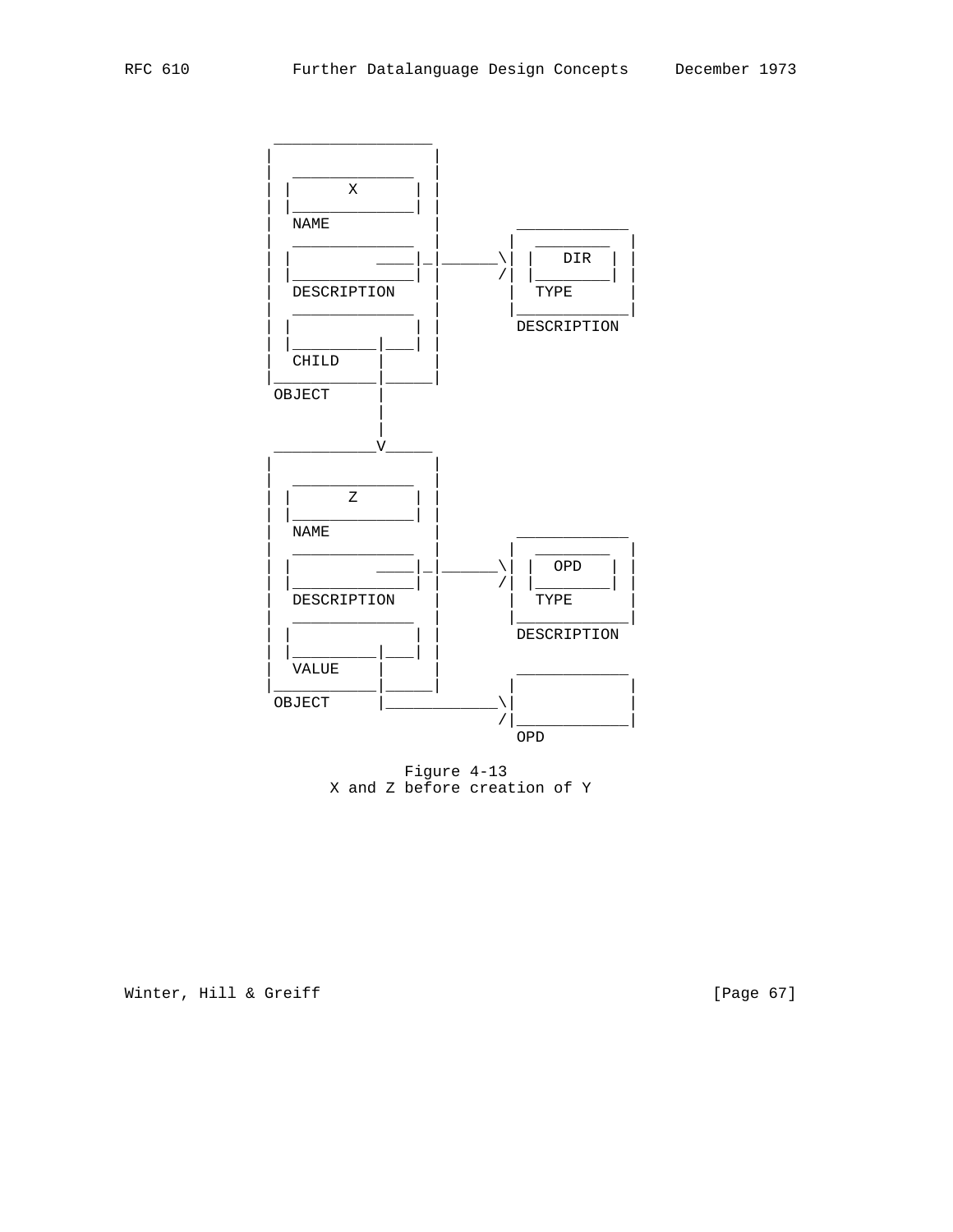```
            _________________
           |                 |
           |  _____________  |
           | |      X      | |
           | |_____________| |
           |  NAME           |       ____________
           |  _____________  |      |  ________  |
           | |         ____|_|______\| |  DIR   | |
           | |_____________| |      /| |________| |
           |  DESCRIPTION    |      |  TYPE      |
           |  _____________  |      |____________|
           | |             | |       DESCRIPTION
           | |_________|___| |
           |  CHILD    |     |
           |___________|_____|
            OBJECT     |
                       |
                       |
            ___________V_____
           |                 |
           |  _____________  |
           | |      Z      | |
           | |_____________| |
           |  NAME           |       ____________
           |  _____________  |      |  ________  |
           | |         ____|_|______\| |  OPD   | |
           | |_____________| |      /| |________| |
           |  DESCRIPTION    |      |  TYPE      |
           |  _____________  |      |____________|
           | |             | |       DESCRIPTION
           | |_________|___| |
           |  VALUE    |     |       ____________
           |___________|_____|      |            |
            OBJECT     |____________\|            |
                                    /|____________|
                                      OPD
```

Figure 4-13
X and Z before creation of Y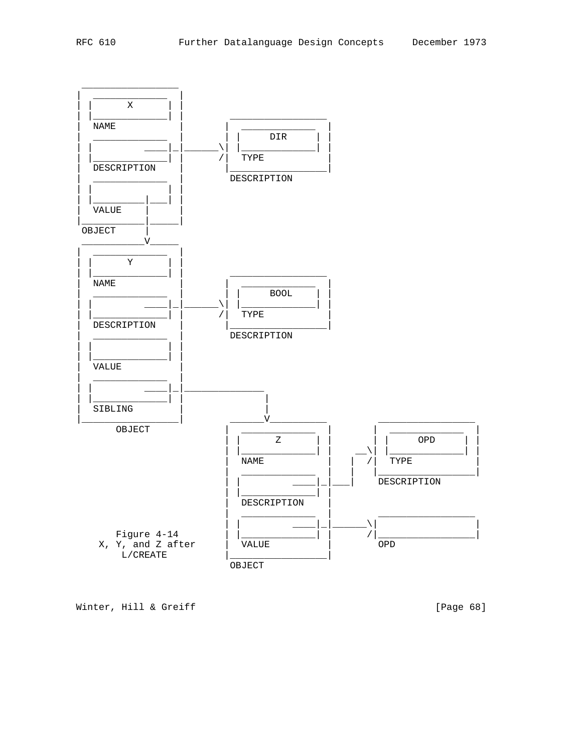```
 _________________
|  _____________  |
| |      X      | |
| |_____________| |         _________________
|  NAME           |        |  _____________  |
|  _____________  |        | |     DIR     | |
| |         ____|_|______\ | |_____________| |
| |_____________| |      / |  TYPE           |
|  DESCRIPTION    |        |_________________|
|  _____________  |         DESCRIPTION
| |             | |
| |_________|___| |
|  VALUE    |     |
|___________|_____|
 OBJECT     |
 ___________V_____
|  _____________  |
| |      Y      | |
| |_____________| |         _________________
|  NAME           |        |  _____________  |
|  _____________  |        | |    BOOL     | |
| |         ____|_|______\ | |_____________| |
| |_____________| |      / |  TYPE           |
|  DESCRIPTION    |        |_________________|
|  _____________  |         DESCRIPTION
| |             | |
| |_____________| |
|  VALUE          |
|  _____________  |
| |         ____|_|______________
| |_____________| |              |
|  SIBLING        |              |
|_________________|         _____V___________          _________________
      OBJECT               |  _____________  |        |  _____________  |
                           | |      Z      | |        | |     OPD     | |
                           | |_____________| |      __\ |_____________| |
                           |  NAME           |    |  /|  TYPE           |
                           |  _____________  |    |   |_________________|
                           | |         ____|_|____|    DESCRIPTION
                           | |_____________| |
                           |  DESCRIPTION    |
                           |  _____________  |         _________________
                           | |         ____|_|______\|                 |
      Figure 4-14          | |_____________| |      /|_________________|
    X, Y, and Z after      |  VALUE          |        OPD
       L/CREATE            |_________________|
                            OBJECT
```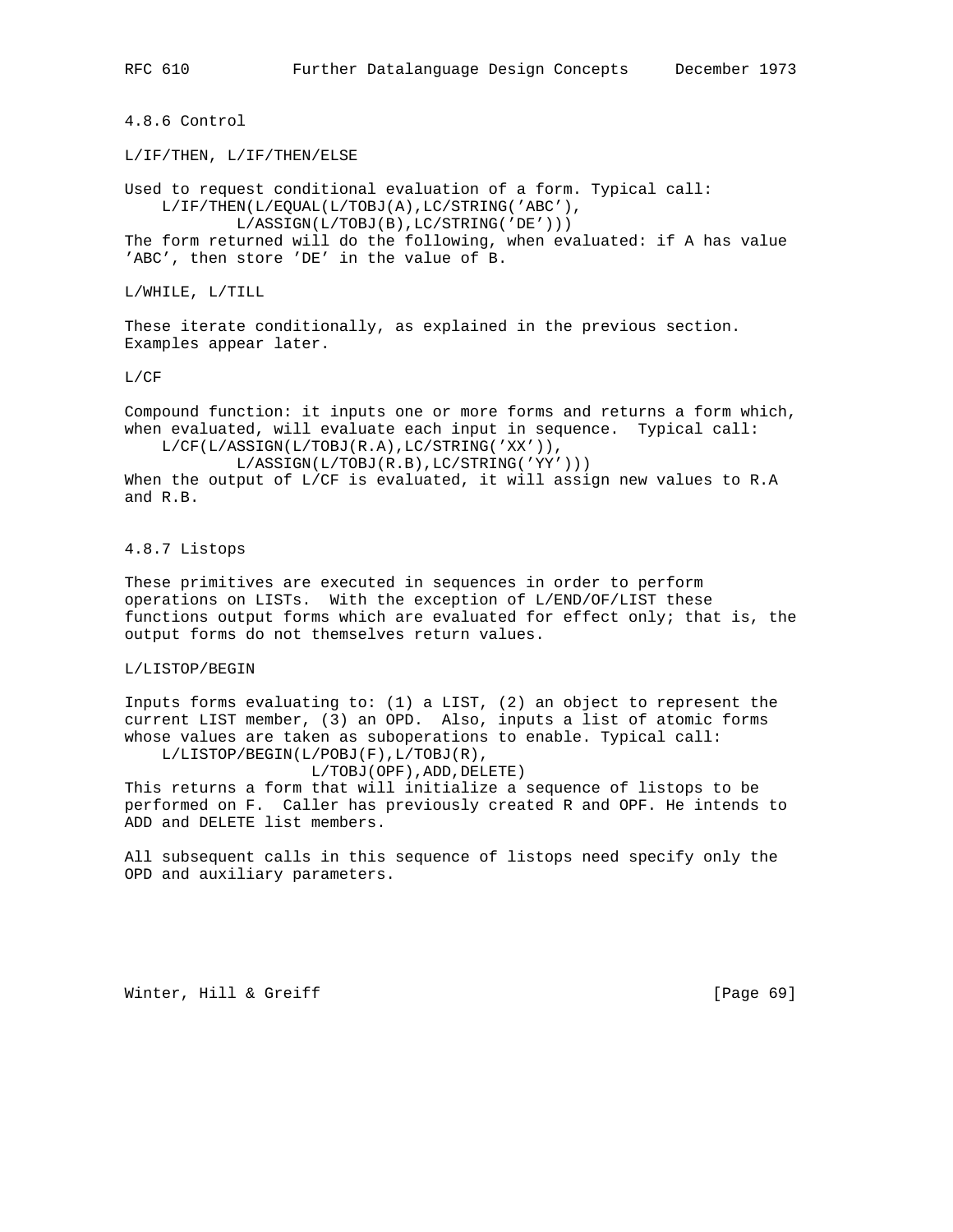### 4.8.6 Control

L/IF/THEN, L/IF/THEN/ELSE

Used to request conditional evaluation of a form. Typical call:

```
    L/IF/THEN(L/EQUAL(L/TOBJ(A),LC/STRING('ABC'),
            L/ASSIGN(L/TOBJ(B),LC/STRING('DE')))
```

The form returned will do the following, when evaluated: if A has value 'ABC', then store 'DE' in the value of B.

L/WHILE, L/TILL

These iterate conditionally, as explained in the previous section. Examples appear later.

L/CF

Compound function: it inputs one or more forms and returns a form which, when evaluated, will evaluate each input in sequence. Typical call:

```
    L/CF(L/ASSIGN(L/TOBJ(R.A),LC/STRING('XX')),
            L/ASSIGN(L/TOBJ(R.B),LC/STRING('YY')))
```

When the output of L/CF is evaluated, it will assign new values to R.A and R.B.

### 4.8.7 Listops

These primitives are executed in sequences in order to perform operations on LISTs. With the exception of L/END/OF/LIST these functions output forms which are evaluated for effect only; that is, the output forms do not themselves return values.

L/LISTOP/BEGIN

Inputs forms evaluating to: (1) a LIST, (2) an object to represent the current LIST member, (3) an OPD. Also, inputs a list of atomic forms whose values are taken as suboperations to enable. Typical call:

```
    L/LISTOP/BEGIN(L/POBJ(F),L/TOBJ(R),
                   L/TOBJ(OPF),ADD,DELETE)
```

This returns a form that will initialize a sequence of listops to be performed on F. Caller has previously created R and OPF. He intends to ADD and DELETE list members.

All subsequent calls in this sequence of listops need specify only the OPD and auxiliary parameters.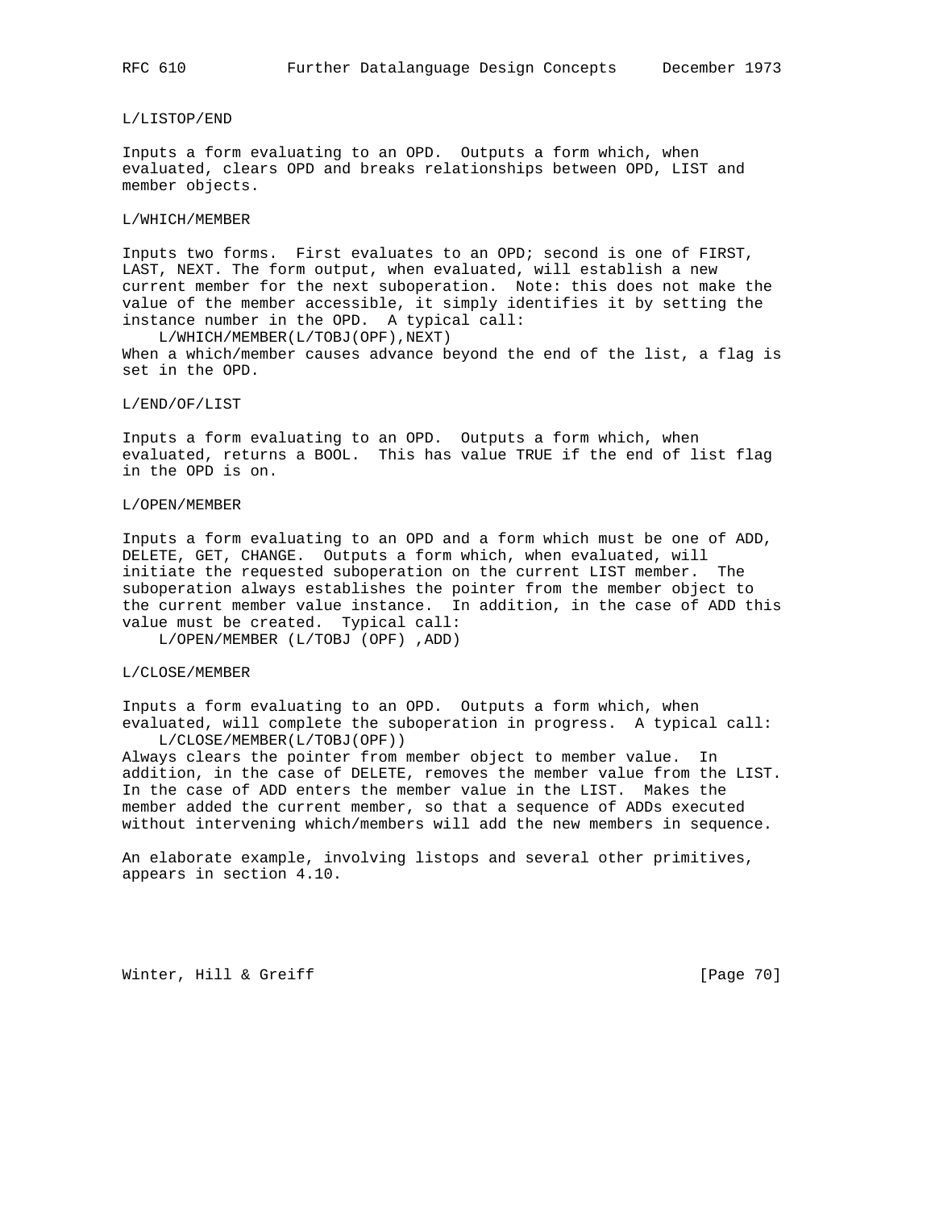L/LISTOP/END

Inputs a form evaluating to an OPD. Outputs a form which, when evaluated, clears OPD and breaks relationships between OPD, LIST and member objects.

L/WHICH/MEMBER

Inputs two forms. First evaluates to an OPD; second is one of FIRST, LAST, NEXT. The form output, when evaluated, will establish a new current member for the next suboperation. Note: this does not make the value of the member accessible, it simply identifies it by setting the instance number in the OPD. A typical call:

```
    L/WHICH/MEMBER(L/TOBJ(OPF),NEXT)
```

When a which/member causes advance beyond the end of the list, a flag is set in the OPD.

L/END/OF/LIST

Inputs a form evaluating to an OPD. Outputs a form which, when evaluated, returns a BOOL. This has value TRUE if the end of list flag in the OPD is on.

L/OPEN/MEMBER

Inputs a form evaluating to an OPD and a form which must be one of ADD, DELETE, GET, CHANGE. Outputs a form which, when evaluated, will initiate the requested suboperation on the current LIST member. The suboperation always establishes the pointer from the member object to the current member value instance. In addition, in the case of ADD this value must be created. Typical call:

```
    L/OPEN/MEMBER (L/TOBJ (OPF) ,ADD)
```

L/CLOSE/MEMBER

Inputs a form evaluating to an OPD. Outputs a form which, when evaluated, will complete the suboperation in progress. A typical call:

```
    L/CLOSE/MEMBER(L/TOBJ(OPF))
```

Always clears the pointer from member object to member value. In addition, in the case of DELETE, removes the member value from the LIST. In the case of ADD enters the member value in the LIST. Makes the member added the current member, so that a sequence of ADDs executed without intervening which/members will add the new members in sequence.

An elaborate example, involving listops and several other primitives, appears in section 4.10.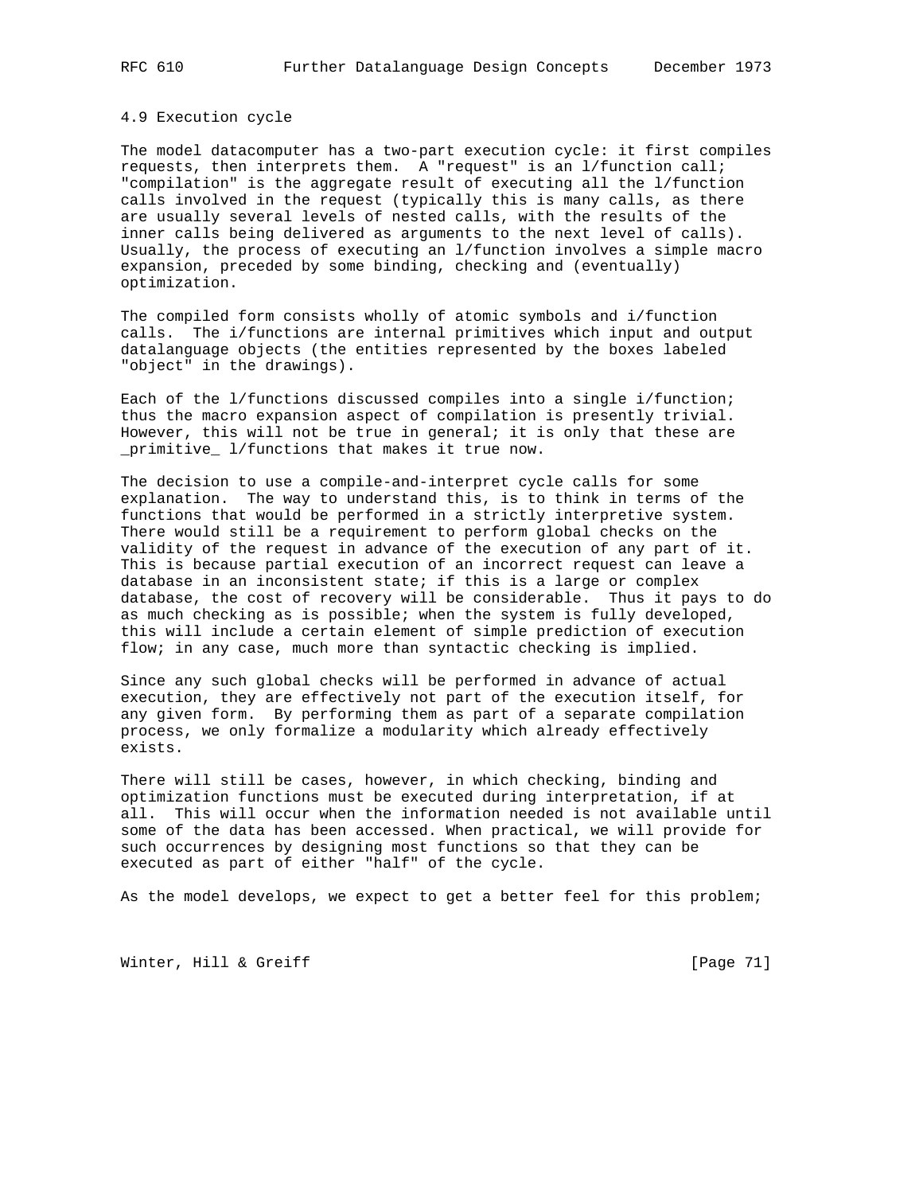### 4.9 Execution cycle

The model datacomputer has a two-part execution cycle: it first compiles requests, then interprets them. A "request" is an l/function call; "compilation" is the aggregate result of executing all the l/function calls involved in the request (typically this is many calls, as there are usually several levels of nested calls, with the results of the inner calls being delivered as arguments to the next level of calls). Usually, the process of executing an l/function involves a simple macro expansion, preceded by some binding, checking and (eventually) optimization.

The compiled form consists wholly of atomic symbols and i/function calls. The i/functions are internal primitives which input and output datalanguage objects (the entities represented by the boxes labeled "object" in the drawings).

Each of the l/functions discussed compiles into a single i/function; thus the macro expansion aspect of compilation is presently trivial. However, this will not be true in general; it is only that these are _primitive_ l/functions that makes it true now.

The decision to use a compile-and-interpret cycle calls for some explanation. The way to understand this, is to think in terms of the functions that would be performed in a strictly interpretive system. There would still be a requirement to perform global checks on the validity of the request in advance of the execution of any part of it. This is because partial execution of an incorrect request can leave a database in an inconsistent state; if this is a large or complex database, the cost of recovery will be considerable. Thus it pays to do as much checking as is possible; when the system is fully developed, this will include a certain element of simple prediction of execution flow; in any case, much more than syntactic checking is implied.

Since any such global checks will be performed in advance of actual execution, they are effectively not part of the execution itself, for any given form. By performing them as part of a separate compilation process, we only formalize a modularity which already effectively exists.

There will still be cases, however, in which checking, binding and optimization functions must be executed during interpretation, if at all. This will occur when the information needed is not available until some of the data has been accessed. When practical, we will provide for such occurrences by designing most functions so that they can be executed as part of either "half" of the cycle.

As the model develops, we expect to get a better feel for this problem;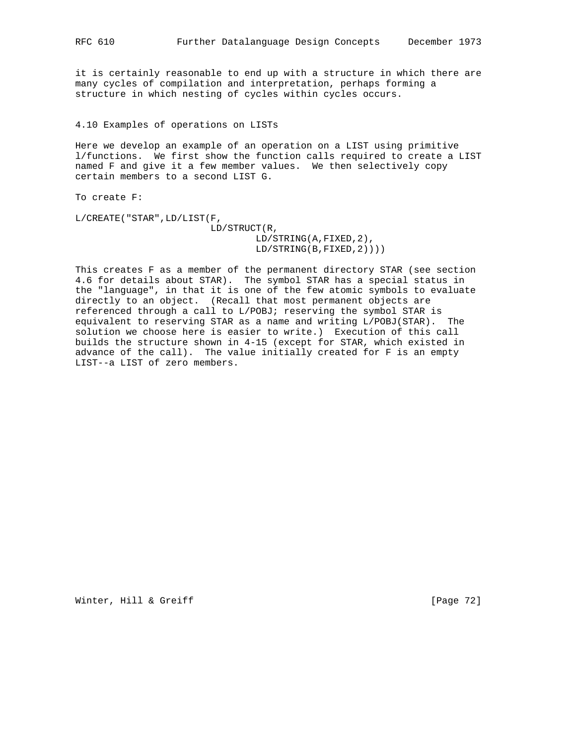it is certainly reasonable to end up with a structure in which there are many cycles of compilation and interpretation, perhaps forming a structure in which nesting of cycles within cycles occurs.

### 4.10 Examples of operations on LISTs

Here we develop an example of an operation on a LIST using primitive l/functions. We first show the function calls required to create a LIST named F and give it a few member values. We then selectively copy certain members to a second LIST G.

To create F:

```
L/CREATE("STAR",LD/LIST(F,
                        LD/STRUCT(R,
                                LD/STRING(A,FIXED,2),
                                LD/STRING(B,FIXED,2))))
```

This creates F as a member of the permanent directory STAR (see section 4.6 for details about STAR). The symbol STAR has a special status in the "language", in that it is one of the few atomic symbols to evaluate directly to an object. (Recall that most permanent objects are referenced through a call to L/POBJ; reserving the symbol STAR is equivalent to reserving STAR as a name and writing L/POBJ(STAR). The solution we choose here is easier to write.) Execution of this call builds the structure shown in 4-15 (except for STAR, which existed in advance of the call). The value initially created for F is an empty LIST--a LIST of zero members.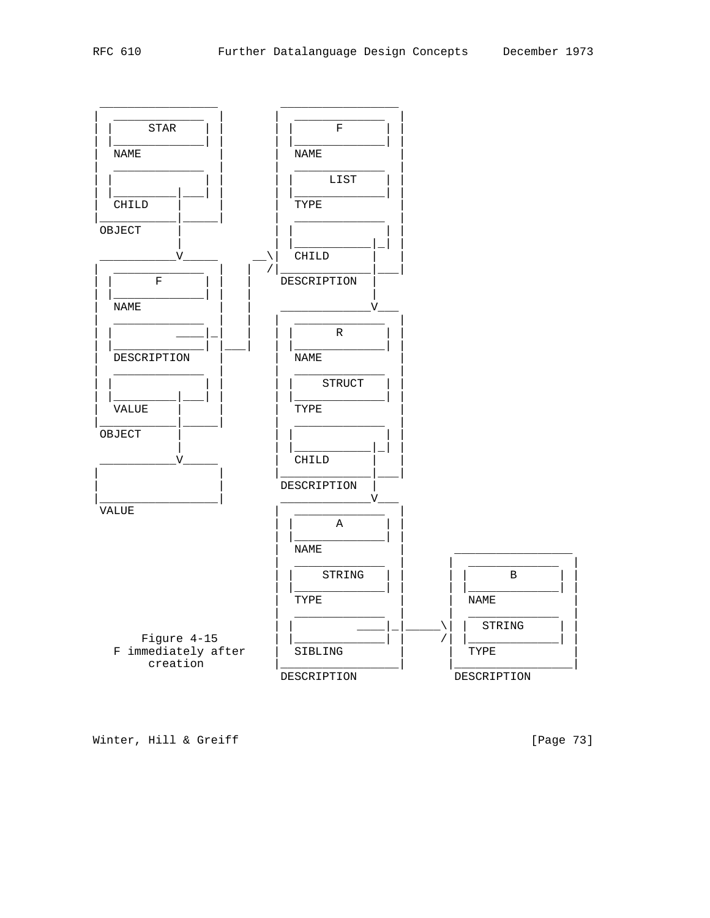```
 _________________          _________________
|  _____________  |        |  _____________  |
| |    STAR     | |        | |      F      | |
| |_____________| |        | |_____________| |
|  NAME           |        |  NAME           |
|  _____________  |        |  _____________  |
| |             | |        | |     LIST    | |
| |_________|___| |        | |_____________| |
|  CHILD    |     |        |  TYPE           |
|___________|_____|        |  _____________  |
 OBJECT     |              | |             | |
            |              | |___________|_| |
 ___________V_____      __\|  CHILD      |   |
|  _____________  |    |  /|_____________|___|
| |      F      | |    |    DESCRIPTION  |
| |_____________| |    |                 |
|  NAME           |    |    _____________V___
|  _____________  |    |   |  _____________  |
| |         ____|_|    |   | |      R      | |
| |_____________| |___|    | |_____________| |
|  DESCRIPTION    |        |  NAME           |
|  _____________  |        |  _____________  |
| |             | |        | |    STRUCT   | |
| |_________|___| |        | |_____________| |
|  VALUE    |     |        |  TYPE           |
|___________|_____|        |  _____________  |
 OBJECT     |              | |             | |
            |              | |___________|_| |
 ___________V_____         |  CHILD      |   |
|                 |        |_____________|___|
|                 |         DESCRIPTION  |
|_________________|         _____________V___
 VALUE                     |  _____________  |
                           | |      A      | |
                           | |_____________| |
                           |  NAME           |       _________________
                           |  _____________  |      |  _____________  |
                           | |    STRING   | |      | |      B      | |
                           | |_____________| |      | |_____________| |
                           |  TYPE           |      |  NAME           |
                           |  _____________  |      |  _____________  |
                           | |         ____|_|_____\| |  STRING     | |
        Figure 4-15        | |_____________| |     /| |_____________| |
     F immediately after   |  SIBLING        |      |  TYPE           |
          creation         |_________________|      |_________________|
                            DESCRIPTION              DESCRIPTION
```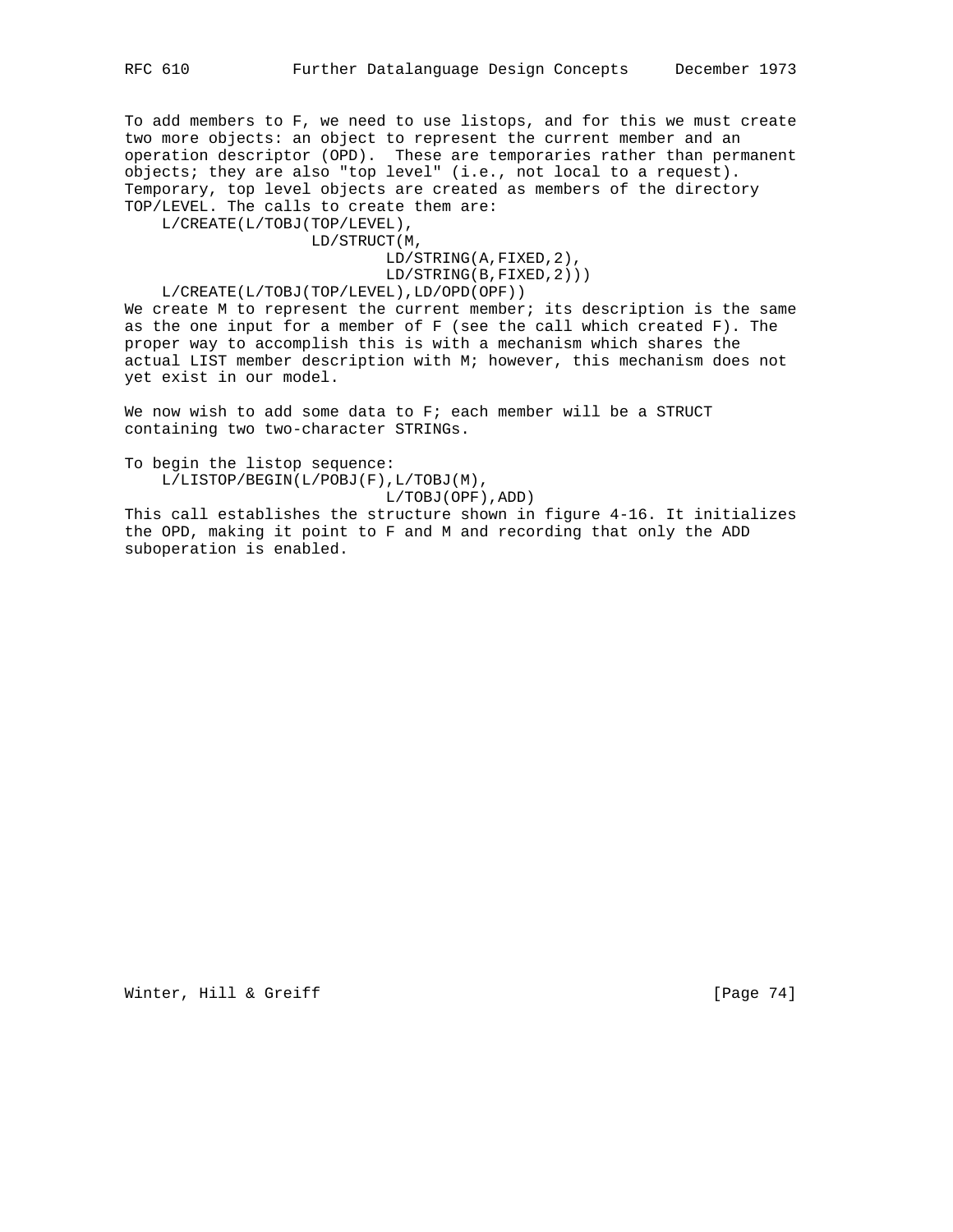To add members to F, we need to use listops, and for this we must create two more objects: an object to represent the current member and an operation descriptor (OPD). These are temporaries rather than permanent objects; they are also "top level" (i.e., not local to a request). Temporary, top level objects are created as members of the directory TOP/LEVEL. The calls to create them are:

```
    L/CREATE(L/TOBJ(TOP/LEVEL),
                    LD/STRUCT(M,
                             LD/STRING(A,FIXED,2),
                             LD/STRING(B,FIXED,2)))
    L/CREATE(L/TOBJ(TOP/LEVEL),LD/OPD(OPF))
```

We create M to represent the current member; its description is the same as the one input for a member of F (see the call which created F). The proper way to accomplish this is with a mechanism which shares the actual LIST member description with M; however, this mechanism does not yet exist in our model.

We now wish to add some data to F; each member will be a STRUCT containing two two-character STRINGs.

To begin the listop sequence:

```
    L/LISTOP/BEGIN(L/POBJ(F),L/TOBJ(M),
                             L/TOBJ(OPF),ADD)
```

This call establishes the structure shown in figure 4-16. It initializes the OPD, making it point to F and M and recording that only the ADD suboperation is enabled.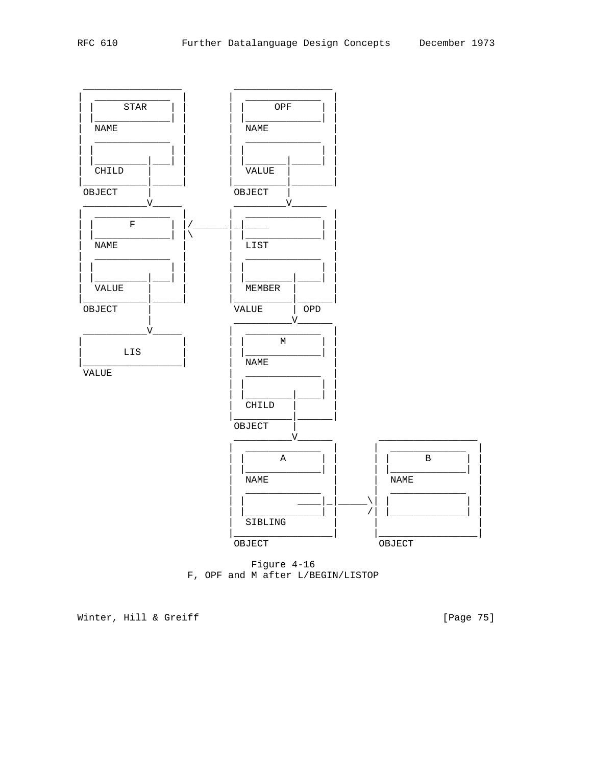```
 _________________        _________________
|  _____________  |      |  _____________  |
| |    STAR     | |      | |     OPF     | |
| |_____________| |      | |_____________| |
|  NAME           |      |  NAME           |
|  _____________  |      |  _____________  |
| |             | |      | |             | |
| |_________|___| |      | |_______|_____| |
|  CHILD    |     |      |  VALUE  |       |
|___________|_____|      |_________|_______|
 OBJECT     |             OBJECT   |
 ___________V_____        _________V______
|  _____________  |      |  _____________  |
| |      F      | |/_____|_|____         | |
| |_____________| |\     | |_____________| |
|  NAME           |      |  LIST           |
|  _____________  |      |  _____________  |
| |             | |      | |             | |
| |_________|___| |      | |________|____| |
|  VALUE    |     |      |  MEMBER  |      |
|___________|_____|      |__________|______|
 OBJECT     |             VALUE     | OPD
            |             __________V______
 ___________V_____       |  _____________  |
|                 |      | |      M      | |
|       LIS       |      | |_____________| |
|_________________|      |  NAME           |
 VALUE                   |  _____________  |
                         | |             | |
                         | |________|____| |
                         |  CHILD   |      |
                         |__________|______|
                          OBJECT    |
                          __________V______        _________________
                         |  _____________  |      |  _____________  |
                         | |      A      | |      | |      B      | |
                         | |_____________| |      | |_____________| |
                         |  NAME           |      |  NAME           |
                         |  _____________  |      |  _____________  |
                         | |         ____|_|_____\| |             | |
                         | |_____________| |     /| |_____________| |
                         |  SIBLING        |      |                 |
                         |_________________|      |_________________|
                          OBJECT                   OBJECT
```

Figure 4-16
F, OPF and M after L/BEGIN/LISTOP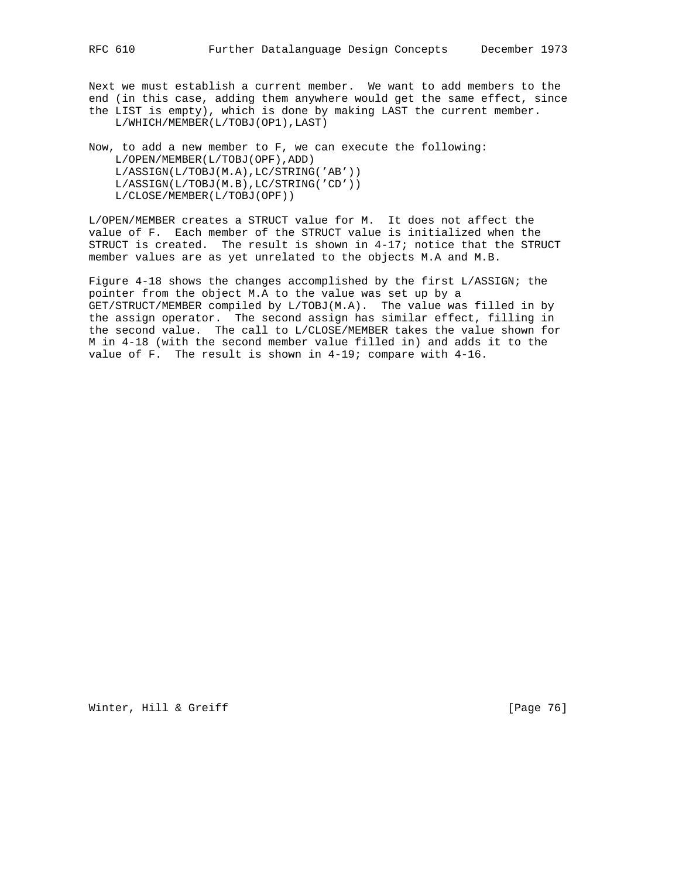Next we must establish a current member. We want to add members to the end (in this case, adding them anywhere would get the same effect, since the LIST is empty), which is done by making LAST the current member.

```
    L/WHICH/MEMBER(L/TOBJ(OP1),LAST)
```

Now, to add a new member to F, we can execute the following:

```
    L/OPEN/MEMBER(L/TOBJ(OPF),ADD)
    L/ASSIGN(L/TOBJ(M.A),LC/STRING('AB'))
    L/ASSIGN(L/TOBJ(M.B),LC/STRING('CD'))
    L/CLOSE/MEMBER(L/TOBJ(OPF))
```

L/OPEN/MEMBER creates a STRUCT value for M. It does not affect the value of F. Each member of the STRUCT value is initialized when the STRUCT is created. The result is shown in 4-17; notice that the STRUCT member values are as yet unrelated to the objects M.A and M.B.

Figure 4-18 shows the changes accomplished by the first L/ASSIGN; the pointer from the object M.A to the value was set up by a GET/STRUCT/MEMBER compiled by L/TOBJ(M.A). The value was filled in by the assign operator. The second assign has similar effect, filling in the second value. The call to L/CLOSE/MEMBER takes the value shown for M in 4-18 (with the second member value filled in) and adds it to the value of F. The result is shown in 4-19; compare with 4-16.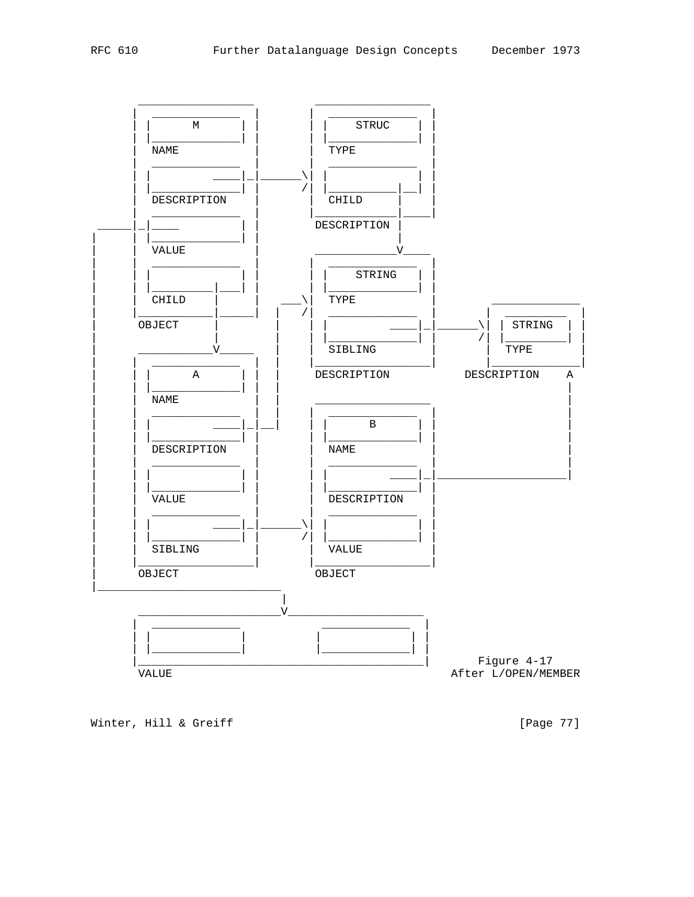```
          _________________          _________________
         |  _____________  |        |  _____________  |
         | |      M      | |        | |    STRUC    | |
         | |_____________| |        | |_____________| |
         |  NAME           |        |  TYPE           |
         |  _____________  |        |  _____________  |
         | |         ____|_|______\ | |             | |
         | |_____________| |      / | |___________|__| |
         |  DESCRIPTION    |        |  CHILD      |   |
         |  _____________  |        |_____________|____|
    _____|_|____         | |        DESCRIPTION |
   |     | |_____________| |                    |
   |     |  VALUE          |         ____________V____
   |     |  _____________  |        |  _____________  |
   |     | |             | |        | |   STRING    | |
   |     | |_________|___| |        | |_____________| |
   |     |  CHILD    |     |    ___\|  TYPE           |       _____________
   |     |___________|_____|   |   /|  _____________  |      |  _________  |
   |     OBJECT      |         |    | |         ____|_|______\| | STRING  | |
   |                 |         |    | |_____________| |     /| |_________| |
   |      ___________V_____    |    |  SIBLING        |      |  TYPE       |
   |     |  _____________  |   |    |_________________|      |_____________|
   |     | |      A      | |   |    DESCRIPTION            DESCRIPTION    A
   |     | |_____________| |   |                                          |
   |     |  NAME           |   |     _________________                    |
   |     |  _____________  |   |    |  _____________  |                   |
   |     | |         ____|_|___|    | |      B      | |                   |
   |     | |_____________| |        | |_____________| |                   |
   |     |  DESCRIPTION    |        |  NAME           |                   |
   |     |  _____________  |        |  _____________  |                   |
   |     | |             | |        | |         ____|_|___________________|
   |     | |_____________| |        | |_____________| |
   |     |  VALUE          |        |  DESCRIPTION    |
   |     |  _____________  |        |  _____________  |
   |     | |         ____|_|______\ | |             | |
   |     | |_____________| |      / | |_____________| |
   |     |  SIBLING        |        |  VALUE          |
   |     |_________________|        |_________________|
   |     OBJECT                     OBJECT
   |___________________________
                               |
          _____________________V____________________
         |  _____________          _____________  |
         | |             |        |             | |
         | |_____________|        |_____________| |
         |________________________________________|     Figure 4-17
         VALUE                                      After L/OPEN/MEMBER
```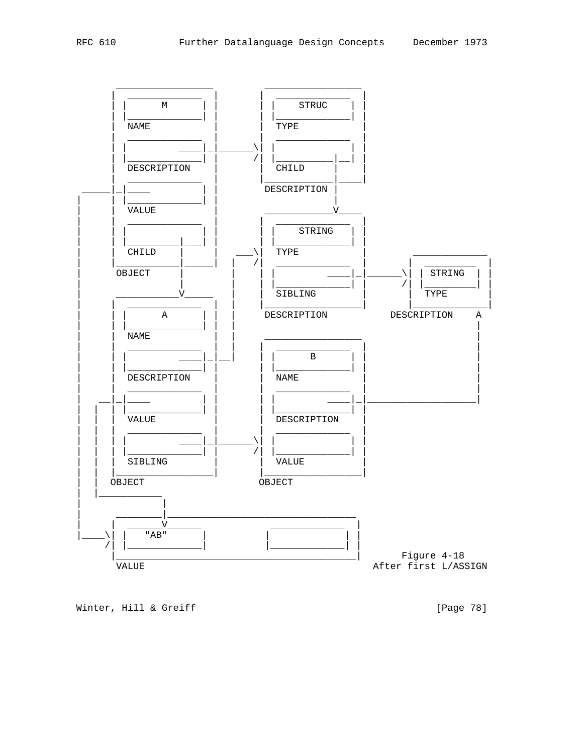```
         _________________        _________________
        |  _____________  |      |  _____________  |
        | |      M      | |      | |    STRUC    | |
        | |_____________| |      | |_____________| |
        |  NAME           |      |  TYPE           |
        |  _____________  |      |  _____________  |
        | |         ____|_|______\| |             | |
        | |_____________| |      /| |___________|__| |
        |  DESCRIPTION    |      |  CHILD      |    |
        |  _____________  |      |_____________|____|
  _____|_|____         | |       DESCRIPTION |
 |      | |_____________| |                   |
 |      |  VALUE          |       ____________V____
 |      |  _____________  |      |  _____________  |
 |      | |             | |      | |    STRING   | |
 |      | |_________|___| |      | |_____________| |
 |      |  CHILD    |     |   ___\|  TYPE          |       _____________
 |      |___________|_____|  |   /|  _____________  |      |  _________  |
 |       OBJECT     |        |   | |         ____|_|______\| | STRING  | |
 |                  |        |   | |_____________| |      /| |_________| |
 |       ___________V_____   |   |  SIBLING        |      |  TYPE       |
 |      |  _____________  |  |   |_________________|      |_____________|
 |      | |      A      | |  |    DESCRIPTION           DESCRIPTION    A
 |      | |_____________| |  |                                         |
 |      |  NAME           |  |    _________________                    |
 |      |  _____________  |  |   |  _____________  |                   |
 |      | |         ____|_|__|   | |      B      | |                   |
 |      | |_____________| |      | |_____________| |                   |
 |      |  DESCRIPTION    |      |  NAME           |                   |
 |      |  _____________  |      |  _____________  |                   |
 |   __|_|____         | |      | |         ____|_|___________________|
 |  |   | |_____________| |      | |_____________| |
 |  |   |  VALUE          |      |  DESCRIPTION    |
 |  |   |  _____________  |      |  _____________  |
 |  |   | |         ____|_|______\| |             | |
 |  |   | |_____________| |      /| |_____________| |
 |  |   |  SIBLING        |      |  VALUE          |
 |  |   |_________________|      |_________________|
 |  |  OBJECT                    OBJECT
 |  |___________
 |             |
 |       ________|_________________________________
 |      |  ______V______          _____________   |
 |____\| |   "AB"      |         |             |  |
      /| |_____________|         |_____________|  |
        |__________________________________________|     Figure 4-18
        VALUE                                        After first L/ASSIGN
```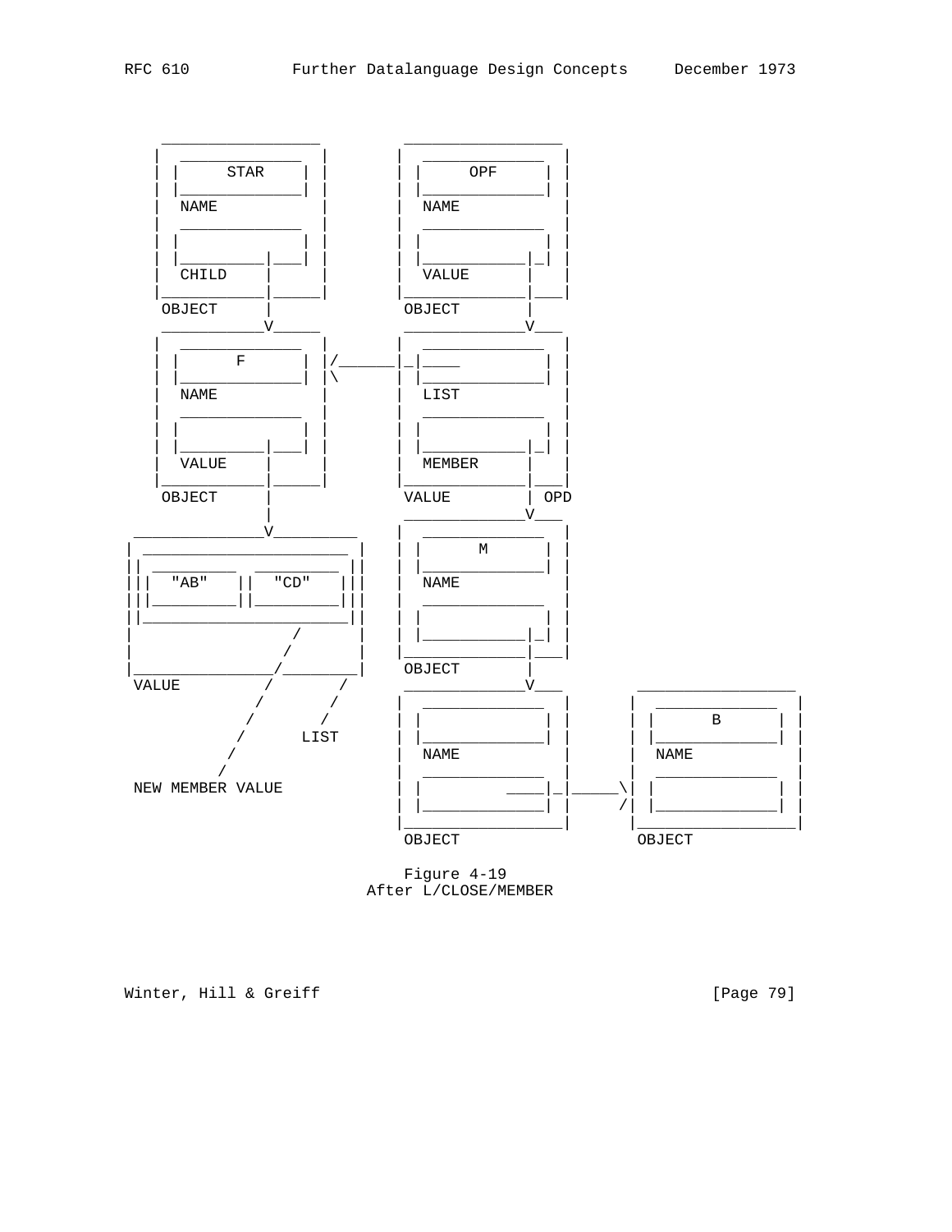```
     _________________        _________________
    |  _____________  |      |  _____________  |
    | |    STAR     | |      | |     OPF     | |
    | |_____________| |      | |_____________| |
    |  NAME           |      |  NAME           |
    |  _____________  |      |  _____________  |
    | |             | |      | |             | |
    | |_________|___| |      | |___________|_| |
    |  CHILD    |     |      |  VALUE      |   |
    |___________|_____|      |_____________|___|
     OBJECT     |             OBJECT       |
     ___________V_____        _____________V___
    |  _____________  |      |  _____________  |
    | |      F      | |/_____|_|____         | |
    | |_____________| |\     | |_____________| |
    |  NAME           |      |  LIST           |
    |  _____________  |      |  _____________  |
    | |             | |      | |             | |
    | |_________|___| |      | |___________|_| |
    |  VALUE    |     |      |  MEMBER     |   |
    |___________|_____|      |_____________|___|
     OBJECT     |             VALUE        | OPD
                |             _____________V___
  ______________V_________   |  _____________  |
 | ______________________ |  | |      M      | |
 || _________  _________ ||  | |_____________| |
 |||  "AB"   ||  "CD"   |||  |  NAME           |
 |||_________||_________|||  |  _____________  |
 ||______________________||  | |             | |
 |                 /      |  | |___________|_| |
 |                /       |  |_____________|___|
 |_______________/________|   OBJECT       |
  VALUE         /       /     _____________V___        _________________
               /       /     |  _____________  |      |  _____________  |
              /       /      | |             | |      | |      B      | |
             /      LIST     | |_____________| |      | |_____________| |
            /                |  NAME           |      |  NAME           |
           /                 |  _____________  |      |  _____________  |
  NEW MEMBER VALUE           | |        ____|_|______\| |             | |
                             | |_____________| |     /| |_____________| |
                             |_________________|      |_________________|
                              OBJECT                   OBJECT
```

Figure 4-19
After L/CLOSE/MEMBER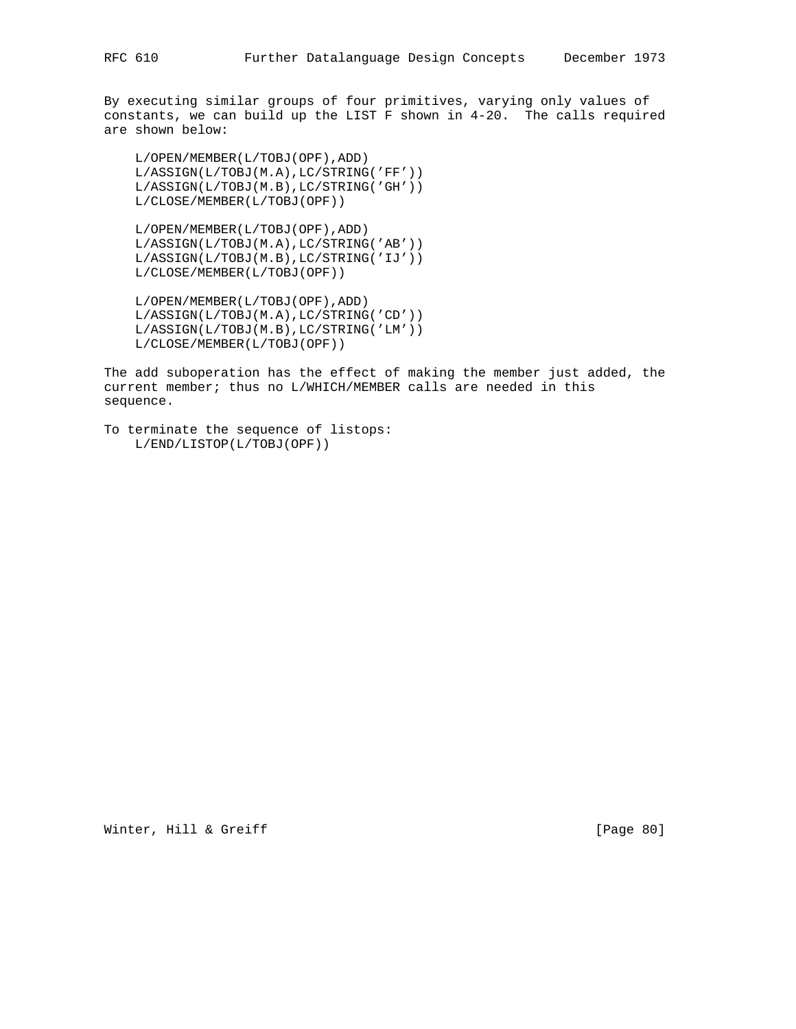By executing similar groups of four primitives, varying only values of constants, we can build up the LIST F shown in 4-20. The calls required are shown below:

```
L/OPEN/MEMBER(L/TOBJ(OPF),ADD)
L/ASSIGN(L/TOBJ(M.A),LC/STRING('FF'))
L/ASSIGN(L/TOBJ(M.B),LC/STRING('GH'))
L/CLOSE/MEMBER(L/TOBJ(OPF))

L/OPEN/MEMBER(L/TOBJ(OPF),ADD)
L/ASSIGN(L/TOBJ(M.A),LC/STRING('AB'))
L/ASSIGN(L/TOBJ(M.B),LC/STRING('IJ'))
L/CLOSE/MEMBER(L/TOBJ(OPF))

L/OPEN/MEMBER(L/TOBJ(OPF),ADD)
L/ASSIGN(L/TOBJ(M.A),LC/STRING('CD'))
L/ASSIGN(L/TOBJ(M.B),LC/STRING('LM'))
L/CLOSE/MEMBER(L/TOBJ(OPF))
```

The add suboperation has the effect of making the member just added, the current member; thus no L/WHICH/MEMBER calls are needed in this sequence.

To terminate the sequence of listops:

```
L/END/LISTOP(L/TOBJ(OPF))
```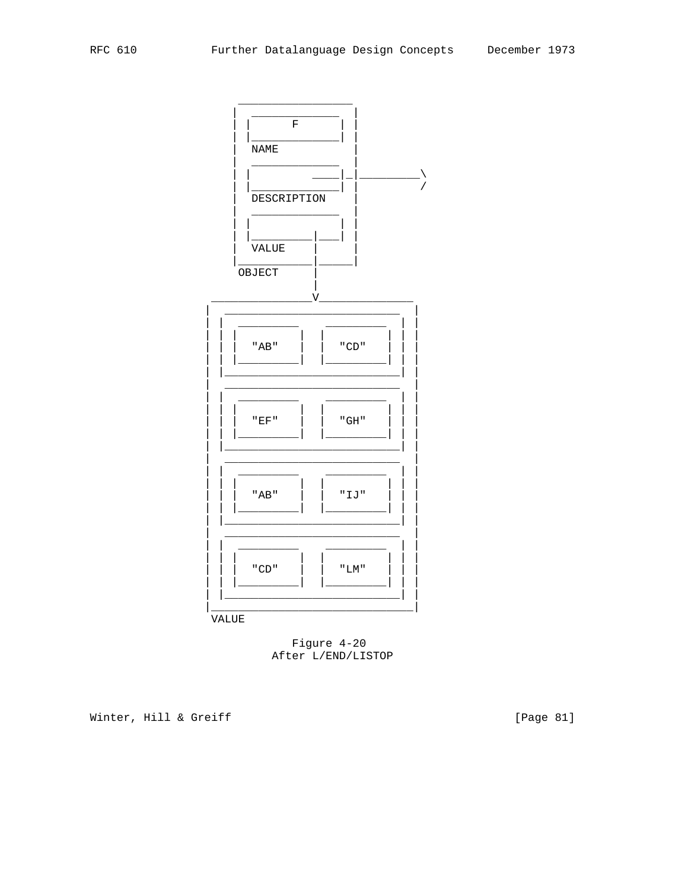```
                  _________________
                 |  _____________  |
                 | |      F      | |
                 | |_____________| |
                 |  NAME           |
                 |  _____________  |
                 | |         ____|_|__________\
                 | |_____________| |          /
                 |  DESCRIPTION    |
                 |  _____________  |
                 | |             | |
                 | |_________|___| |
                 |  VALUE    |     |
                 |___________|_____|
                  OBJECT     |
                             |
             ________________V______________
            |   ___________________________  |
            |  |  _________     _________  | |
            |  | |         |   |         | | |
            |  | |  "AB"   |   |  "CD"   | | |
            |  | |_________|   |_________| | |
            |  |___________________________| |
            |   ___________________________  |
            |  |  _________     _________  | |
            |  | |         |   |         | | |
            |  | |  "EF"   |   |  "GH"   | | |
            |  | |_________|   |_________| | |
            |  |___________________________| |
            |   ___________________________  |
            |  |  _________     _________  | |
            |  | |         |   |         | | |
            |  | |  "AB"   |   |  "IJ"   | | |
            |  | |_________|   |_________| | |
            |  |___________________________| |
            |   ___________________________  |
            |  |  _________     _________  | |
            |  | |         |   |         | | |
            |  | |  "CD"   |   |  "LM"   | | |
            |  | |_________|   |_________| | |
            |  |___________________________| |
            |________________________________|
             VALUE
```

Figure 4-20
After L/END/LISTOP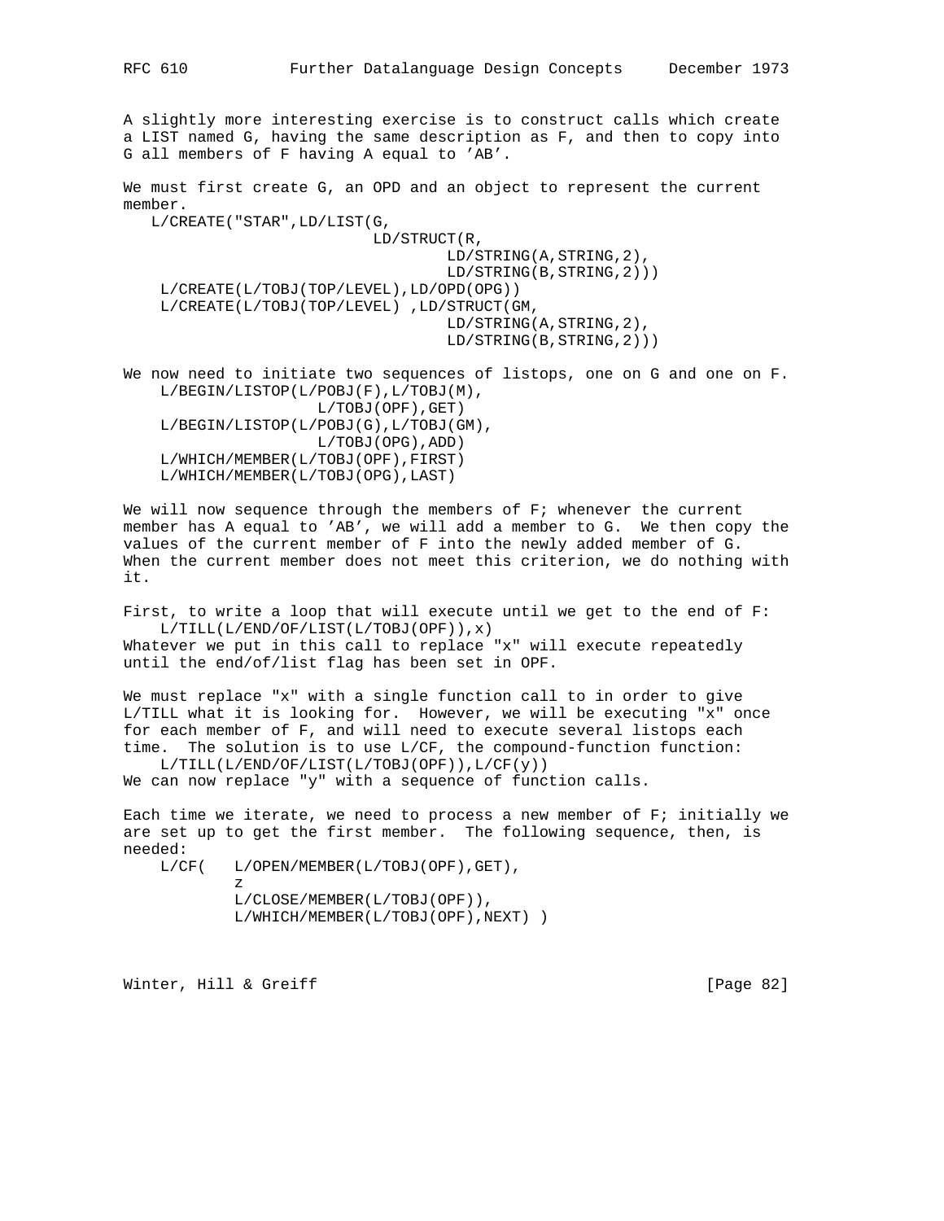A slightly more interesting exercise is to construct calls which create a LIST named G, having the same description as F, and then to copy into G all members of F having A equal to 'AB'.

We must first create G, an OPD and an object to represent the current member.

```
   L/CREATE("STAR",LD/LIST(G,
                           LD/STRUCT(R,
                                LD/STRING(A,STRING,2),
                                LD/STRING(B,STRING,2)))
    L/CREATE(L/TOBJ(TOP/LEVEL),LD/OPD(OPG))
    L/CREATE(L/TOBJ(TOP/LEVEL) ,LD/STRUCT(GM,
                                LD/STRING(A,STRING,2),
                                LD/STRING(B,STRING,2)))
```

We now need to initiate two sequences of listops, one on G and one on F.

```
    L/BEGIN/LISTOP(L/POBJ(F),L/TOBJ(M),
                   L/TOBJ(OPF),GET)
    L/BEGIN/LISTOP(L/POBJ(G),L/TOBJ(GM),
                   L/TOBJ(OPG),ADD)
    L/WHICH/MEMBER(L/TOBJ(OPF),FIRST)
    L/WHICH/MEMBER(L/TOBJ(OPG),LAST)
```

We will now sequence through the members of F; whenever the current member has A equal to 'AB', we will add a member to G. We then copy the values of the current member of F into the newly added member of G. When the current member does not meet this criterion, we do nothing with it.

First, to write a loop that will execute until we get to the end of F:

```
    L/TILL(L/END/OF/LIST(L/TOBJ(OPF)),x)
```

Whatever we put in this call to replace "x" will execute repeatedly until the end/of/list flag has been set in OPF.

We must replace "x" with a single function call to in order to give L/TILL what it is looking for. However, we will be executing "x" once for each member of F, and will need to execute several listops each time. The solution is to use L/CF, the compound-function function:

```
    L/TILL(L/END/OF/LIST(L/TOBJ(OPF)),L/CF(y))
```

We can now replace "y" with a sequence of function calls.

Each time we iterate, we need to process a new member of F; initially we are set up to get the first member. The following sequence, then, is needed:

```
    L/CF(   L/OPEN/MEMBER(L/TOBJ(OPF),GET),
            z
            L/CLOSE/MEMBER(L/TOBJ(OPF)),
            L/WHICH/MEMBER(L/TOBJ(OPF),NEXT) )
```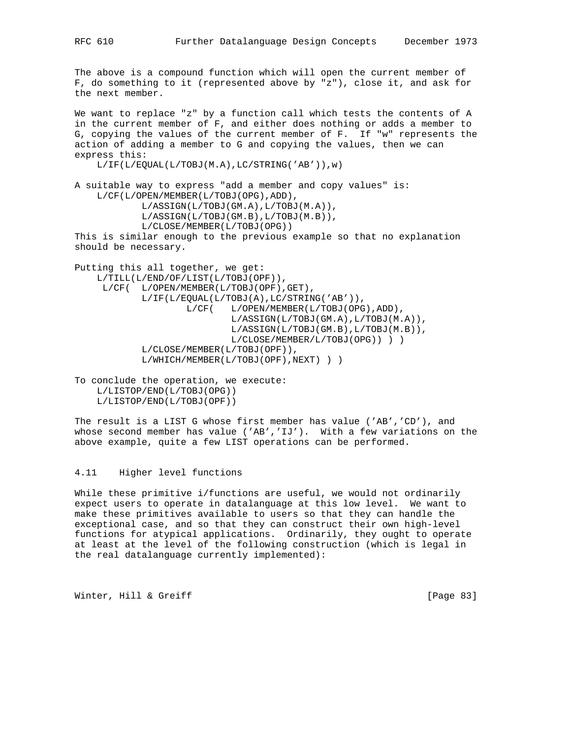The above is a compound function which will open the current member of F, do something to it (represented above by "z"), close it, and ask for the next member.

We want to replace "z" by a function call which tests the contents of A in the current member of F, and either does nothing or adds a member to G, copying the values of the current member of F. If "w" represents the action of adding a member to G and copying the values, then we can express this:

```
    L/IF(L/EQUAL(L/TOBJ(M.A),LC/STRING('AB')),w)
```

A suitable way to express "add a member and copy values" is:

```
    L/CF(L/OPEN/MEMBER(L/TOBJ(OPG),ADD),
            L/ASSIGN(L/TOBJ(GM.A),L/TOBJ(M.A)),
            L/ASSIGN(L/TOBJ(GM.B),L/TOBJ(M.B)),
            L/CLOSE/MEMBER(L/TOBJ(OPG))
```

This is similar enough to the previous example so that no explanation should be necessary.

Putting this all together, we get:

```
    L/TILL(L/END/OF/LIST(L/TOBJ(OPF)),
     L/CF(  L/OPEN/MEMBER(L/TOBJ(OPF),GET),
            L/IF(L/EQUAL(L/TOBJ(A),LC/STRING('AB')),
                    L/CF(   L/OPEN/MEMBER(L/TOBJ(OPG),ADD),
                            L/ASSIGN(L/TOBJ(GM.A),L/TOBJ(M.A)),
                            L/ASSIGN(L/TOBJ(GM.B),L/TOBJ(M.B)),
                            L/CLOSE/MEMBER/L/TOBJ(OPG)) ) )
            L/CLOSE/MEMBER(L/TOBJ(OPF)),
            L/WHICH/MEMBER(L/TOBJ(OPF),NEXT) ) )
```

To conclude the operation, we execute:

```
    L/LISTOP/END(L/TOBJ(OPG))
    L/LISTOP/END(L/TOBJ(OPF))
```

The result is a LIST G whose first member has value ('AB','CD'), and whose second member has value ('AB','IJ'). With a few variations on the above example, quite a few LIST operations can be performed.

### 4.11 Higher level functions

While these primitive i/functions are useful, we would not ordinarily expect users to operate in datalanguage at this low level. We want to make these primitives available to users so that they can handle the exceptional case, and so that they can construct their own high-level functions for atypical applications. Ordinarily, they ought to operate at least at the level of the following construction (which is legal in the real datalanguage currently implemented):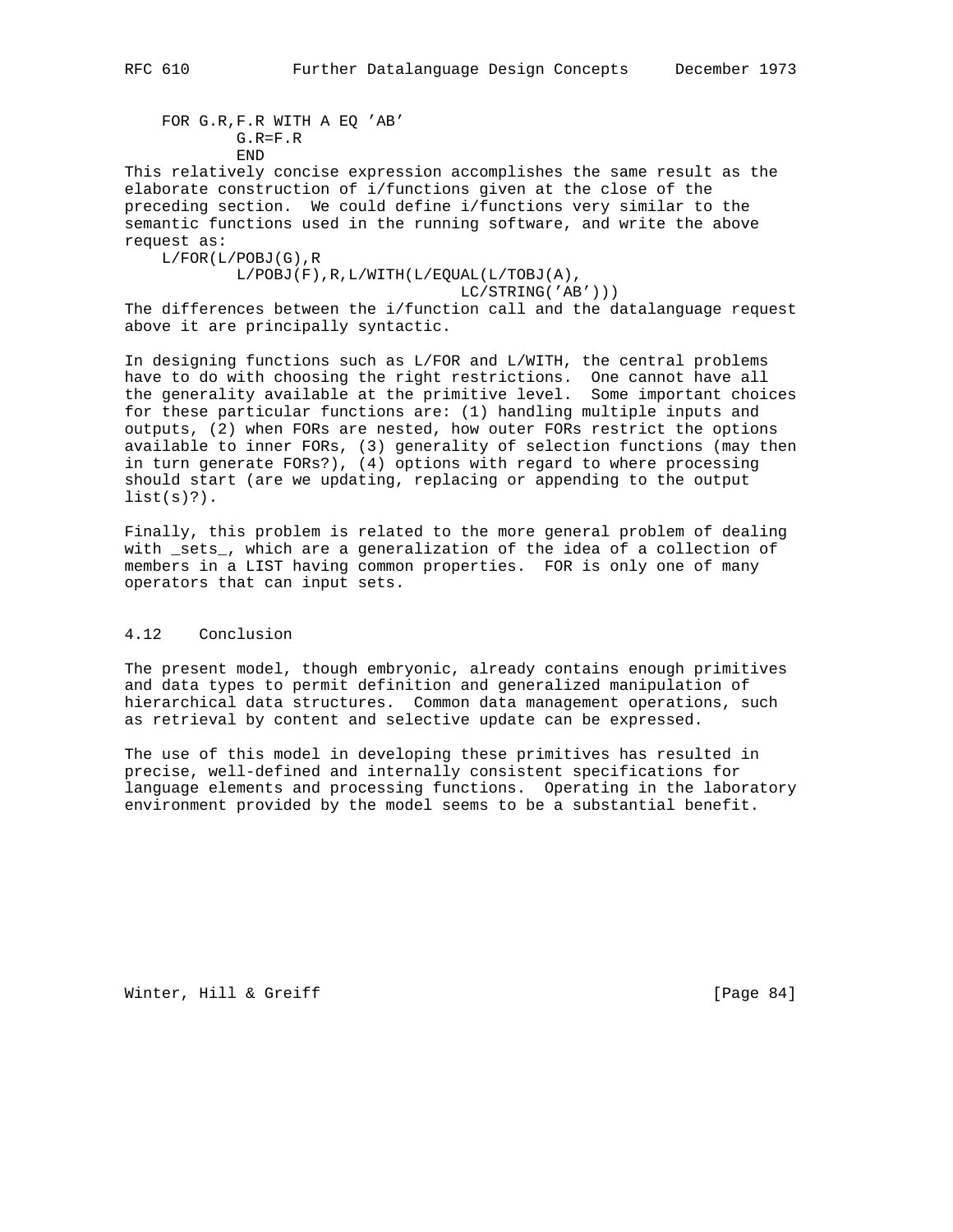```
    FOR G.R,F.R WITH A EQ 'AB'
            G.R=F.R
            END
```

This relatively concise expression accomplishes the same result as the elaborate construction of i/functions given at the close of the preceding section. We could define i/functions very similar to the semantic functions used in the running software, and write the above request as:

```
    L/FOR(L/POBJ(G),R
            L/POBJ(F),R,L/WITH(L/EQUAL(L/TOBJ(A),
                                  LC/STRING('AB')))
```

The differences between the i/function call and the datalanguage request above it are principally syntactic.

In designing functions such as L/FOR and L/WITH, the central problems have to do with choosing the right restrictions. One cannot have all the generality available at the primitive level. Some important choices for these particular functions are: (1) handling multiple inputs and outputs, (2) when FORs are nested, how outer FORs restrict the options available to inner FORs, (3) generality of selection functions (may then in turn generate FORs?), (4) options with regard to where processing should start (are we updating, replacing or appending to the output list(s)?).

Finally, this problem is related to the more general problem of dealing with _sets_, which are a generalization of the idea of a collection of members in a LIST having common properties. FOR is only one of many operators that can input sets.

## 4.12 Conclusion

The present model, though embryonic, already contains enough primitives and data types to permit definition and generalized manipulation of hierarchical data structures. Common data management operations, such as retrieval by content and selective update can be expressed.

The use of this model in developing these primitives has resulted in precise, well-defined and internally consistent specifications for language elements and processing functions. Operating in the laboratory environment provided by the model seems to be a substantial benefit.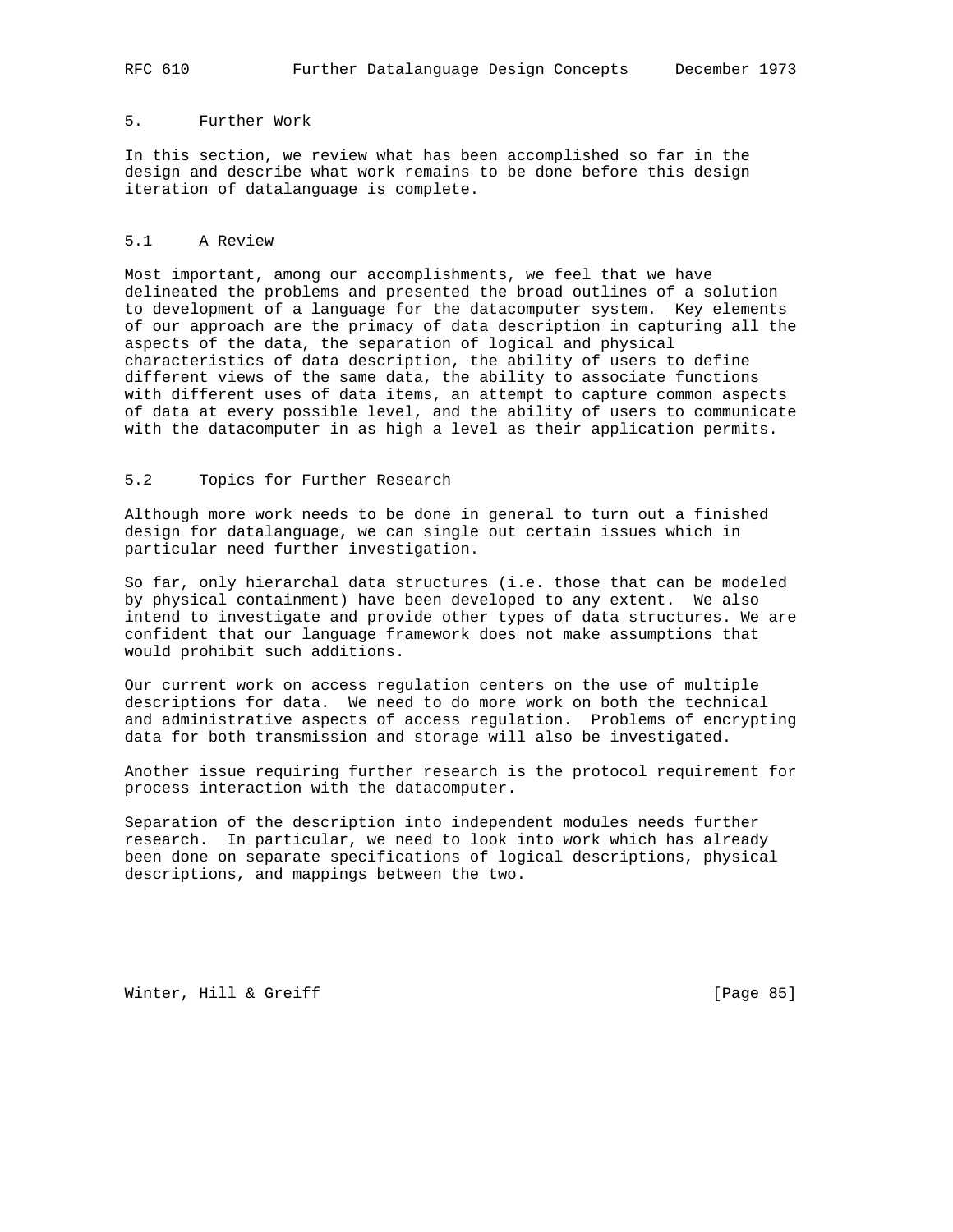## 5. Further Work

In this section, we review what has been accomplished so far in the design and describe what work remains to be done before this design iteration of datalanguage is complete.

### 5.1 A Review

Most important, among our accomplishments, we feel that we have delineated the problems and presented the broad outlines of a solution to development of a language for the datacomputer system. Key elements of our approach are the primacy of data description in capturing all the aspects of the data, the separation of logical and physical characteristics of data description, the ability of users to define different views of the same data, the ability to associate functions with different uses of data items, an attempt to capture common aspects of data at every possible level, and the ability of users to communicate with the datacomputer in as high a level as their application permits.

### 5.2 Topics for Further Research

Although more work needs to be done in general to turn out a finished design for datalanguage, we can single out certain issues which in particular need further investigation.

So far, only hierarchal data structures (i.e. those that can be modeled by physical containment) have been developed to any extent. We also intend to investigate and provide other types of data structures. We are confident that our language framework does not make assumptions that would prohibit such additions.

Our current work on access regulation centers on the use of multiple descriptions for data. We need to do more work on both the technical and administrative aspects of access regulation. Problems of encrypting data for both transmission and storage will also be investigated.

Another issue requiring further research is the protocol requirement for process interaction with the datacomputer.

Separation of the description into independent modules needs further research. In particular, we need to look into work which has already been done on separate specifications of logical descriptions, physical descriptions, and mappings between the two.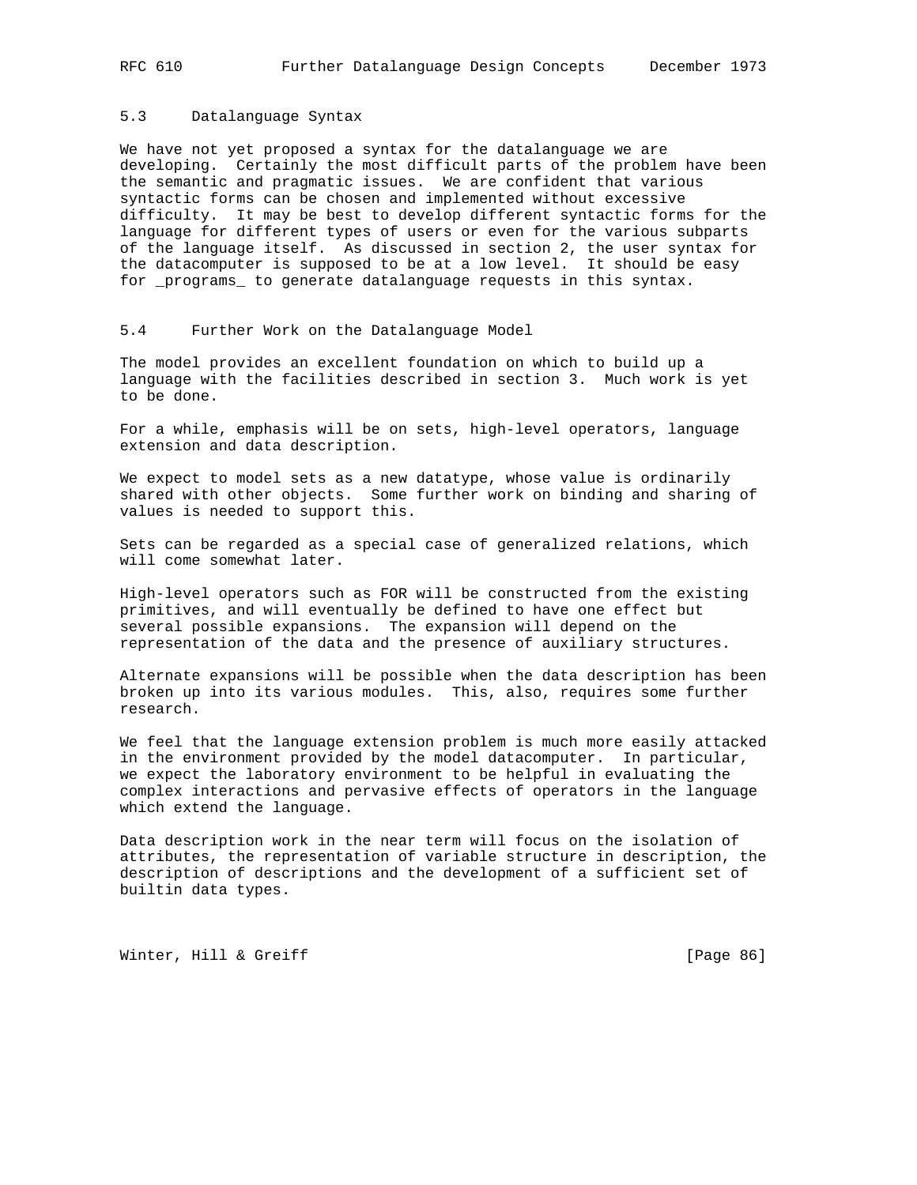### 5.3 Datalanguage Syntax

We have not yet proposed a syntax for the datalanguage we are developing. Certainly the most difficult parts of the problem have been the semantic and pragmatic issues. We are confident that various syntactic forms can be chosen and implemented without excessive difficulty. It may be best to develop different syntactic forms for the language for different types of users or even for the various subparts of the language itself. As discussed in section 2, the user syntax for the datacomputer is supposed to be at a low level. It should be easy for _programs_ to generate datalanguage requests in this syntax.

### 5.4 Further Work on the Datalanguage Model

The model provides an excellent foundation on which to build up a language with the facilities described in section 3. Much work is yet to be done.

For a while, emphasis will be on sets, high-level operators, language extension and data description.

We expect to model sets as a new datatype, whose value is ordinarily shared with other objects. Some further work on binding and sharing of values is needed to support this.

Sets can be regarded as a special case of generalized relations, which will come somewhat later.

High-level operators such as FOR will be constructed from the existing primitives, and will eventually be defined to have one effect but several possible expansions. The expansion will depend on the representation of the data and the presence of auxiliary structures.

Alternate expansions will be possible when the data description has been broken up into its various modules. This, also, requires some further research.

We feel that the language extension problem is much more easily attacked in the environment provided by the model datacomputer. In particular, we expect the laboratory environment to be helpful in evaluating the complex interactions and pervasive effects of operators in the language which extend the language.

Data description work in the near term will focus on the isolation of attributes, the representation of variable structure in description, the description of descriptions and the development of a sufficient set of builtin data types.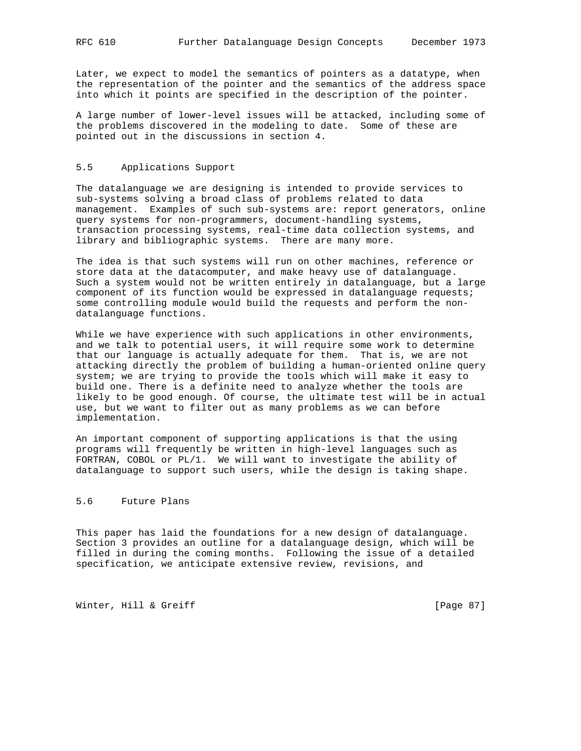Later, we expect to model the semantics of pointers as a datatype, when the representation of the pointer and the semantics of the address space into which it points are specified in the description of the pointer.

A large number of lower-level issues will be attacked, including some of the problems discovered in the modeling to date. Some of these are pointed out in the discussions in section 4.

### 5.5 Applications Support

The datalanguage we are designing is intended to provide services to sub-systems solving a broad class of problems related to data management. Examples of such sub-systems are: report generators, online query systems for non-programmers, document-handling systems, transaction processing systems, real-time data collection systems, and library and bibliographic systems. There are many more.

The idea is that such systems will run on other machines, reference or store data at the datacomputer, and make heavy use of datalanguage. Such a system would not be written entirely in datalanguage, but a large component of its function would be expressed in datalanguage requests; some controlling module would build the requests and perform the non-datalanguage functions.

While we have experience with such applications in other environments, and we talk to potential users, it will require some work to determine that our language is actually adequate for them. That is, we are not attacking directly the problem of building a human-oriented online query system; we are trying to provide the tools which will make it easy to build one. There is a definite need to analyze whether the tools are likely to be good enough. Of course, the ultimate test will be in actual use, but we want to filter out as many problems as we can before implementation.

An important component of supporting applications is that the using programs will frequently be written in high-level languages such as FORTRAN, COBOL or PL/1. We will want to investigate the ability of datalanguage to support such users, while the design is taking shape.

### 5.6 Future Plans

This paper has laid the foundations for a new design of datalanguage. Section 3 provides an outline for a datalanguage design, which will be filled in during the coming months. Following the issue of a detailed specification, we anticipate extensive review, revisions, and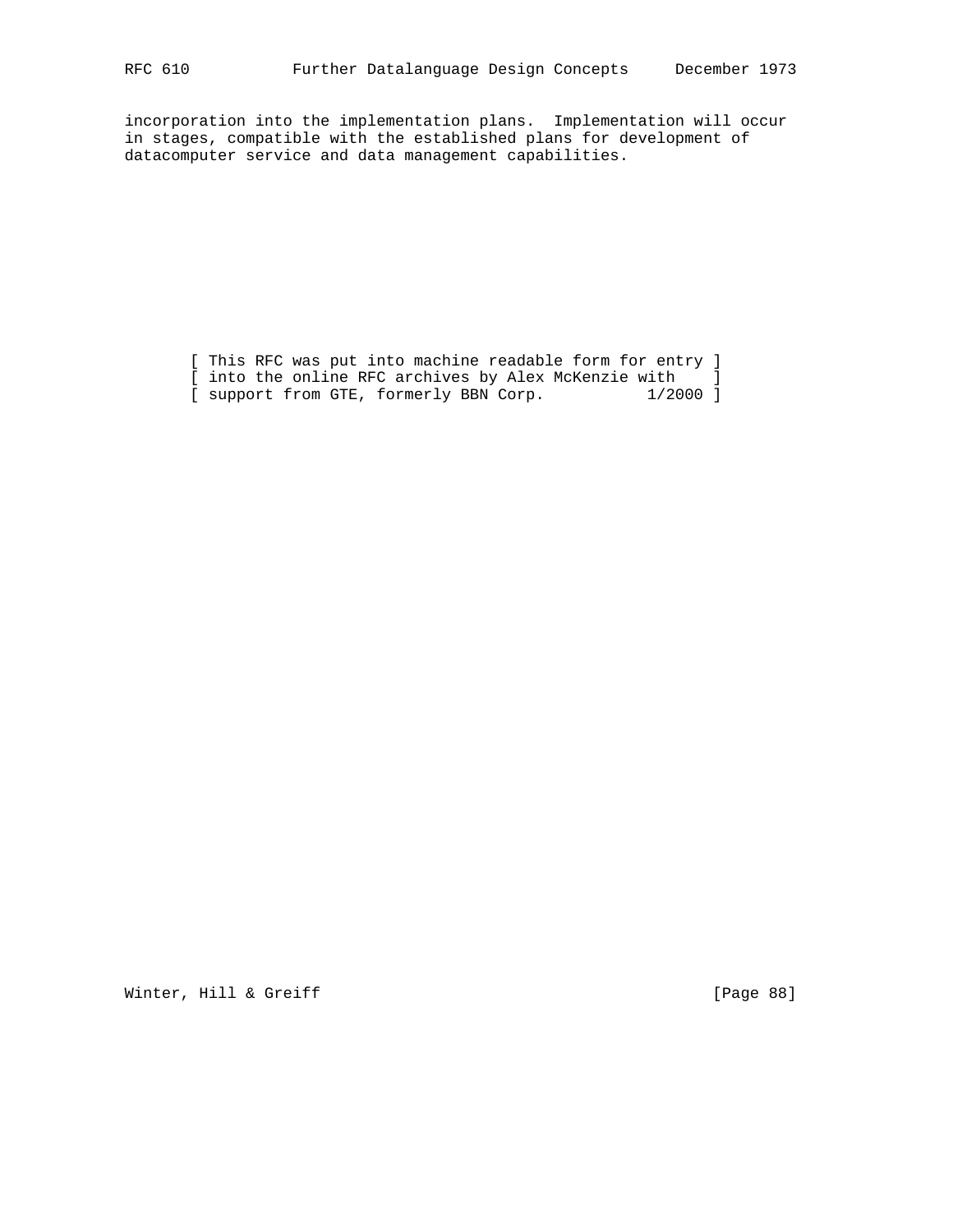incorporation into the implementation plans. Implementation will occur in stages, compatible with the established plans for development of datacomputer service and data management capabilities.

```
[ This RFC was put into machine readable form for entry ]
[ into the online RFC archives by Alex McKenzie with    ]
[ support from GTE, formerly BBN Corp.           1/2000 ]
```